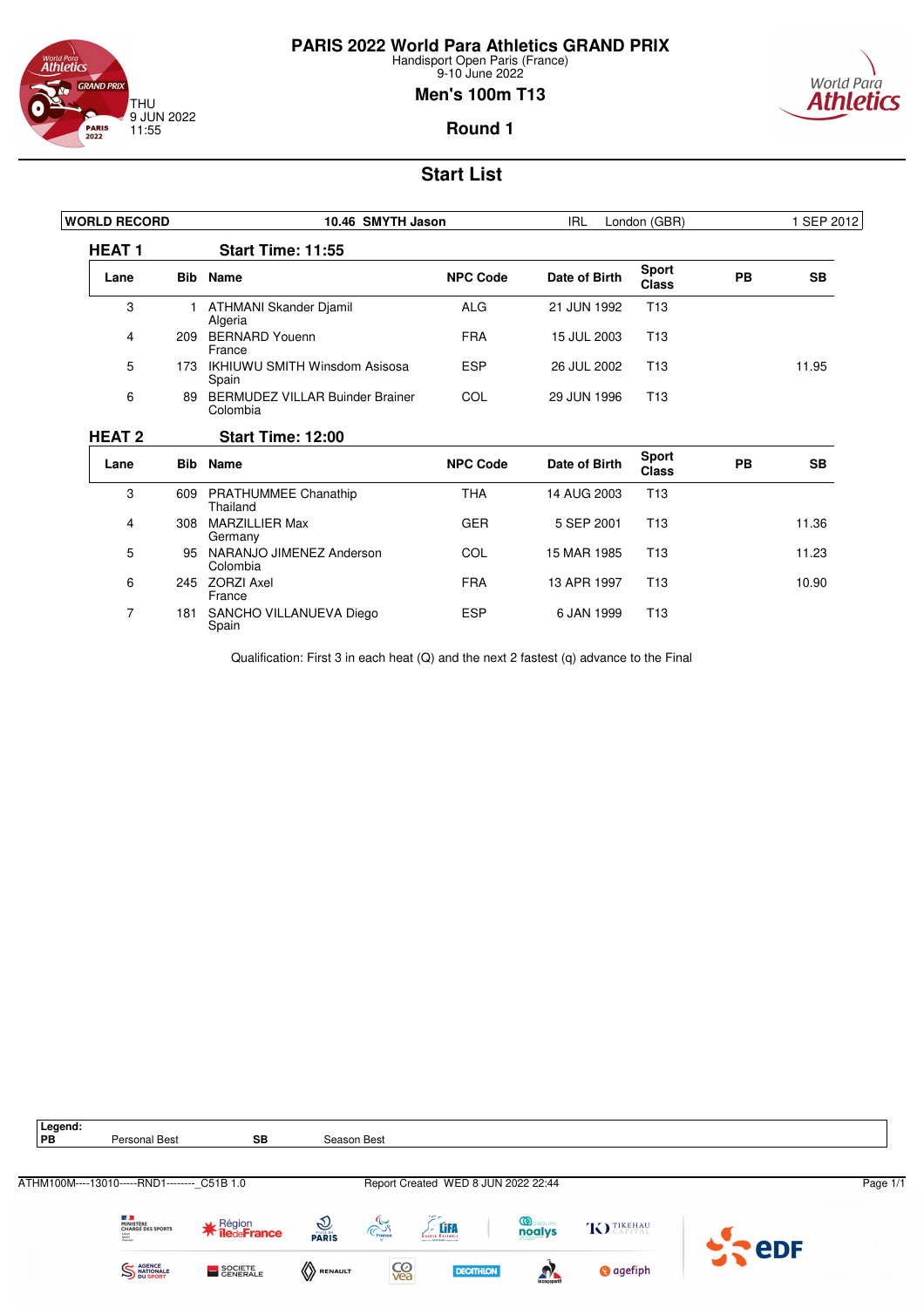# PARIS 2022 World Para Athletics GRAND PRIX

Handisport Open Paris (France)
9-10 June 2022

THU
9 JUN 2022
11:55

## Men's 100m T13

### Round 1

## Start List

| WORLD RECORD | 10.46 SMYTH Jason | IRL | London (GBR) | 1 SEP 2012 |
|---|---|---|---|---|

### HEAT 1 — Start Time: 11:55

| Lane | Bib | Name | NPC Code | Date of Birth | Sport Class | PB | SB |
|---|---|---|---|---|---|---|---|
| 3 | 1 | ATHMANI Skander Djamil<br>Algeria | ALG | 21 JUN 1992 | T13 | | |
| 4 | 209 | BERNARD Youenn<br>France | FRA | 15 JUL 2003 | T13 | | |
| 5 | 173 | IKHIUWU SMITH Winsdom Asisosa<br>Spain | ESP | 26 JUL 2002 | T13 | | 11.95 |
| 6 | 89 | BERMUDEZ VILLAR Buinder Brainer<br>Colombia | COL | 29 JUN 1996 | T13 | | |

### HEAT 2 — Start Time: 12:00

| Lane | Bib | Name | NPC Code | Date of Birth | Sport Class | PB | SB |
|---|---|---|---|---|---|---|---|
| 3 | 609 | PRATHUMMEE Chanathip<br>Thailand | THA | 14 AUG 2003 | T13 | | |
| 4 | 308 | MARZILLIER Max<br>Germany | GER | 5 SEP 2001 | T13 | | 11.36 |
| 5 | 95 | NARANJO JIMENEZ Anderson<br>Colombia | COL | 15 MAR 1985 | T13 | | 11.23 |
| 6 | 245 | ZORZI Axel<br>France | FRA | 13 APR 1997 | T13 | | 10.90 |
| 7 | 181 | SANCHO VILLANUEVA Diego<br>Spain | ESP | 6 JAN 1999 | T13 | | |

Qualification: First 3 in each heat (Q) and the next 2 fastest (q) advance to the Final

**Legend:**

| PB | Personal Best | SB | Season Best |
|---|---|---|---|

ATHM100M----13010-----RND1--------_C51B 1.0 — Report Created WED 8 JUN 2022 22:44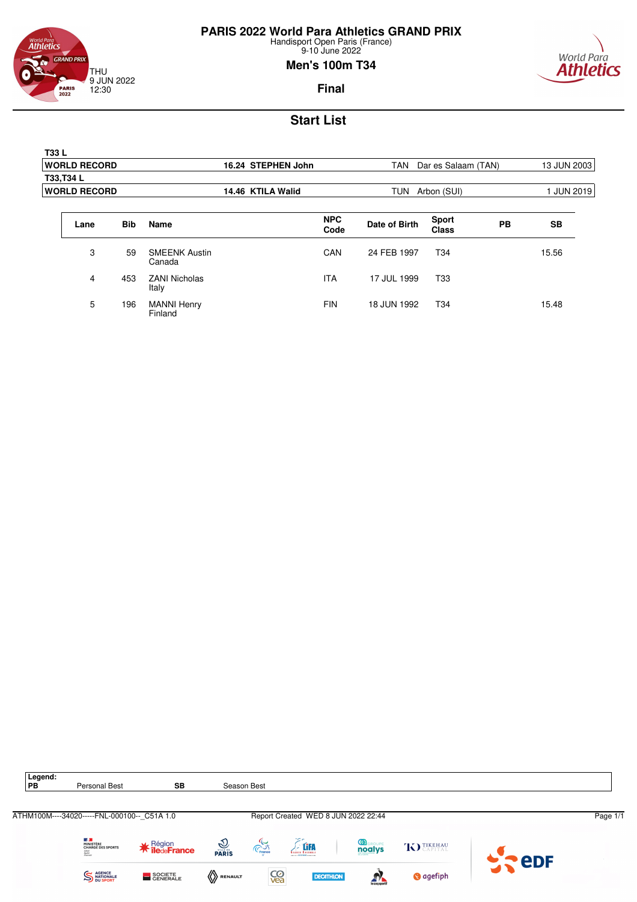# PARIS 2022 World Para Athletics GRAND PRIX

Handisport Open Paris (France)
9-10 June 2022

THU
9 JUN 2022
12:30

## Men's 100m T34

### Final

## Start List

| T33 L | | | | |
|---|---|---|---|---|
| **WORLD RECORD** | **16.24 STEPHEN John** | TAN | Dar es Salaam (TAN) | 13 JUN 2003 |
| **T33,T34 L** | | | | |
| **WORLD RECORD** | **14.46 KTILA Walid** | TUN | Arbon (SUI) | 1 JUN 2019 |

| Lane | Bib | Name | NPC Code | Date of Birth | Sport Class | PB | SB |
|---|---|---|---|---|---|---|---|
| 3 | 59 | SMEENK Austin<br>Canada | CAN | 24 FEB 1997 | T34 | | 15.56 |
| 4 | 453 | ZANI Nicholas<br>Italy | ITA | 17 JUL 1999 | T33 | | |
| 5 | 196 | MANNI Henry<br>Finland | FIN | 18 JUN 1992 | T34 | | 15.48 |

**Legend:**

| | | | |
|---|---|---|---|
| **PB** | Personal Best | **SB** | Season Best |

ATHM100M----34020-----FNL-000100--_C51A 1.0 Report Created WED 8 JUN 2022 22:44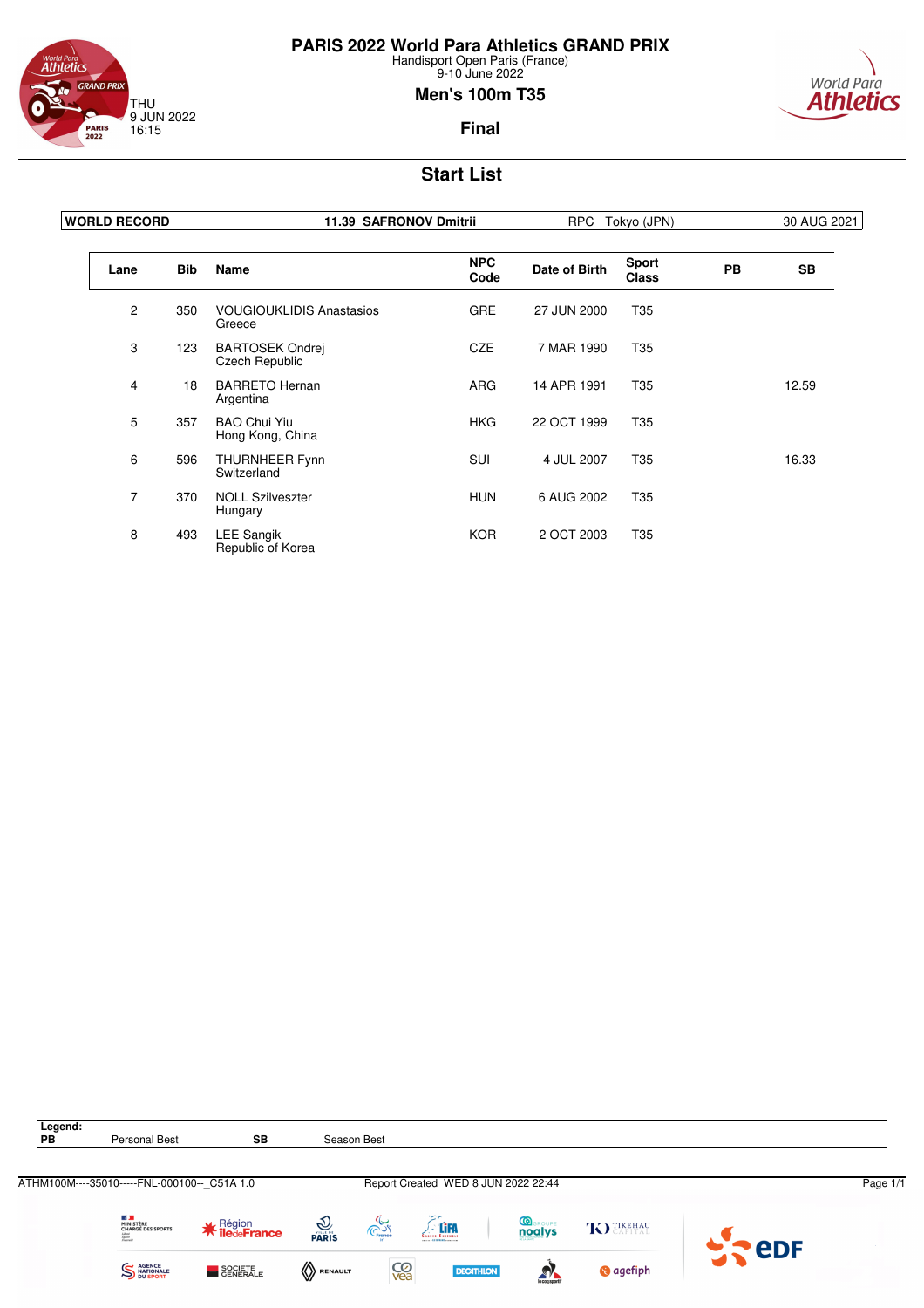# PARIS 2022 World Para Athletics GRAND PRIX

Handisport Open Paris (France)
9-10 June 2022

THU 9 JUN 2022 16:15

## Men's 100m T35

### Final

## Start List

| WORLD RECORD | 11.39 SAFRONOV Dmitrii | RPC Tokyo (JPN) | 30 AUG 2021 |
|---|---|---|---|

| Lane | Bib | Name | NPC Code | Date of Birth | Sport Class | PB | SB |
|---|---|---|---|---|---|---|---|
| 2 | 350 | VOUGIOUKLIDIS Anastasios<br>Greece | GRE | 27 JUN 2000 | T35 | | |
| 3 | 123 | BARTOSEK Ondrej<br>Czech Republic | CZE | 7 MAR 1990 | T35 | | |
| 4 | 18 | BARRETO Hernan<br>Argentina | ARG | 14 APR 1991 | T35 | | 12.59 |
| 5 | 357 | BAO Chui Yiu<br>Hong Kong, China | HKG | 22 OCT 1999 | T35 | | |
| 6 | 596 | THURNHEER Fynn<br>Switzerland | SUI | 4 JUL 2007 | T35 | | 16.33 |
| 7 | 370 | NOLL Szilveszter<br>Hungary | HUN | 6 AUG 2002 | T35 | | |
| 8 | 493 | LEE Sangik<br>Republic of Korea | KOR | 2 OCT 2003 | T35 | | |

**Legend:**
**PB** Personal Best **SB** Season Best

ATHM100M----35010-----FNL-000100--_C51A 1.0 Report Created WED 8 JUN 2022 22:44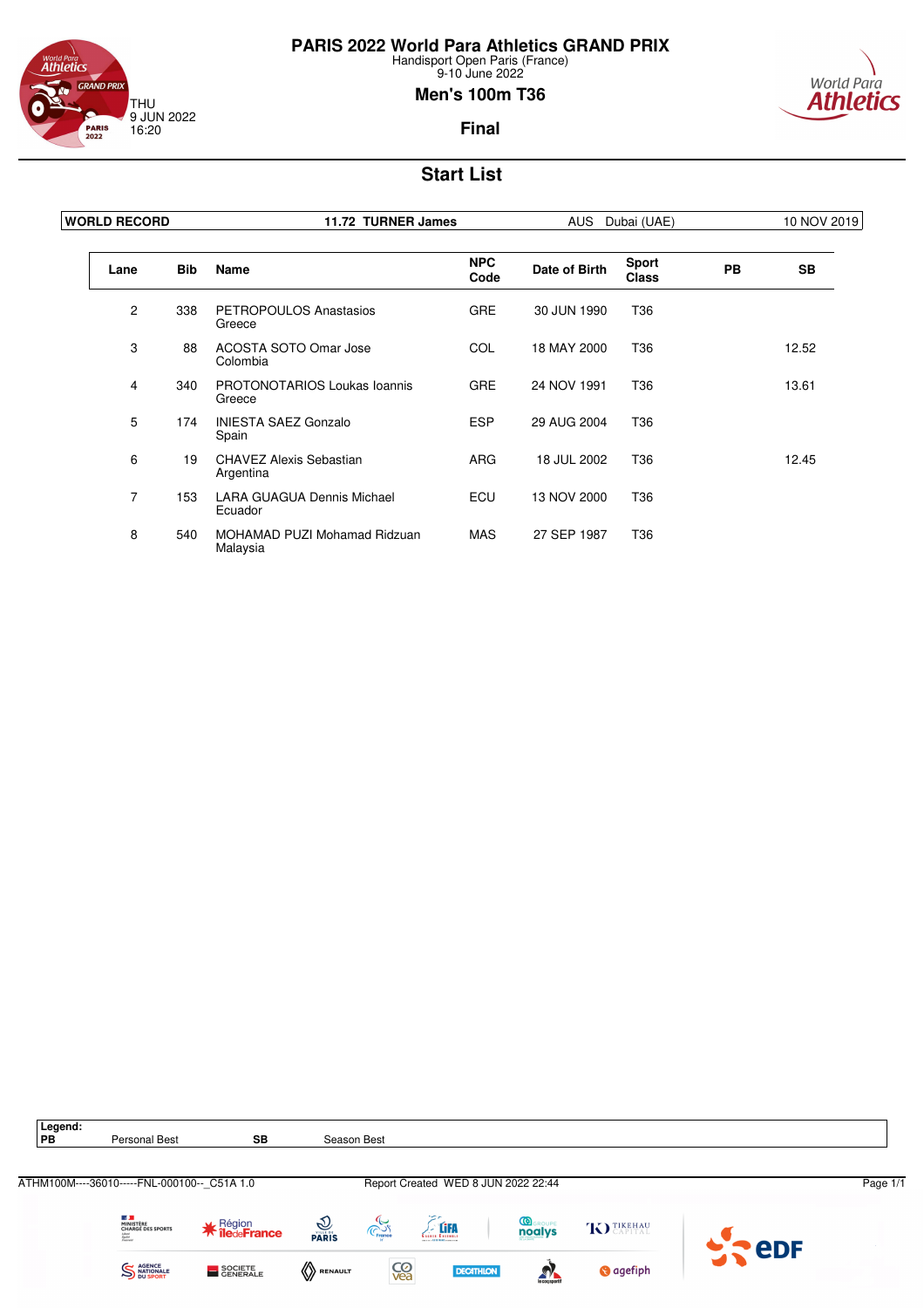# PARIS 2022 World Para Athletics GRAND PRIX

Handisport Open Paris (France)
9-10 June 2022

THU
9 JUN 2022
16:20

## Men's 100m T36

### Final

## Start List

| WORLD RECORD | 11.72 TURNER James | AUS Dubai (UAE) | 10 NOV 2019 |
|---|---|---|---|

| Lane | Bib | Name | NPC Code | Date of Birth | Sport Class | PB | SB |
|---|---|---|---|---|---|---|---|
| 2 | 338 | PETROPOULOS Anastasios<br>Greece | GRE | 30 JUN 1990 | T36 | | |
| 3 | 88 | ACOSTA SOTO Omar Jose<br>Colombia | COL | 18 MAY 2000 | T36 | | 12.52 |
| 4 | 340 | PROTONOTARIOS Loukas Ioannis<br>Greece | GRE | 24 NOV 1991 | T36 | | 13.61 |
| 5 | 174 | INIESTA SAEZ Gonzalo<br>Spain | ESP | 29 AUG 2004 | T36 | | |
| 6 | 19 | CHAVEZ Alexis Sebastian<br>Argentina | ARG | 18 JUL 2002 | T36 | | 12.45 |
| 7 | 153 | LARA GUAGUA Dennis Michael<br>Ecuador | ECU | 13 NOV 2000 | T36 | | |
| 8 | 540 | MOHAMAD PUZI Mohamad Ridzuan<br>Malaysia | MAS | 27 SEP 1987 | T36 | | |

**Legend:**

| PB | Personal Best | SB | Season Best |
|---|---|---|---|

ATHM100M----36010-----FNL-000100--_C51A 1.0 Report Created WED 8 JUN 2022 22:44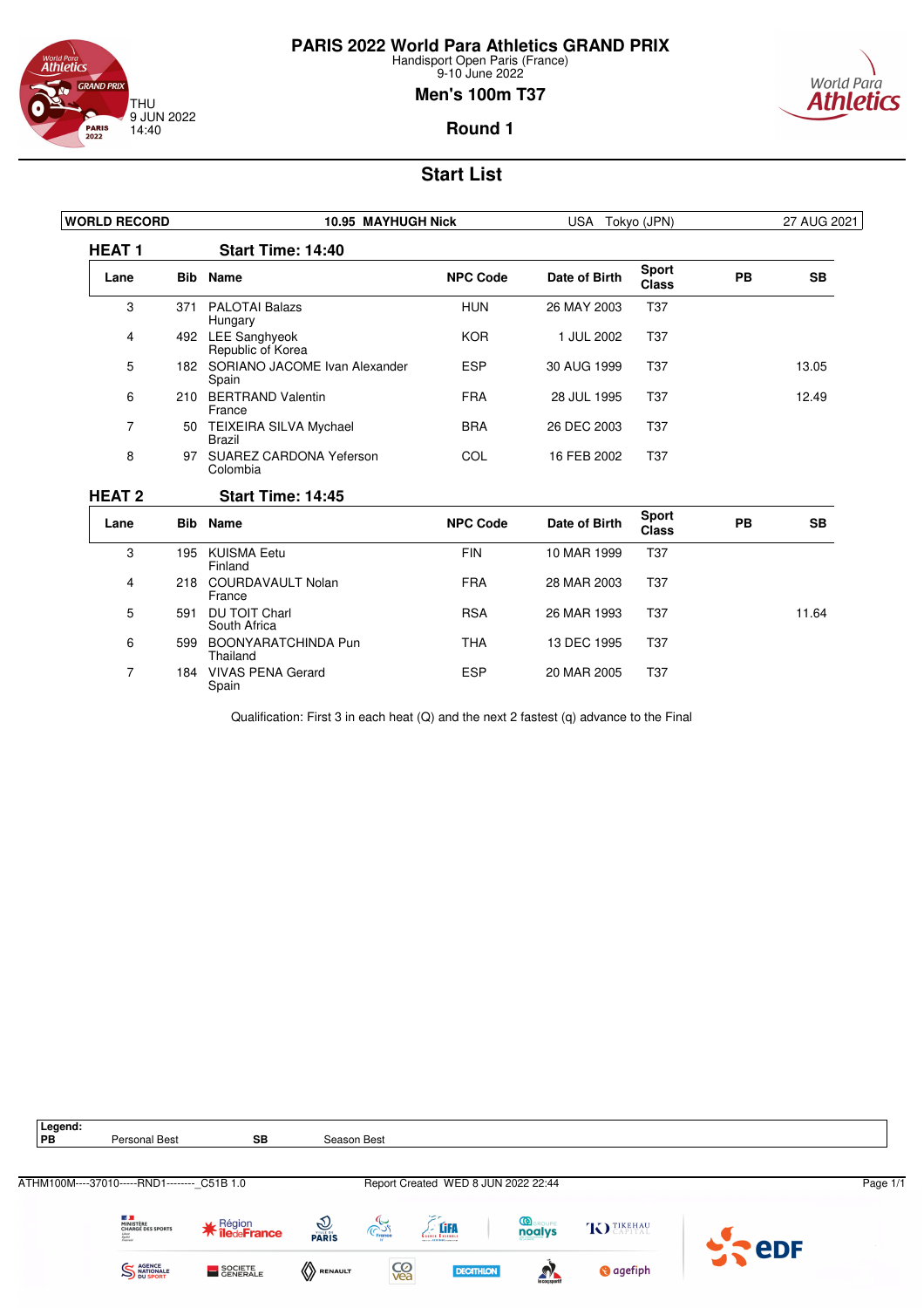# PARIS 2022 World Para Athletics GRAND PRIX

Handisport Open Paris (France)
9-10 June 2022

THU
9 JUN 2022
14:40

## Men's 100m T37

### Round 1

## Start List

| WORLD RECORD | 10.95 MAYHUGH Nick | USA Tokyo (JPN) | 27 AUG 2021 |
|---|---|---|---|

### HEAT 1 — Start Time: 14:40

| Lane | Bib | Name | NPC Code | Date of Birth | Sport Class | PB | SB |
|---|---|---|---|---|---|---|---|
| 3 | 371 | PALOTAI Balazs<br>Hungary | HUN | 26 MAY 2003 | T37 | | |
| 4 | 492 | LEE Sanghyeok<br>Republic of Korea | KOR | 1 JUL 2002 | T37 | | |
| 5 | 182 | SORIANO JACOME Ivan Alexander<br>Spain | ESP | 30 AUG 1999 | T37 | | 13.05 |
| 6 | 210 | BERTRAND Valentin<br>France | FRA | 28 JUL 1995 | T37 | | 12.49 |
| 7 | 50 | TEIXEIRA SILVA Mychael<br>Brazil | BRA | 26 DEC 2003 | T37 | | |
| 8 | 97 | SUAREZ CARDONA Yeferson<br>Colombia | COL | 16 FEB 2002 | T37 | | |

### HEAT 2 — Start Time: 14:45

| Lane | Bib | Name | NPC Code | Date of Birth | Sport Class | PB | SB |
|---|---|---|---|---|---|---|---|
| 3 | 195 | KUISMA Eetu<br>Finland | FIN | 10 MAR 1999 | T37 | | |
| 4 | 218 | COURDAVAULT Nolan<br>France | FRA | 28 MAR 2003 | T37 | | |
| 5 | 591 | DU TOIT Charl<br>South Africa | RSA | 26 MAR 1993 | T37 | | 11.64 |
| 6 | 599 | BOONYARATCHINDA Pun<br>Thailand | THA | 13 DEC 1995 | T37 | | |
| 7 | 184 | VIVAS PENA Gerard<br>Spain | ESP | 20 MAR 2005 | T37 | | |

Qualification: First 3 in each heat (Q) and the next 2 fastest (q) advance to the Final

**Legend:**

| PB | Personal Best | SB | Season Best |
|---|---|---|---|

ATHM100M----37010-----RND1--------_C51B 1.0 Report Created WED 8 JUN 2022 22:44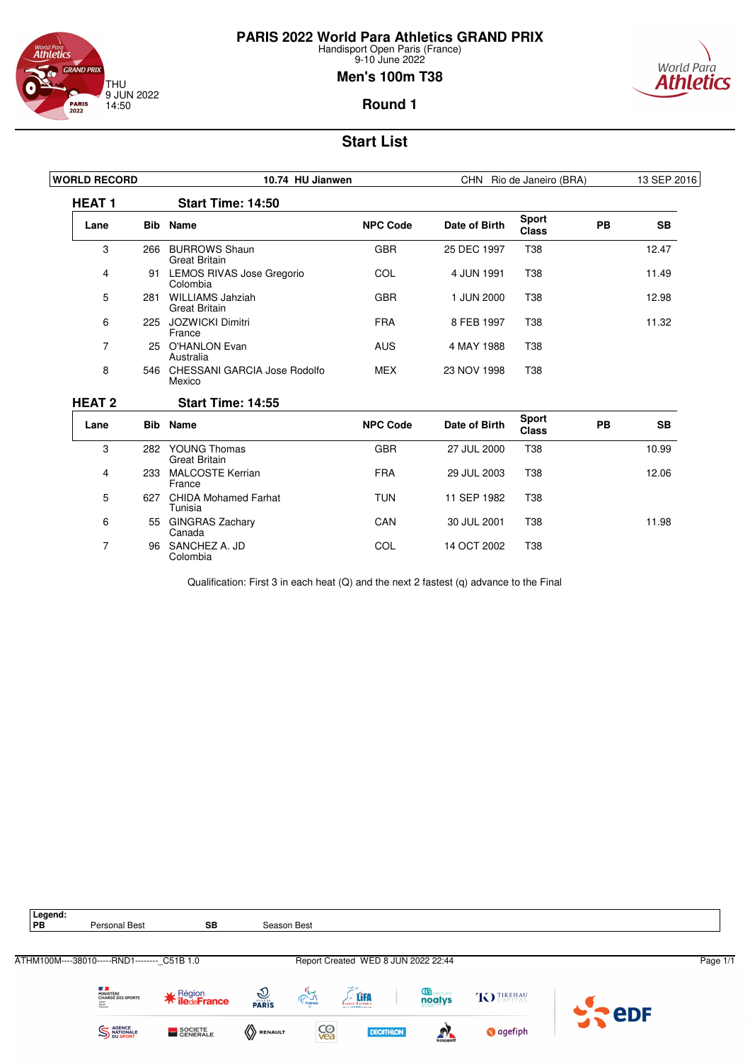# PARIS 2022 World Para Athletics GRAND PRIX

Handisport Open Paris (France)
9-10 June 2022

THU
9 JUN 2022
14:50

## Men's 100m T38

### Round 1

## Start List

| WORLD RECORD | 10.74 HU Jianwen | CHN Rio de Janeiro (BRA) | 13 SEP 2016 |
|---|---|---|---|

### HEAT 1 — Start Time: 14:50

| Lane | Bib | Name | NPC Code | Date of Birth | Sport Class | PB | SB |
|---|---|---|---|---|---|---|---|
| 3 | 266 | BURROWS Shaun<br>Great Britain | GBR | 25 DEC 1997 | T38 | | 12.47 |
| 4 | 91 | LEMOS RIVAS Jose Gregorio<br>Colombia | COL | 4 JUN 1991 | T38 | | 11.49 |
| 5 | 281 | WILLIAMS Jahziah<br>Great Britain | GBR | 1 JUN 2000 | T38 | | 12.98 |
| 6 | 225 | JOZWICKI Dimitri<br>France | FRA | 8 FEB 1997 | T38 | | 11.32 |
| 7 | 25 | O'HANLON Evan<br>Australia | AUS | 4 MAY 1988 | T38 | | |
| 8 | 546 | CHESSANI GARCIA Jose Rodolfo<br>Mexico | MEX | 23 NOV 1998 | T38 | | |

### HEAT 2 — Start Time: 14:55

| Lane | Bib | Name | NPC Code | Date of Birth | Sport Class | PB | SB |
|---|---|---|---|---|---|---|---|
| 3 | 282 | YOUNG Thomas<br>Great Britain | GBR | 27 JUL 2000 | T38 | | 10.99 |
| 4 | 233 | MALCOSTE Kerrian<br>France | FRA | 29 JUL 2003 | T38 | | 12.06 |
| 5 | 627 | CHIDA Mohamed Farhat<br>Tunisia | TUN | 11 SEP 1982 | T38 | | |
| 6 | 55 | GINGRAS Zachary<br>Canada | CAN | 30 JUL 2001 | T38 | | 11.98 |
| 7 | 96 | SANCHEZ A. JD<br>Colombia | COL | 14 OCT 2002 | T38 | | |

Qualification: First 3 in each heat (Q) and the next 2 fastest (q) advance to the Final

**Legend:**

| PB | Personal Best | SB | Season Best |
|---|---|---|---|

ATHM100M----38010-----RND1--------_C51B 1.0 Report Created WED 8 JUN 2022 22:44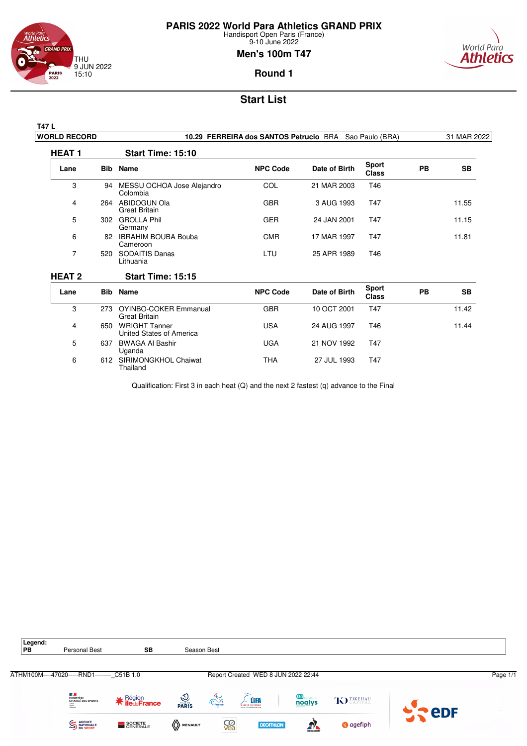# PARIS 2022 World Para Athletics GRAND PRIX

Handisport Open Paris (France)
9-10 June 2022

THU
9 JUN 2022
15:10

## Men's 100m T47

### Round 1

## Start List

**T47 L**

| WORLD RECORD | 10.29 FERREIRA dos SANTOS Petrucio BRA Sao Paulo (BRA) | 31 MAR 2022 |
|---|---|---|

### HEAT 1 — Start Time: 15:10

| Lane | Bib | Name | NPC Code | Date of Birth | Sport Class | PB | SB |
|---|---|---|---|---|---|---|---|
| 3 | 94 | MESSU OCHOA Jose Alejandro<br>Colombia | COL | 21 MAR 2003 | T46 | | |
| 4 | 264 | ABIDOGUN Ola<br>Great Britain | GBR | 3 AUG 1993 | T47 | | 11.55 |
| 5 | 302 | GROLLA Phil<br>Germany | GER | 24 JAN 2001 | T47 | | 11.15 |
| 6 | 82 | IBRAHIM BOUBA Bouba<br>Cameroon | CMR | 17 MAR 1997 | T47 | | 11.81 |
| 7 | 520 | SODAITIS Danas<br>Lithuania | LTU | 25 APR 1989 | T46 | | |

### HEAT 2 — Start Time: 15:15

| Lane | Bib | Name | NPC Code | Date of Birth | Sport Class | PB | SB |
|---|---|---|---|---|---|---|---|
| 3 | 273 | OYINBO-COKER Emmanual<br>Great Britain | GBR | 10 OCT 2001 | T47 | | 11.42 |
| 4 | 650 | WRIGHT Tanner<br>United States of America | USA | 24 AUG 1997 | T46 | | 11.44 |
| 5 | 637 | BWAGA Al Bashir<br>Uganda | UGA | 21 NOV 1992 | T47 | | |
| 6 | 612 | SIRIMONGKHOL Chaiwat<br>Thailand | THA | 27 JUL 1993 | T47 | | |

Qualification: First 3 in each heat (Q) and the next 2 fastest (q) advance to the Final

**Legend:**

| PB | Personal Best | SB | Season Best |
|---|---|---|---|

ATHM100M----47020-----RND1--------_C51B 1.0 Report Created WED 8 JUN 2022 22:44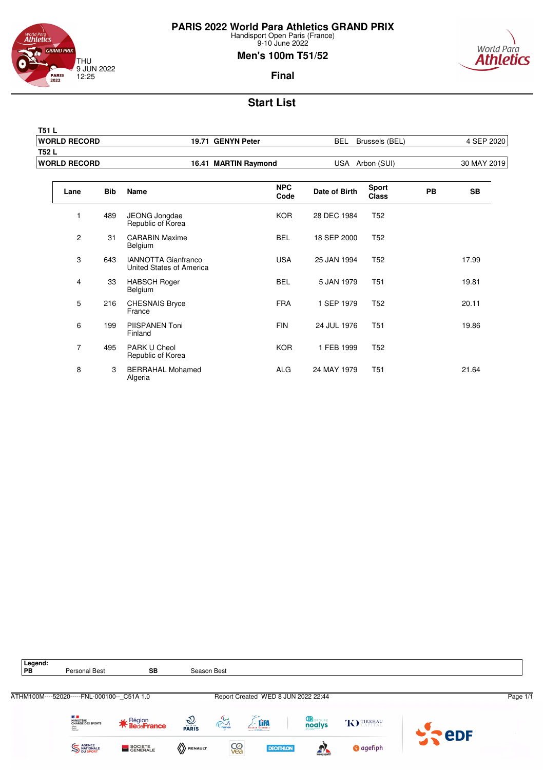# PARIS 2022 World Para Athletics GRAND PRIX

Handisport Open Paris (France)
9-10 June 2022

THU
9 JUN 2022
12:25

## Men's 100m T51/52

### Final

## Start List

| T51 L | | | | |
|---|---|---|---|---|
| WORLD RECORD | 19.71 GENYN Peter | BEL | Brussels (BEL) | 4 SEP 2020 |

| T52 L | | | | |
|---|---|---|---|---|
| WORLD RECORD | 16.41 MARTIN Raymond | USA | Arbon (SUI) | 30 MAY 2019 |

| Lane | Bib | Name | NPC Code | Date of Birth | Sport Class | PB | SB |
|---|---|---|---|---|---|---|---|
| 1 | 489 | JEONG Jongdae<br>Republic of Korea | KOR | 28 DEC 1984 | T52 | | |
| 2 | 31 | CARABIN Maxime<br>Belgium | BEL | 18 SEP 2000 | T52 | | |
| 3 | 643 | IANNOTTA Gianfranco<br>United States of America | USA | 25 JAN 1994 | T52 | | 17.99 |
| 4 | 33 | HABSCH Roger<br>Belgium | BEL | 5 JAN 1979 | T51 | | 19.81 |
| 5 | 216 | CHESNAIS Bryce<br>France | FRA | 1 SEP 1979 | T52 | | 20.11 |
| 6 | 199 | PIISPANEN Toni<br>Finland | FIN | 24 JUL 1976 | T51 | | 19.86 |
| 7 | 495 | PARK U Cheol<br>Republic of Korea | KOR | 1 FEB 1999 | T52 | | |
| 8 | 3 | BERRAHAL Mohamed<br>Algeria | ALG | 24 MAY 1979 | T51 | | 21.64 |

**Legend:**
**PB** Personal Best **SB** Season Best

ATHM100M----52020-----FNL-000100--_C51A 1.0 Report Created WED 8 JUN 2022 22:44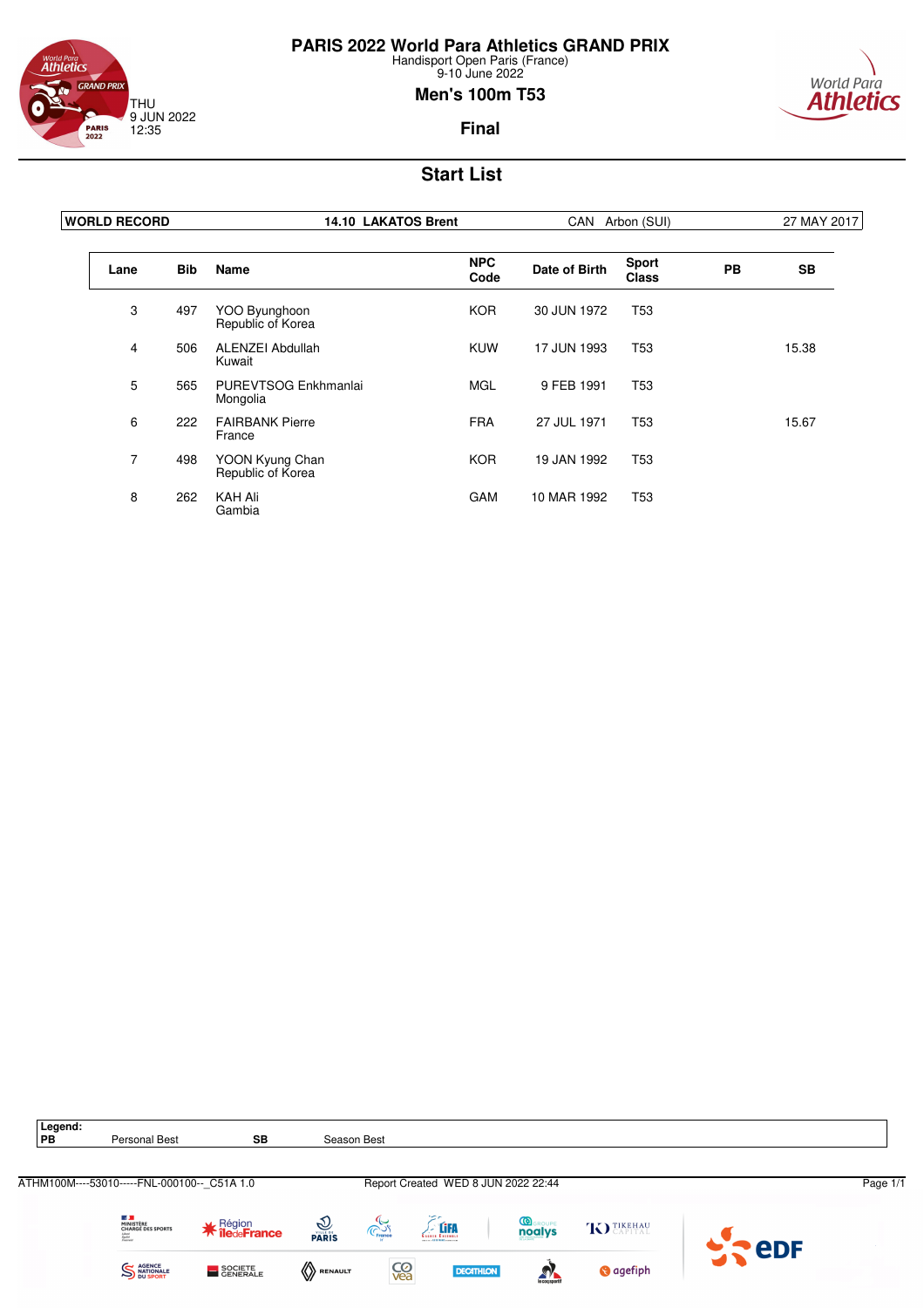# PARIS 2022 World Para Athletics GRAND PRIX

Handisport Open Paris (France)
9-10 June 2022

THU
9 JUN 2022
12:35

## Men's 100m T53

**Final**

## Start List

| WORLD RECORD | 14.10 LAKATOS Brent | CAN Arbon (SUI) | 27 MAY 2017 |
|---|---|---|---|

| Lane | Bib | Name | NPC Code | Date of Birth | Sport Class | PB | SB |
|---|---|---|---|---|---|---|---|
| 3 | 497 | YOO Byunghoon<br>Republic of Korea | KOR | 30 JUN 1972 | T53 | | |
| 4 | 506 | ALENZEI Abdullah<br>Kuwait | KUW | 17 JUN 1993 | T53 | | 15.38 |
| 5 | 565 | PUREVTSOG Enkhmanlai<br>Mongolia | MGL | 9 FEB 1991 | T53 | | |
| 6 | 222 | FAIRBANK Pierre<br>France | FRA | 27 JUL 1971 | T53 | | 15.67 |
| 7 | 498 | YOON Kyung Chan<br>Republic of Korea | KOR | 19 JAN 1992 | T53 | | |
| 8 | 262 | KAH Ali<br>Gambia | GAM | 10 MAR 1992 | T53 | | |

**Legend:**

| PB | Personal Best | SB | Season Best |
|---|---|---|---|

ATHM100M----53010-----FNL-000100--_C51A 1.0 Report Created WED 8 JUN 2022 22:44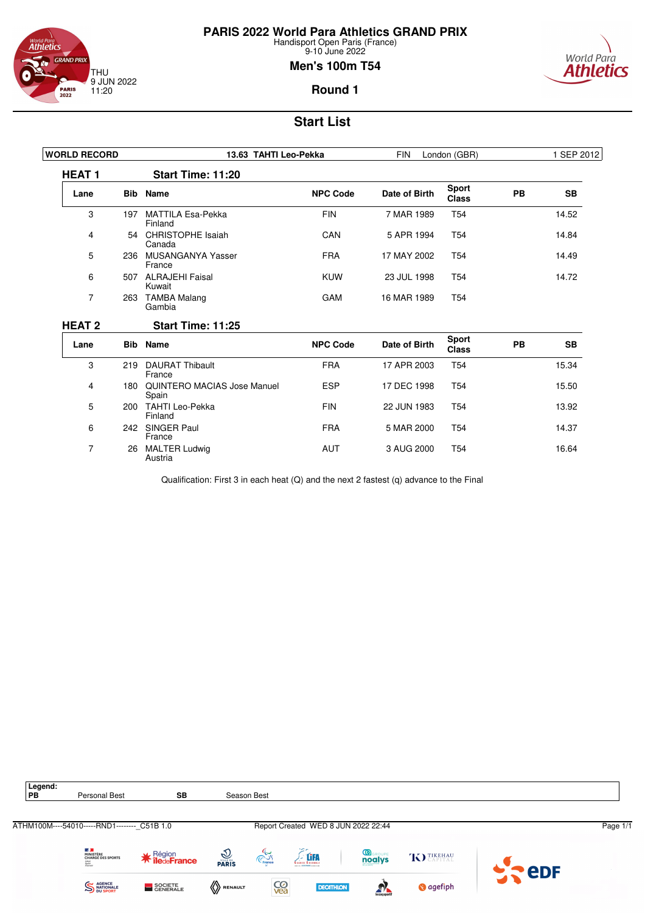# PARIS 2022 World Para Athletics GRAND PRIX

Handisport Open Paris (France)
9-10 June 2022

THU
9 JUN 2022
11:20

## Men's 100m T54

## Round 1

## Start List

| WORLD RECORD | 13.63 TAHTI Leo-Pekka | FIN | London (GBR) | 1 SEP 2012 |
|---|---|---|---|---|

### HEAT 1 — Start Time: 11:20

| Lane | Bib | Name | NPC Code | Date of Birth | Sport Class | PB | SB |
|---|---|---|---|---|---|---|---|
| 3 | 197 | MATTILA Esa-Pekka<br>Finland | FIN | 7 MAR 1989 | T54 | | 14.52 |
| 4 | 54 | CHRISTOPHE Isaiah<br>Canada | CAN | 5 APR 1994 | T54 | | 14.84 |
| 5 | 236 | MUSANGANYA Yasser<br>France | FRA | 17 MAY 2002 | T54 | | 14.49 |
| 6 | 507 | ALRAJEHI Faisal<br>Kuwait | KUW | 23 JUL 1998 | T54 | | 14.72 |
| 7 | 263 | TAMBA Malang<br>Gambia | GAM | 16 MAR 1989 | T54 | | |

### HEAT 2 — Start Time: 11:25

| Lane | Bib | Name | NPC Code | Date of Birth | Sport Class | PB | SB |
|---|---|---|---|---|---|---|---|
| 3 | 219 | DAURAT Thibault<br>France | FRA | 17 APR 2003 | T54 | | 15.34 |
| 4 | 180 | QUINTERO MACIAS Jose Manuel<br>Spain | ESP | 17 DEC 1998 | T54 | | 15.50 |
| 5 | 200 | TAHTI Leo-Pekka<br>Finland | FIN | 22 JUN 1983 | T54 | | 13.92 |
| 6 | 242 | SINGER Paul<br>France | FRA | 5 MAR 2000 | T54 | | 14.37 |
| 7 | 26 | MALTER Ludwig<br>Austria | AUT | 3 AUG 2000 | T54 | | 16.64 |

Qualification: First 3 in each heat (Q) and the next 2 fastest (q) advance to the Final

**Legend:**

| | | | |
|---|---|---|---|
| PB | Personal Best | SB | Season Best |

ATHM100M----54010-----RND1--------_C51B 1.0 Report Created WED 8 JUN 2022 22:44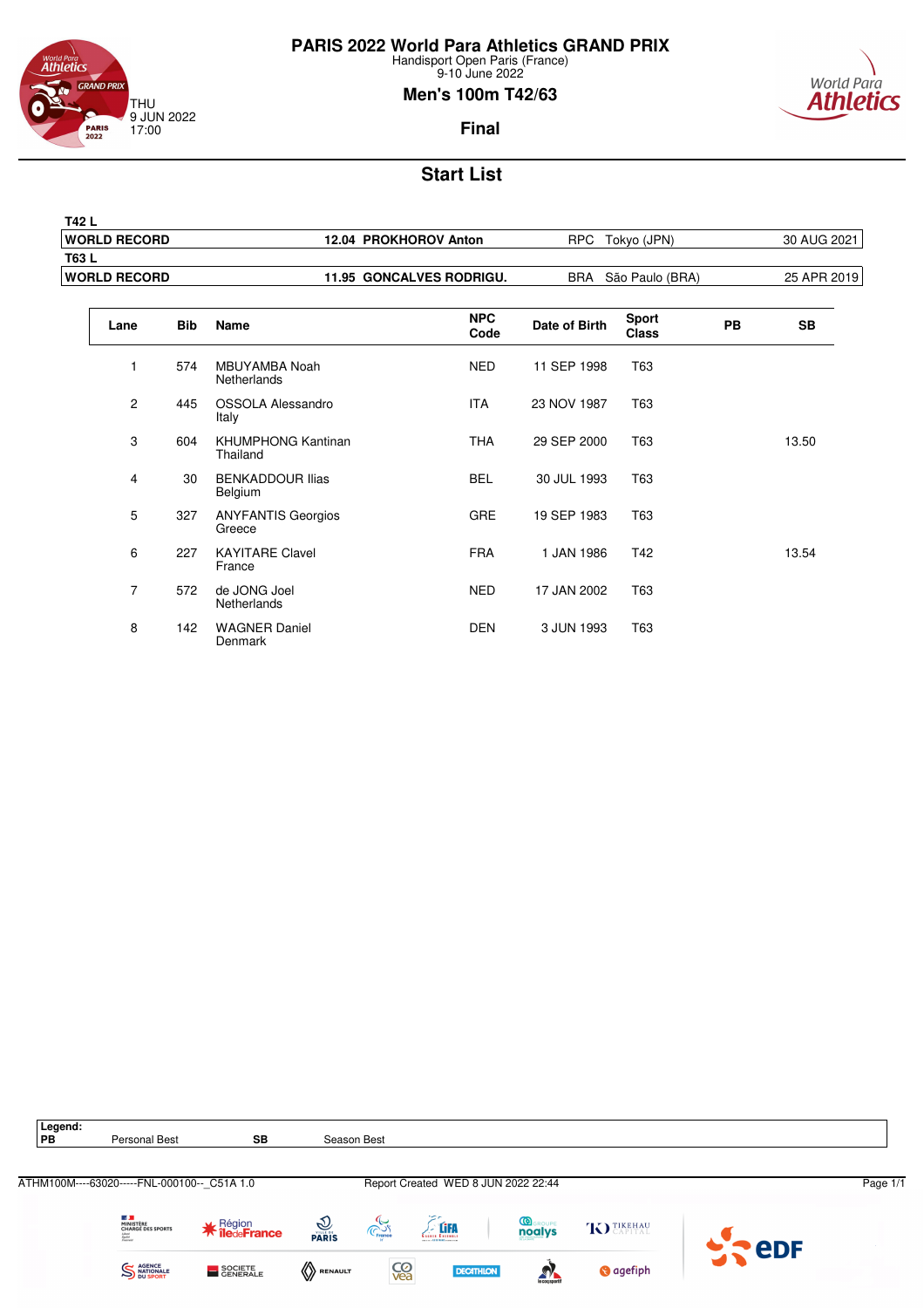# PARIS 2022 World Para Athletics GRAND PRIX

Handisport Open Paris (France)
9-10 June 2022

THU
9 JUN 2022
17:00

## Men's 100m T42/63

### Final

## Start List

| T42 L | | | | |
|---|---|---|---|---|
| WORLD RECORD | 12.04 PROKHOROV Anton | RPC | Tokyo (JPN) | 30 AUG 2021 |
| **T63 L** | | | | |
| WORLD RECORD | 11.95 GONCALVES RODRIGU. | BRA | São Paulo (BRA) | 25 APR 2019 |

| Lane | Bib | Name | NPC Code | Date of Birth | Sport Class | PB | SB |
|---|---|---|---|---|---|---|---|
| 1 | 574 | MBUYAMBA Noah<br>Netherlands | NED | 11 SEP 1998 | T63 | | |
| 2 | 445 | OSSOLA Alessandro<br>Italy | ITA | 23 NOV 1987 | T63 | | |
| 3 | 604 | KHUMPHONG Kantinan<br>Thailand | THA | 29 SEP 2000 | T63 | | 13.50 |
| 4 | 30 | BENKADDOUR Ilias<br>Belgium | BEL | 30 JUL 1993 | T63 | | |
| 5 | 327 | ANYFANTIS Georgios<br>Greece | GRE | 19 SEP 1983 | T63 | | |
| 6 | 227 | KAYITARE Clavel<br>France | FRA | 1 JAN 1986 | T42 | | 13.54 |
| 7 | 572 | de JONG Joel<br>Netherlands | NED | 17 JAN 2002 | T63 | | |
| 8 | 142 | WAGNER Daniel<br>Denmark | DEN | 3 JUN 1993 | T63 | | |

**Legend:**
**PB** Personal Best **SB** Season Best

ATHM100M----63020-----FNL-000100--_C51A 1.0 Report Created WED 8 JUN 2022 22:44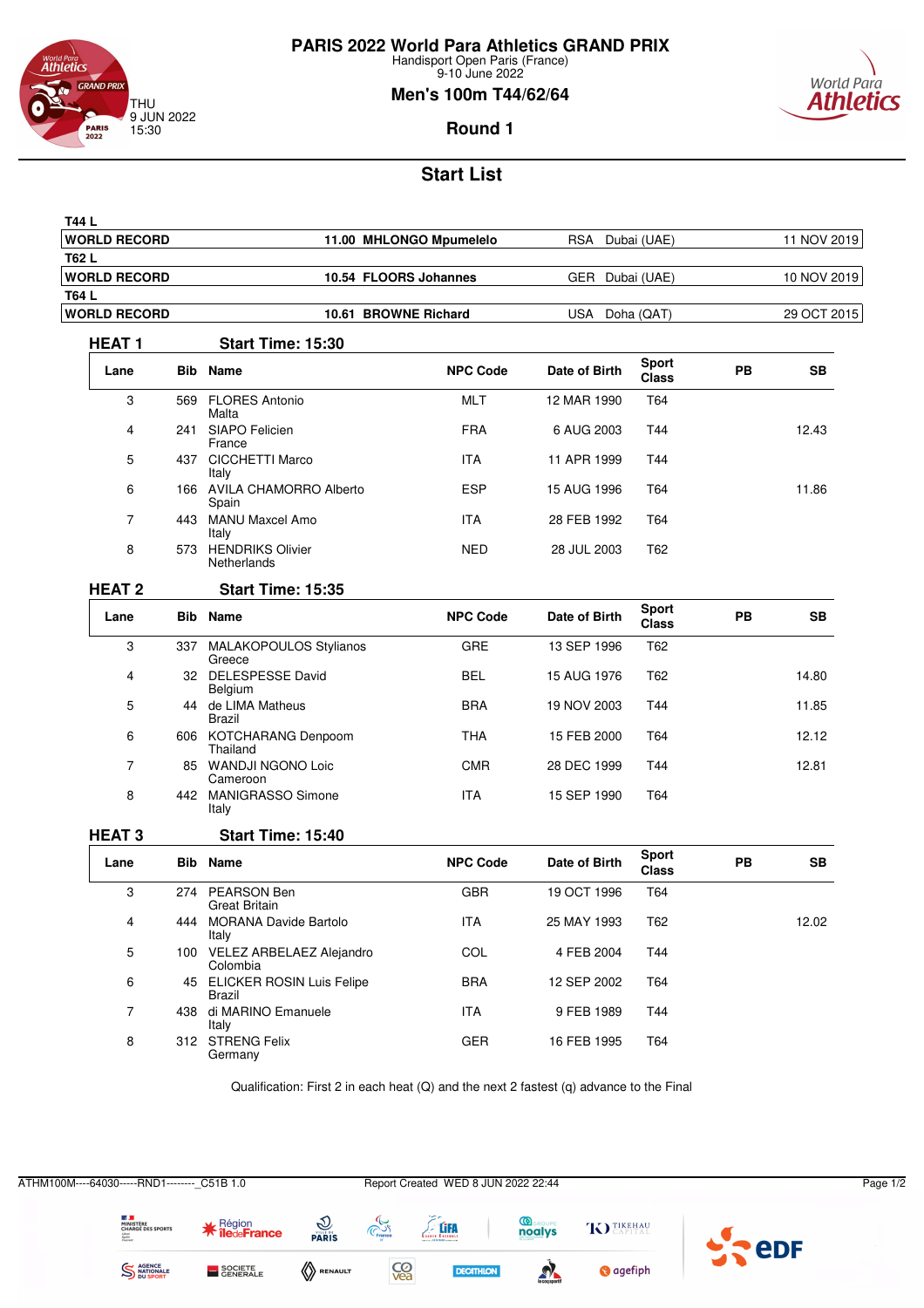# PARIS 2022 World Para Athletics GRAND PRIX

Handisport Open Paris (France)
9-10 June 2022

THU
9 JUN 2022
15:30

## Men's 100m T44/62/64

### Round 1

## Start List

| | | | | |
|---|---|---|---|---|
| **T44 L** | | | | |
| **WORLD RECORD** | **11.00 MHLONGO Mpumelelo** | RSA | Dubai (UAE) | 11 NOV 2019 |
| **T62 L** | | | | |
| **WORLD RECORD** | **10.54 FLOORS Johannes** | GER | Dubai (UAE) | 10 NOV 2019 |
| **T64 L** | | | | |
| **WORLD RECORD** | **10.61 BROWNE Richard** | USA | Doha (QAT) | 29 OCT 2015 |

### HEAT 1 Start Time: 15:30

| Lane | Bib | Name | NPC Code | Date of Birth | Sport Class | PB | SB |
|---|---|---|---|---|---|---|---|
| 3 | 569 | FLORES Antonio<br>Malta | MLT | 12 MAR 1990 | T64 | | |
| 4 | 241 | SIAPO Felicien<br>France | FRA | 6 AUG 2003 | T44 | | 12.43 |
| 5 | 437 | CICCHETTI Marco<br>Italy | ITA | 11 APR 1999 | T44 | | |
| 6 | 166 | AVILA CHAMORRO Alberto<br>Spain | ESP | 15 AUG 1996 | T64 | | 11.86 |
| 7 | 443 | MANU Maxcel Amo<br>Italy | ITA | 28 FEB 1992 | T64 | | |
| 8 | 573 | HENDRIKS Olivier<br>Netherlands | NED | 28 JUL 2003 | T62 | | |

### HEAT 2 Start Time: 15:35

| Lane | Bib | Name | NPC Code | Date of Birth | Sport Class | PB | SB |
|---|---|---|---|---|---|---|---|
| 3 | 337 | MALAKOPOULOS Stylianos<br>Greece | GRE | 13 SEP 1996 | T62 | | |
| 4 | 32 | DELESPESSE David<br>Belgium | BEL | 15 AUG 1976 | T62 | | 14.80 |
| 5 | 44 | de LIMA Matheus<br>Brazil | BRA | 19 NOV 2003 | T44 | | 11.85 |
| 6 | 606 | KOTCHARANG Denpoom<br>Thailand | THA | 15 FEB 2000 | T64 | | 12.12 |
| 7 | 85 | WANDJI NGONO Loic<br>Cameroon | CMR | 28 DEC 1999 | T44 | | 12.81 |
| 8 | 442 | MANIGRASSO Simone<br>Italy | ITA | 15 SEP 1990 | T64 | | |

### HEAT 3 Start Time: 15:40

| Lane | Bib | Name | NPC Code | Date of Birth | Sport Class | PB | SB |
|---|---|---|---|---|---|---|---|
| 3 | 274 | PEARSON Ben<br>Great Britain | GBR | 19 OCT 1996 | T64 | | |
| 4 | 444 | MORANA Davide Bartolo<br>Italy | ITA | 25 MAY 1993 | T62 | | 12.02 |
| 5 | 100 | VELEZ ARBELAEZ Alejandro<br>Colombia | COL | 4 FEB 2004 | T44 | | |
| 6 | 45 | ELICKER ROSIN Luis Felipe<br>Brazil | BRA | 12 SEP 2002 | T64 | | |
| 7 | 438 | di MARINO Emanuele<br>Italy | ITA | 9 FEB 1989 | T44 | | |
| 8 | 312 | STRENG Felix<br>Germany | GER | 16 FEB 1995 | T64 | | |

Qualification: First 2 in each heat (Q) and the next 2 fastest (q) advance to the Final

ATHM100M----64030-----RND1--------_C51B 1.0    Report Created WED 8 JUN 2022 22:44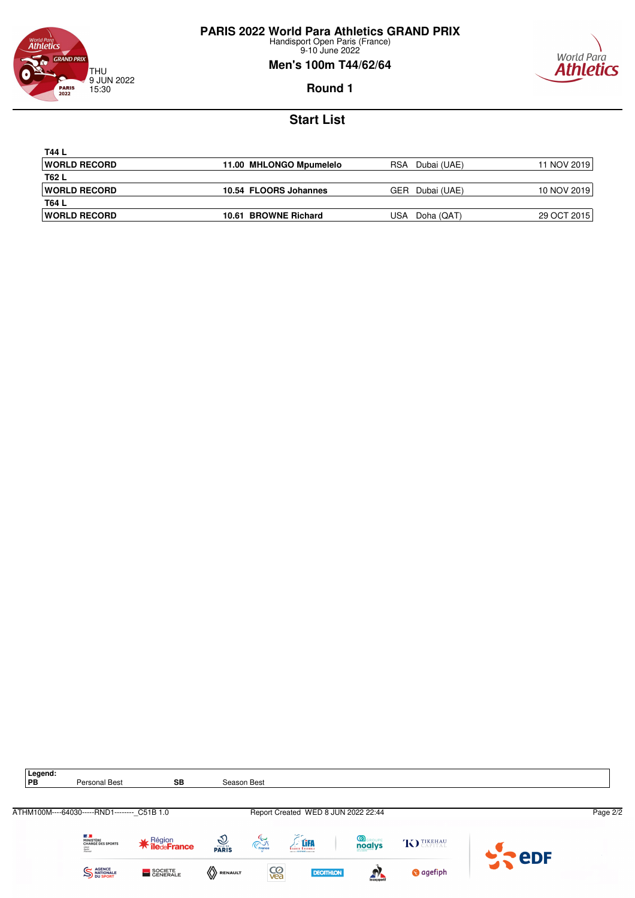# PARIS 2022 World Para Athletics GRAND PRIX

Handisport Open Paris (France)
9-10 June 2022

## Men's 100m T44/62/64

THU
9 JUN 2022
15:30

### Round 1

## Start List

| T44 L | | | | |
|---|---|---|---|---|
| **WORLD RECORD** | **11.00 MHLONGO Mpumelelo** | RSA | Dubai (UAE) | 11 NOV 2019 |
| **T62 L** | | | | |
| **WORLD RECORD** | **10.54 FLOORS Johannes** | GER | Dubai (UAE) | 10 NOV 2019 |
| **T64 L** | | | | |
| **WORLD RECORD** | **10.61 BROWNE Richard** | USA | Doha (QAT) | 29 OCT 2015 |

**Legend:**

| PB | Personal Best | SB | Season Best |
|---|---|---|---|

ATHM100M----64030-----RND1--------_C51B 1.0 Report Created WED 8 JUN 2022 22:44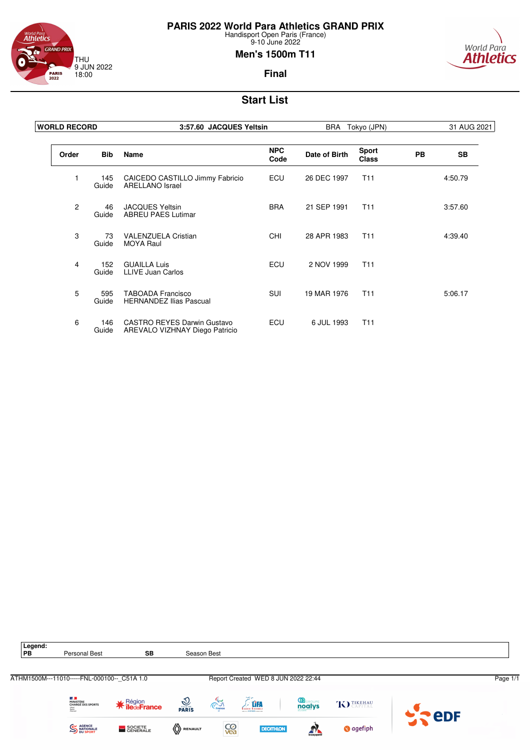# PARIS 2022 World Para Athletics GRAND PRIX

Handisport Open Paris (France)
9-10 June 2022

THU
9 JUN 2022
18:00

## Men's 1500m T11

### Final

## Start List

| WORLD RECORD | 3:57.60 JACQUES Yeltsin | BRA | Tokyo (JPN) | 31 AUG 2021 |
|---|---|---|---|---|

| Order | Bib | Name | NPC Code | Date of Birth | Sport Class | PB | SB |
|---|---|---|---|---|---|---|---|
| 1 | 145<br>Guide | CAICEDO CASTILLO Jimmy Fabricio<br>ARELLANO Israel | ECU | 26 DEC 1997 | T11 | | 4:50.79 |
| 2 | 46<br>Guide | JACQUES Yeltsin<br>ABREU PAES Lutimar | BRA | 21 SEP 1991 | T11 | | 3:57.60 |
| 3 | 73<br>Guide | VALENZUELA Cristian<br>MOYA Raul | CHI | 28 APR 1983 | T11 | | 4:39.40 |
| 4 | 152<br>Guide | GUAILLA Luis<br>LLIVE Juan Carlos | ECU | 2 NOV 1999 | T11 | | |
| 5 | 595<br>Guide | TABOADA Francisco<br>HERNANDEZ Ilias Pascual | SUI | 19 MAR 1976 | T11 | | 5:06.17 |
| 6 | 146<br>Guide | CASTRO REYES Darwin Gustavo<br>AREVALO VIZHNAY Diego Patricio | ECU | 6 JUL 1993 | T11 | | |

**Legend:**

| PB | Personal Best | SB | Season Best |
|---|---|---|---|

ATHM1500M---11010-----FNL-000100--_C51A 1.0 Report Created WED 8 JUN 2022 22:44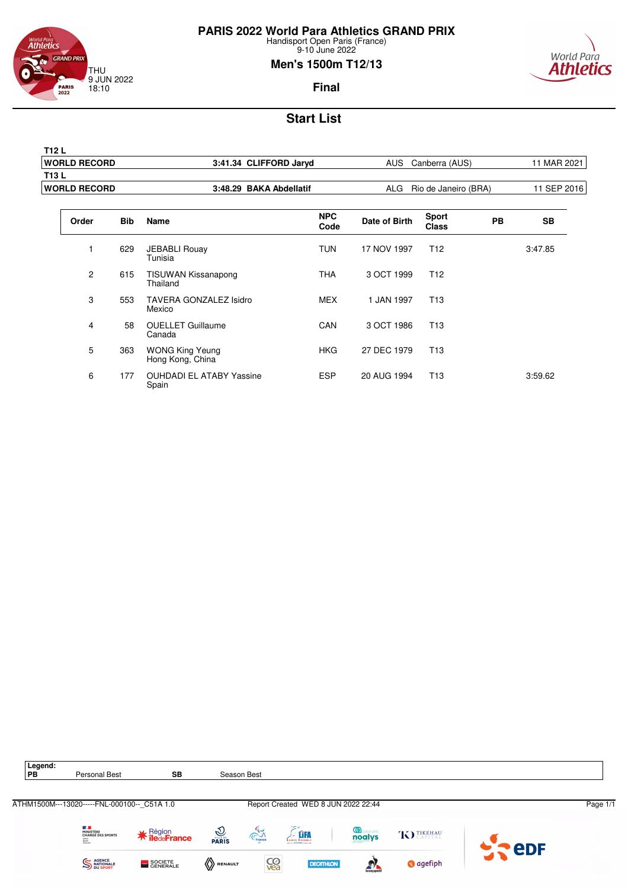# PARIS 2022 World Para Athletics GRAND PRIX

Handisport Open Paris (France)
9-10 June 2022

## Men's 1500m T12/13

THU
9 JUN 2022
18:10

**Final**

## Start List

**T12 L**

| WORLD RECORD | 3:41.34 CLIFFORD Jaryd | AUS | Canberra (AUS) | 11 MAR 2021 |
|---|---|---|---|---|

**T13 L**

| WORLD RECORD | 3:48.29 BAKA Abdellatif | ALG | Rio de Janeiro (BRA) | 11 SEP 2016 |
|---|---|---|---|---|

| Order | Bib | Name | NPC Code | Date of Birth | Sport Class | PB | SB |
|---|---|---|---|---|---|---|---|
| 1 | 629 | JEBABLI Rouay<br>Tunisia | TUN | 17 NOV 1997 | T12 | | 3:47.85 |
| 2 | 615 | TISUWAN Kissanapong<br>Thailand | THA | 3 OCT 1999 | T12 | | |
| 3 | 553 | TAVERA GONZALEZ Isidro<br>Mexico | MEX | 1 JAN 1997 | T13 | | |
| 4 | 58 | OUELLET Guillaume<br>Canada | CAN | 3 OCT 1986 | T13 | | |
| 5 | 363 | WONG King Yeung<br>Hong Kong, China | HKG | 27 DEC 1979 | T13 | | |
| 6 | 177 | OUHDADI EL ATABY Yassine<br>Spain | ESP | 20 AUG 1994 | T13 | | 3:59.62 |

**Legend:**

| PB | Personal Best | SB | Season Best |
|---|---|---|---|

ATHM1500M---13020-----FNL-000100--_C51A 1.0    Report Created WED 8 JUN 2022 22:44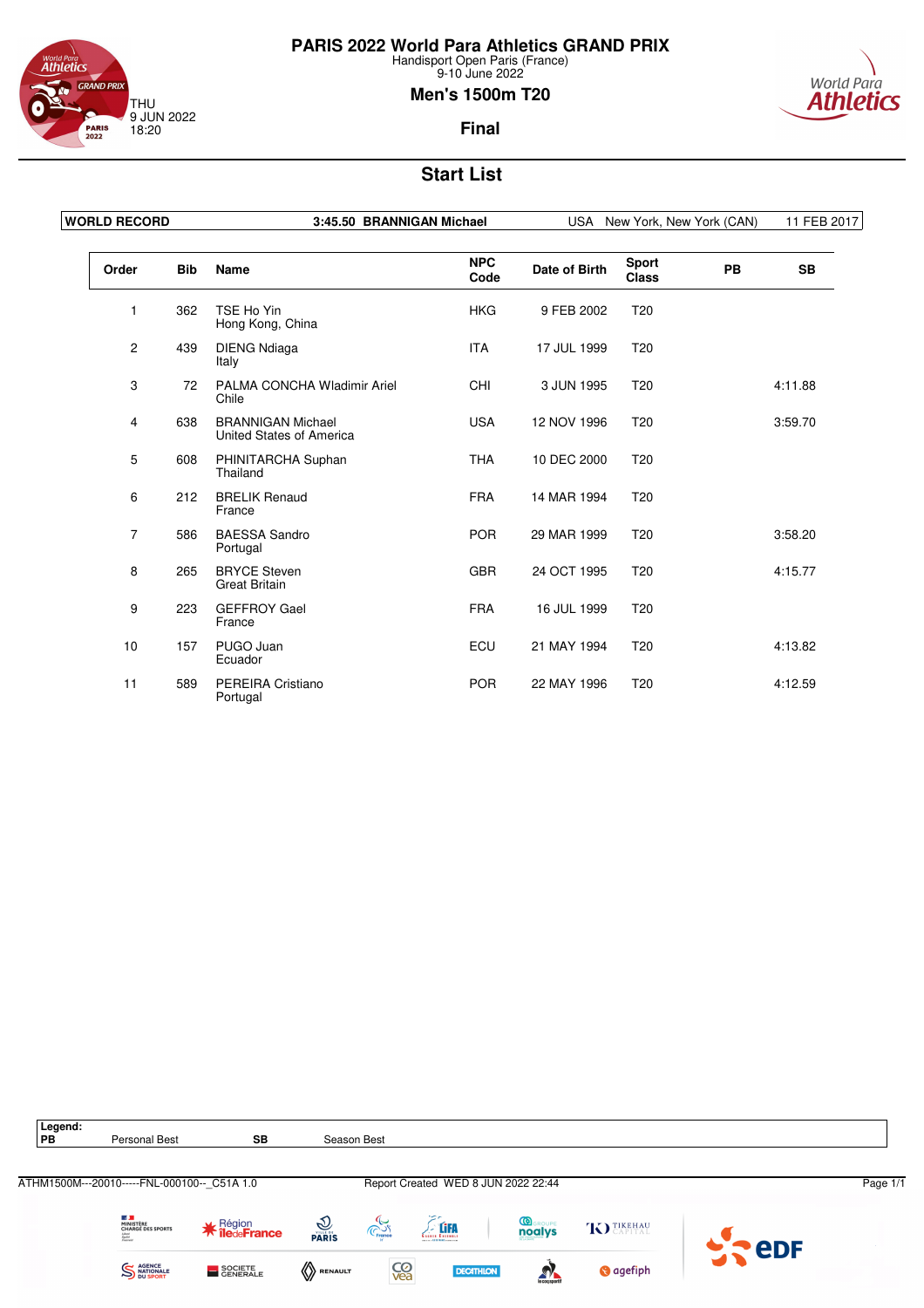# PARIS 2022 World Para Athletics GRAND PRIX

Handisport Open Paris (France)
9-10 June 2022

THU
9 JUN 2022
18:20

## Men's 1500m T20

### Final

## Start List

| WORLD RECORD | 3:45.50 BRANNIGAN Michael | USA | New York, New York (CAN) | 11 FEB 2017 |
|---|---|---|---|---|

| Order | Bib | Name | NPC Code | Date of Birth | Sport Class | PB | SB |
|---|---|---|---|---|---|---|---|
| 1 | 362 | TSE Ho Yin<br>Hong Kong, China | HKG | 9 FEB 2002 | T20 | | |
| 2 | 439 | DIENG Ndiaga<br>Italy | ITA | 17 JUL 1999 | T20 | | |
| 3 | 72 | PALMA CONCHA Wladimir Ariel<br>Chile | CHI | 3 JUN 1995 | T20 | | 4:11.88 |
| 4 | 638 | BRANNIGAN Michael<br>United States of America | USA | 12 NOV 1996 | T20 | | 3:59.70 |
| 5 | 608 | PHINITARCHA Suphan<br>Thailand | THA | 10 DEC 2000 | T20 | | |
| 6 | 212 | BRELIK Renaud<br>France | FRA | 14 MAR 1994 | T20 | | |
| 7 | 586 | BAESSA Sandro<br>Portugal | POR | 29 MAR 1999 | T20 | | 3:58.20 |
| 8 | 265 | BRYCE Steven<br>Great Britain | GBR | 24 OCT 1995 | T20 | | 4:15.77 |
| 9 | 223 | GEFFROY Gael<br>France | FRA | 16 JUL 1999 | T20 | | |
| 10 | 157 | PUGO Juan<br>Ecuador | ECU | 21 MAY 1994 | T20 | | 4:13.82 |
| 11 | 589 | PEREIRA Cristiano<br>Portugal | POR | 22 MAY 1996 | T20 | | 4:12.59 |

**Legend:**

| PB | Personal Best | SB | Season Best |
|---|---|---|---|

ATHM1500M---20010-----FNL-000100--_C51A 1.0 Report Created WED 8 JUN 2022 22:44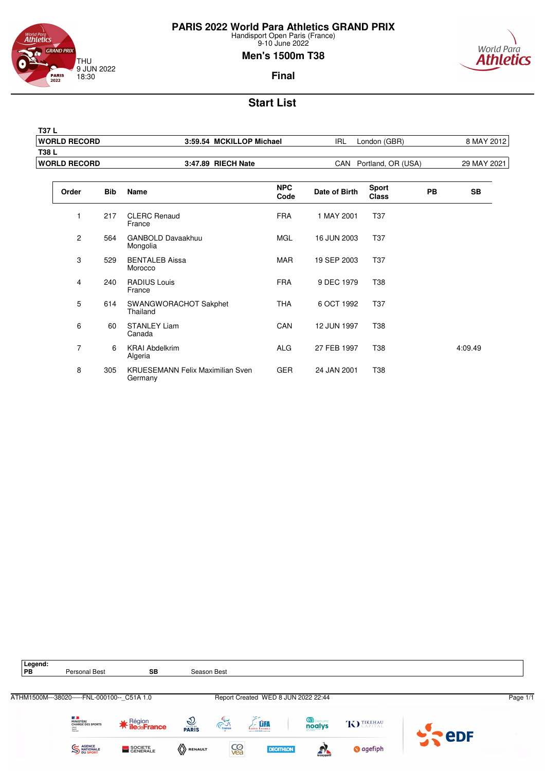# PARIS 2022 World Para Athletics GRAND PRIX

Handisport Open Paris (France)
9-10 June 2022

THU
9 JUN 2022
18:30

## Men's 1500m T38

### Final

## Start List

| T37 L | | | | |
|---|---|---|---|---|
| **WORLD RECORD** | **3:59.54 MCKILLOP Michael** | IRL | London (GBR) | 8 MAY 2012 |
| **T38 L** | | | | |
| **WORLD RECORD** | **3:47.89 RIECH Nate** | CAN | Portland, OR (USA) | 29 MAY 2021 |

| Order | Bib | Name | NPC Code | Date of Birth | Sport Class | PB | SB |
|---|---|---|---|---|---|---|---|
| 1 | 217 | CLERC Renaud<br>France | FRA | 1 MAY 2001 | T37 | | |
| 2 | 564 | GANBOLD Davaakhuu<br>Mongolia | MGL | 16 JUN 2003 | T37 | | |
| 3 | 529 | BENTALEB Aissa<br>Morocco | MAR | 19 SEP 2003 | T37 | | |
| 4 | 240 | RADIUS Louis<br>France | FRA | 9 DEC 1979 | T38 | | |
| 5 | 614 | SWANGWORACHOT Sakphet<br>Thailand | THA | 6 OCT 1992 | T37 | | |
| 6 | 60 | STANLEY Liam<br>Canada | CAN | 12 JUN 1997 | T38 | | |
| 7 | 6 | KRAI Abdelkrim<br>Algeria | ALG | 27 FEB 1997 | T38 | | 4:09.49 |
| 8 | 305 | KRUESEMANN Felix Maximilian Sven<br>Germany | GER | 24 JAN 2001 | T38 | | |

**Legend:**
**PB** Personal Best **SB** Season Best

ATHM1500M---38020-----FNL-000100--_C51A 1.0 Report Created WED 8 JUN 2022 22:44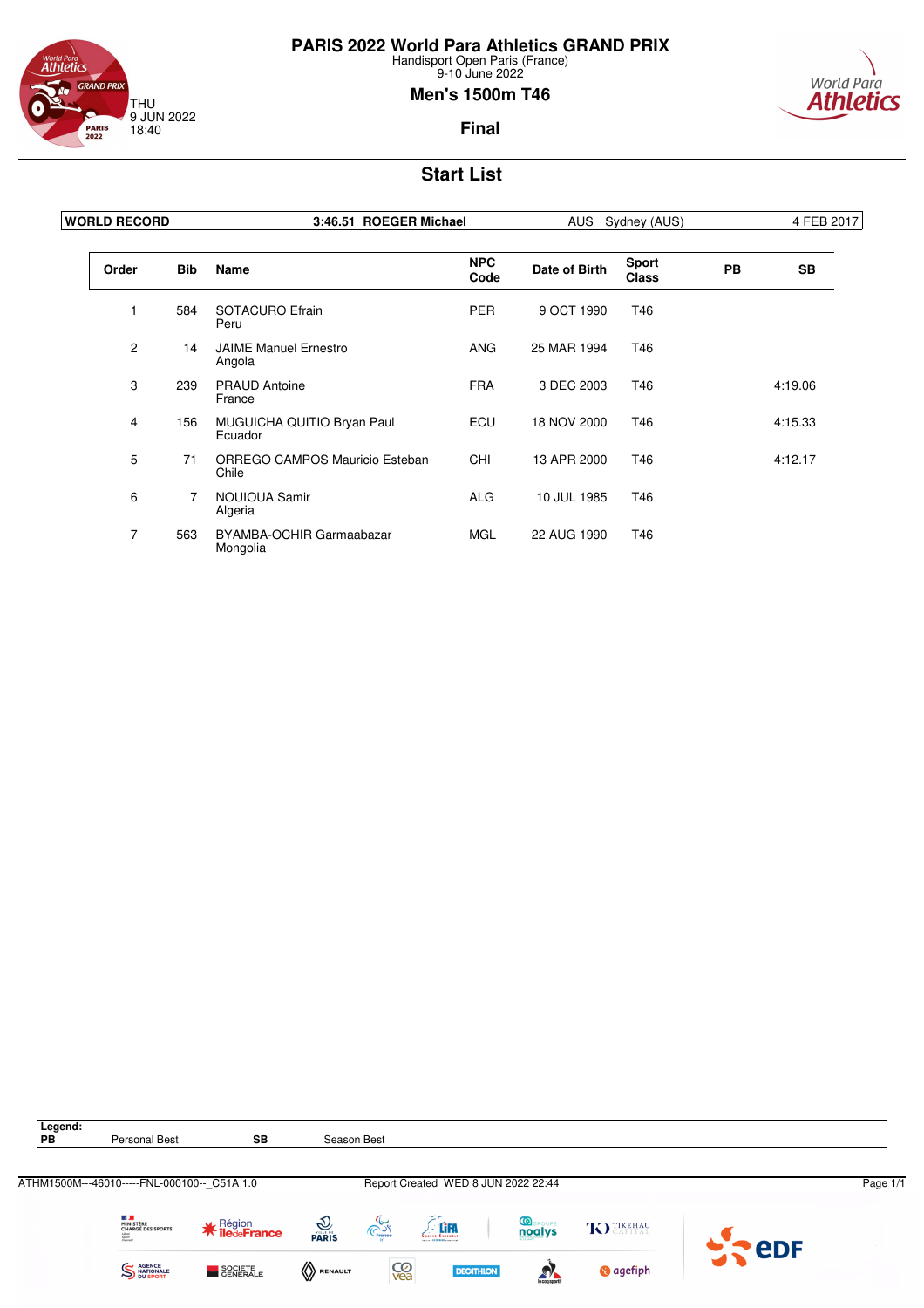# PARIS 2022 World Para Athletics GRAND PRIX

Handisport Open Paris (France)
9-10 June 2022

THU
9 JUN 2022
18:40

## Men's 1500m T46

**Final**

## Start List

| WORLD RECORD | 3:46.51 ROEGER Michael | AUS Sydney (AUS) | 4 FEB 2017 |
|---|---|---|---|

| Order | Bib | Name | NPC Code | Date of Birth | Sport Class | PB | SB |
|---|---|---|---|---|---|---|---|
| 1 | 584 | SOTACURO Efrain<br>Peru | PER | 9 OCT 1990 | T46 | | |
| 2 | 14 | JAIME Manuel Ernestro<br>Angola | ANG | 25 MAR 1994 | T46 | | |
| 3 | 239 | PRAUD Antoine<br>France | FRA | 3 DEC 2003 | T46 | | 4:19.06 |
| 4 | 156 | MUGUICHA QUITIO Bryan Paul<br>Ecuador | ECU | 18 NOV 2000 | T46 | | 4:15.33 |
| 5 | 71 | ORREGO CAMPOS Mauricio Esteban<br>Chile | CHI | 13 APR 2000 | T46 | | 4:12.17 |
| 6 | 7 | NOUIOUA Samir<br>Algeria | ALG | 10 JUL 1985 | T46 | | |
| 7 | 563 | BYAMBA-OCHIR Garmaabazar<br>Mongolia | MGL | 22 AUG 1990 | T46 | | |

**Legend:**

| PB | Personal Best | SB | Season Best |
|---|---|---|---|

ATHM1500M---46010-----FNL-000100--_C51A 1.0 Report Created WED 8 JUN 2022 22:44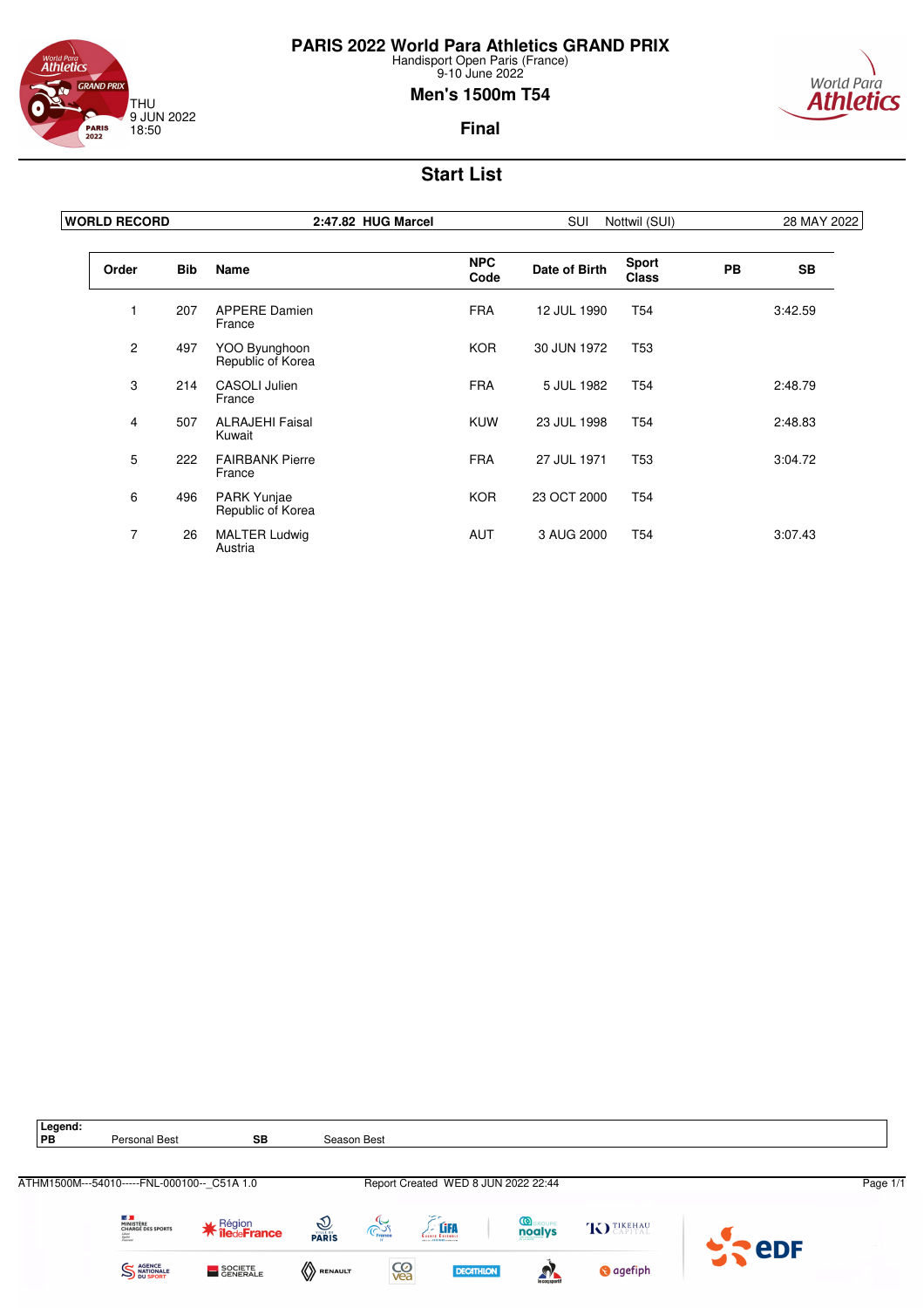# PARIS 2022 World Para Athletics GRAND PRIX

Handisport Open Paris (France)
9-10 June 2022

THU
9 JUN 2022
18:50

## Men's 1500m T54

### Final

## Start List

| WORLD RECORD | 2:47.82 HUG Marcel | SUI | Nottwil (SUI) | 28 MAY 2022 |
|---|---|---|---|---|

| Order | Bib | Name | NPC Code | Date of Birth | Sport Class | PB | SB |
|---|---|---|---|---|---|---|---|
| 1 | 207 | APPERE Damien<br>France | FRA | 12 JUL 1990 | T54 | | 3:42.59 |
| 2 | 497 | YOO Byunghoon<br>Republic of Korea | KOR | 30 JUN 1972 | T53 | | |
| 3 | 214 | CASOLI Julien<br>France | FRA | 5 JUL 1982 | T54 | | 2:48.79 |
| 4 | 507 | ALRAJEHI Faisal<br>Kuwait | KUW | 23 JUL 1998 | T54 | | 2:48.83 |
| 5 | 222 | FAIRBANK Pierre<br>France | FRA | 27 JUL 1971 | T53 | | 3:04.72 |
| 6 | 496 | PARK Yunjae<br>Republic of Korea | KOR | 23 OCT 2000 | T54 | | |
| 7 | 26 | MALTER Ludwig<br>Austria | AUT | 3 AUG 2000 | T54 | | 3:07.43 |

**Legend:**

| PB | Personal Best | SB | Season Best |
|---|---|---|---|

ATHM1500M---54010-----FNL-000100--_C51A 1.0 Report Created WED 8 JUN 2022 22:44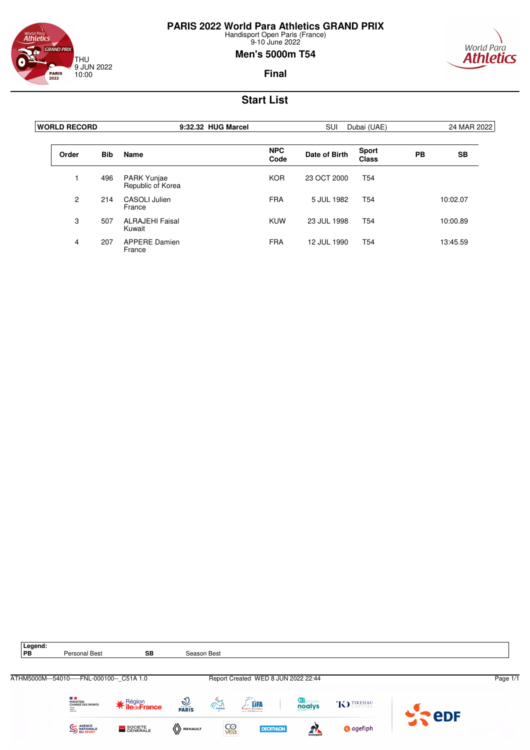# PARIS 2022 World Para Athletics GRAND PRIX

Handisport Open Paris (France)
9-10 June 2022

THU
9 JUN 2022
10:00

## Men's 5000m T54

### Final

## Start List

| WORLD RECORD | 9:32.32 HUG Marcel | SUI | Dubai (UAE) | 24 MAR 2022 |
|---|---|---|---|---|

| Order | Bib | Name | NPC Code | Date of Birth | Sport Class | PB | SB |
|---|---|---|---|---|---|---|---|
| 1 | 496 | PARK Yunjae<br>Republic of Korea | KOR | 23 OCT 2000 | T54 | | |
| 2 | 214 | CASOLI Julien<br>France | FRA | 5 JUL 1982 | T54 | | 10:02.07 |
| 3 | 507 | ALRAJEHI Faisal<br>Kuwait | KUW | 23 JUL 1998 | T54 | | 10:00.89 |
| 4 | 207 | APPERE Damien<br>France | FRA | 12 JUL 1990 | T54 | | 13:45.59 |

**Legend:**

| PB | Personal Best | SB | Season Best |
|---|---|---|---|

ATHM5000M---54010-----FNL-000100--_C51A 1.0 Report Created WED 8 JUN 2022 22:44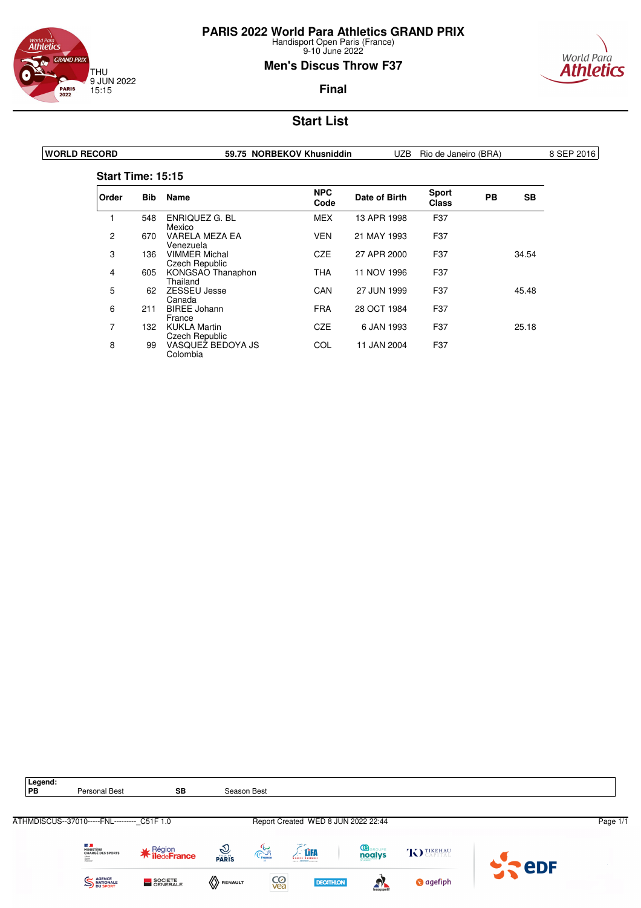# PARIS 2022 World Para Athletics GRAND PRIX

Handisport Open Paris (France)
9-10 June 2022

THU
9 JUN 2022
15:15

## Men's Discus Throw F37

### Final

## Start List

| WORLD RECORD | 59.75 | NORBEKOV Khusniddin | UZB | Rio de Janeiro (BRA) | 8 SEP 2016 |
|---|---|---|---|---|---|

**Start Time: 15:15**

| Order | Bib | Name | NPC Code | Date of Birth | Sport Class | PB | SB |
|---|---|---|---|---|---|---|---|
| 1 | 548 | ENRIQUEZ G. BL<br>Mexico | MEX | 13 APR 1998 | F37 | | |
| 2 | 670 | VARELA MEZA EA<br>Venezuela | VEN | 21 MAY 1993 | F37 | | |
| 3 | 136 | VIMMER Michal<br>Czech Republic | CZE | 27 APR 2000 | F37 | | 34.54 |
| 4 | 605 | KONGSAO Thanaphon<br>Thailand | THA | 11 NOV 1996 | F37 | | |
| 5 | 62 | ZESSEU Jesse<br>Canada | CAN | 27 JUN 1999 | F37 | | 45.48 |
| 6 | 211 | BIREE Johann<br>France | FRA | 28 OCT 1984 | F37 | | |
| 7 | 132 | KUKLA Martin<br>Czech Republic | CZE | 6 JAN 1993 | F37 | | 25.18 |
| 8 | 99 | VASQUEZ BEDOYA JS<br>Colombia | COL | 11 JAN 2004 | F37 | | |

**Legend:**

| PB | Personal Best | SB | Season Best |
|---|---|---|---|

ATHMDISCUS--37010-----FNL---------_C51F 1.0 Report Created WED 8 JUN 2022 22:44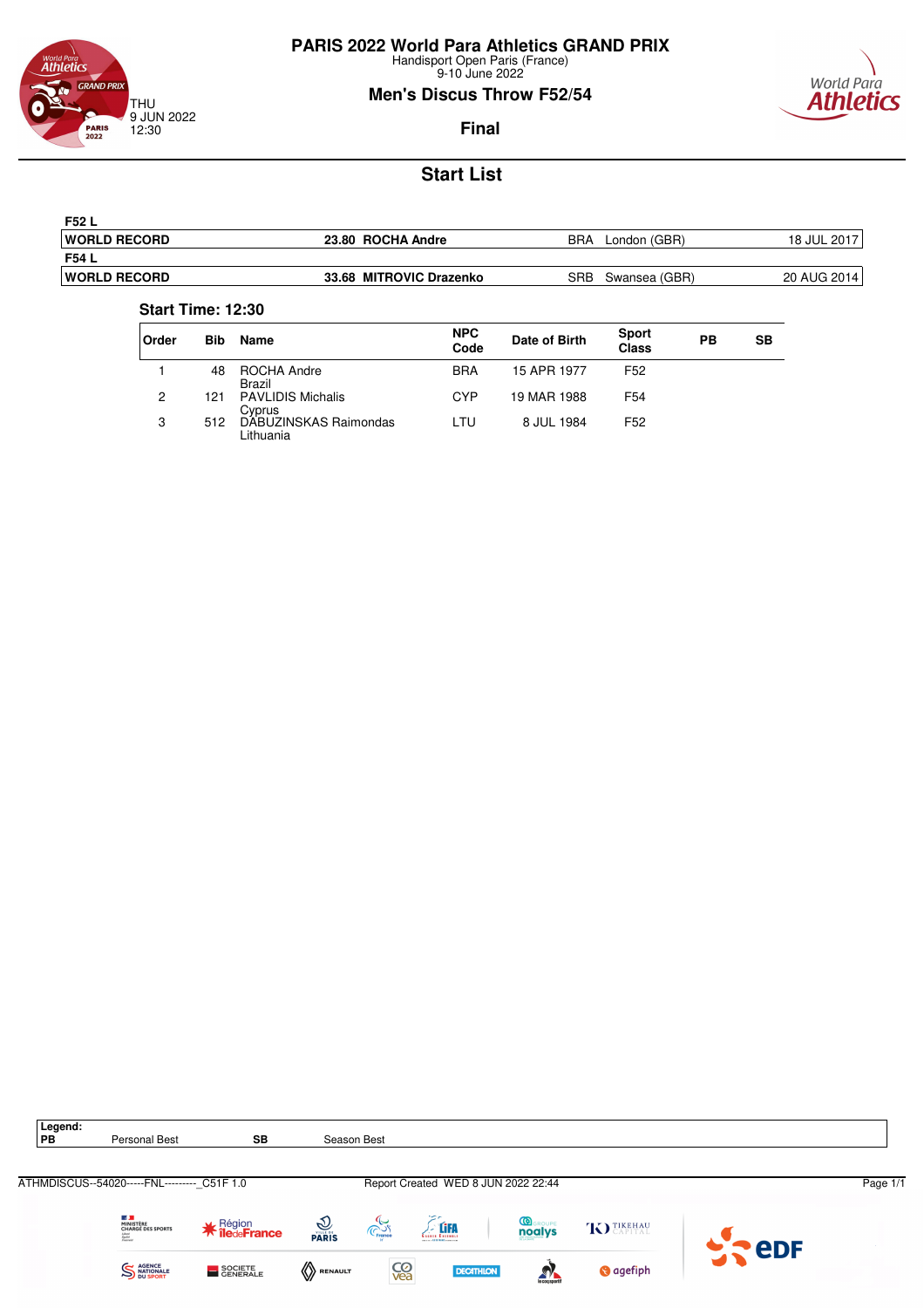# PARIS 2022 World Para Athletics GRAND PRIX

Handisport Open Paris (France)
9-10 June 2022

THU
9 JUN 2022
12:30

## Men's Discus Throw F52/54

### Final

## Start List

| F52 L | | | | |
|---|---|---|---|---|
| **WORLD RECORD** | **23.80 ROCHA Andre** | BRA | London (GBR) | 18 JUL 2017 |
| **F54 L** | | | | |
| **WORLD RECORD** | **33.68 MITROVIC Drazenko** | SRB | Swansea (GBR) | 20 AUG 2014 |

**Start Time: 12:30**

| Order | Bib | Name | NPC Code | Date of Birth | Sport Class | PB | SB |
|---|---|---|---|---|---|---|---|
| 1 | 48 | ROCHA Andre<br>Brazil | BRA | 15 APR 1977 | F52 | | |
| 2 | 121 | PAVLIDIS Michalis<br>Cyprus | CYP | 19 MAR 1988 | F54 | | |
| 3 | 512 | DABUZINSKAS Raimondas<br>Lithuania | LTU | 8 JUL 1984 | F52 | | |

**Legend:**
**PB** Personal Best **SB** Season Best

ATHMDISCUS--54020-----FNL---------_C51F 1.0 Report Created WED 8 JUN 2022 22:44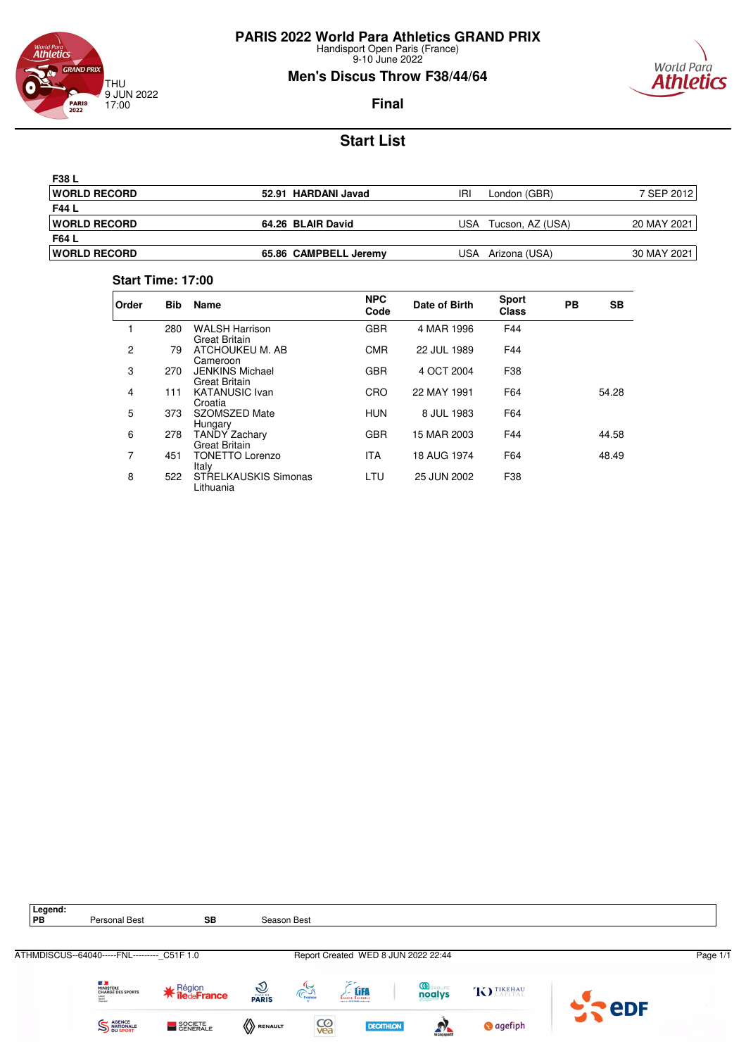# PARIS 2022 World Para Athletics GRAND PRIX

Handisport Open Paris (France)
9-10 June 2022

## Men's Discus Throw F38/44/64

THU
9 JUN 2022
17:00

**Final**

## Start List

| F38 L | | | | |
|---|---|---|---|---|
| **WORLD RECORD** | **52.91 HARDANI Javad** | IRI | London (GBR) | 7 SEP 2012 |
| **F44 L** | | | | |
| **WORLD RECORD** | **64.26 BLAIR David** | USA | Tucson, AZ (USA) | 20 MAY 2021 |
| **F64 L** | | | | |
| **WORLD RECORD** | **65.86 CAMPBELL Jeremy** | USA | Arizona (USA) | 30 MAY 2021 |

**Start Time: 17:00**

| Order | Bib | Name | NPC Code | Date of Birth | Sport Class | PB | SB |
|---|---|---|---|---|---|---|---|
| 1 | 280 | WALSH Harrison<br>Great Britain | GBR | 4 MAR 1996 | F44 | | |
| 2 | 79 | ATCHOUKEU M. AB<br>Cameroon | CMR | 22 JUL 1989 | F44 | | |
| 3 | 270 | JENKINS Michael<br>Great Britain | GBR | 4 OCT 2004 | F38 | | |
| 4 | 111 | KATANUSIC Ivan<br>Croatia | CRO | 22 MAY 1991 | F64 | | 54.28 |
| 5 | 373 | SZOMSZED Mate<br>Hungary | HUN | 8 JUL 1983 | F64 | | |
| 6 | 278 | TANDY Zachary<br>Great Britain | GBR | 15 MAR 2003 | F44 | | 44.58 |
| 7 | 451 | TONETTO Lorenzo<br>Italy | ITA | 18 AUG 1974 | F64 | | 48.49 |
| 8 | 522 | STRELKAUSKIS Simonas<br>Lithuania | LTU | 25 JUN 2002 | F38 | | |

**Legend:**
**PB** Personal Best **SB** Season Best

ATHMDISCUS--64040-----FNL--------_C51F 1.0 Report Created WED 8 JUN 2022 22:44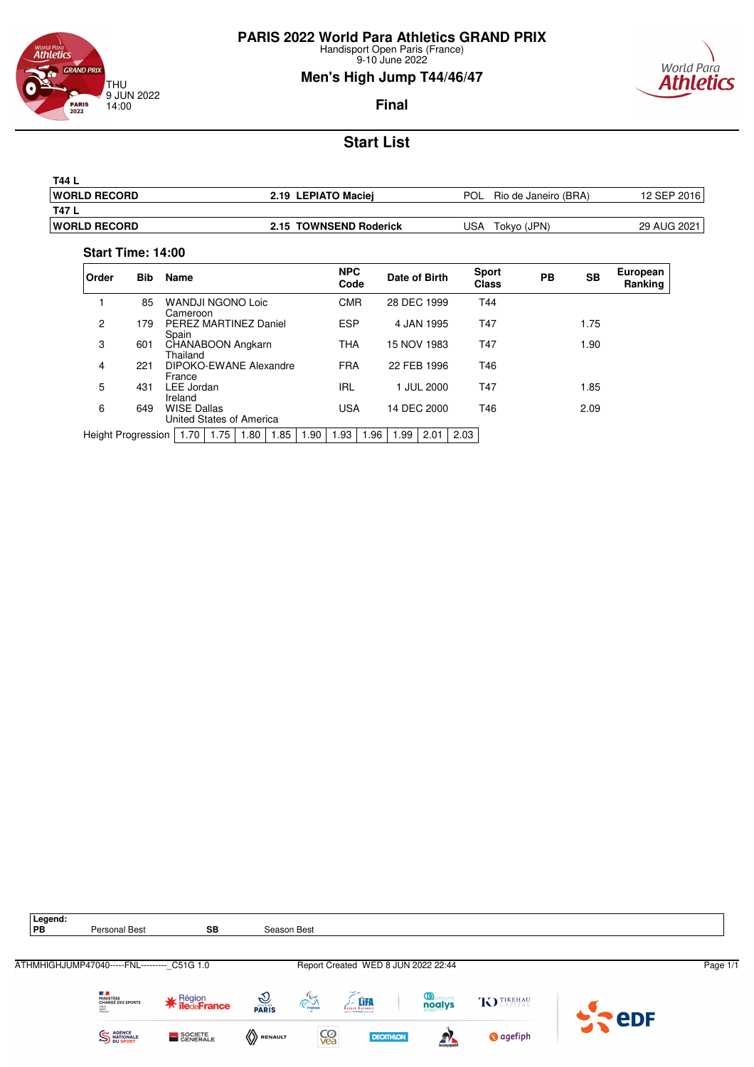# PARIS 2022 World Para Athletics GRAND PRIX

Handisport Open Paris (France)
9-10 June 2022

THU
9 JUN 2022
14:00

## Men's High Jump T44/46/47

### Final

## Start List

| T44 L | | | | |
|---|---|---|---|---|
| WORLD RECORD | 2.19 LEPIATO Maciej | POL | Rio de Janeiro (BRA) | 12 SEP 2016 |
| **T47 L** | | | | |
| WORLD RECORD | 2.15 TOWNSEND Roderick | USA | Tokyo (JPN) | 29 AUG 2021 |

**Start Time: 14:00**

| Order | Bib | Name | NPC Code | Date of Birth | Sport Class | PB | SB | European Ranking |
|---|---|---|---|---|---|---|---|---|
| 1 | 85 | WANDJI NGONO Loic<br>Cameroon | CMR | 28 DEC 1999 | T44 | | | |
| 2 | 179 | PEREZ MARTINEZ Daniel<br>Spain | ESP | 4 JAN 1995 | T47 | | 1.75 | |
| 3 | 601 | CHANABOON Angkarn<br>Thailand | THA | 15 NOV 1983 | T47 | | 1.90 | |
| 4 | 221 | DIPOKO-EWANE Alexandre<br>France | FRA | 22 FEB 1996 | T46 | | | |
| 5 | 431 | LEE Jordan<br>Ireland | IRL | 1 JUL 2000 | T47 | | 1.85 | |
| 6 | 649 | WISE Dallas<br>United States of America | USA | 14 DEC 2000 | T46 | | 2.09 | |

| Height Progression | 1.70 | 1.75 | 1.80 | 1.85 | 1.90 | 1.93 | 1.96 | 1.99 | 2.01 | 2.03 |
|---|---|---|---|---|---|---|---|---|---|---|

**Legend:**

| | | | |
|---|---|---|---|
| **PB** | Personal Best | **SB** | Season Best |

ATHMHIGHJUMP47040-----FNL---------_C51G 1.0 Report Created WED 8 JUN 2022 22:44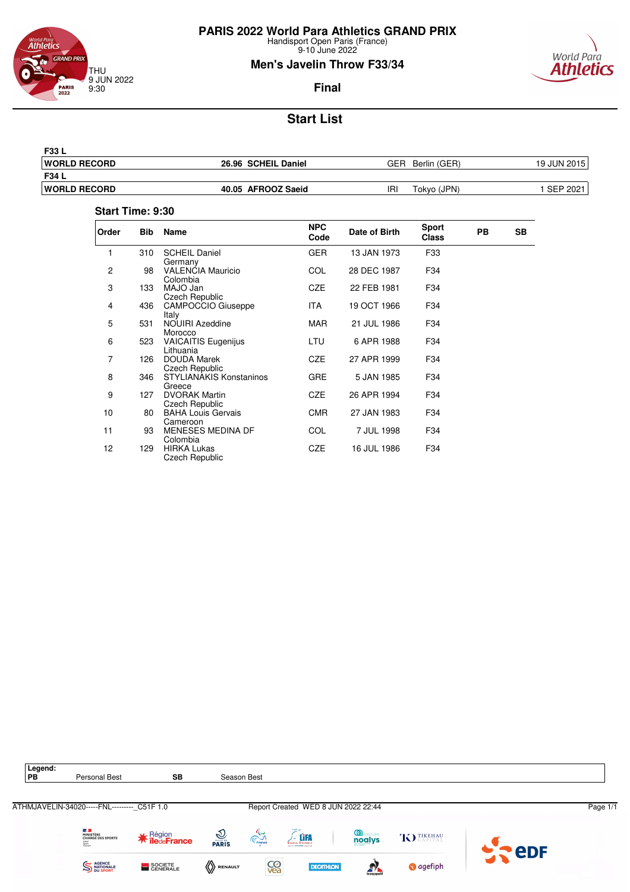# PARIS 2022 World Para Athletics GRAND PRIX

Handisport Open Paris (France)
9-10 June 2022

THU
9 JUN 2022
9:30

## Men's Javelin Throw F33/34

### Final

## Start List

| F33 L | | | | |
|---|---|---|---|---|
| WORLD RECORD | 26.96 SCHEIL Daniel | GER | Berlin (GER) | 19 JUN 2015 |
| **F34 L** | | | | |
| WORLD RECORD | 40.05 AFROOZ Saeid | IRI | Tokyo (JPN) | 1 SEP 2021 |

**Start Time: 9:30**

| Order | Bib | Name | NPC Code | Date of Birth | Sport Class | PB | SB |
|---|---|---|---|---|---|---|---|
| 1 | 310 | SCHEIL Daniel<br>Germany | GER | 13 JAN 1973 | F33 | | |
| 2 | 98 | VALENCIA Mauricio<br>Colombia | COL | 28 DEC 1987 | F34 | | |
| 3 | 133 | MAJO Jan<br>Czech Republic | CZE | 22 FEB 1981 | F34 | | |
| 4 | 436 | CAMPOCCIO Giuseppe<br>Italy | ITA | 19 OCT 1966 | F34 | | |
| 5 | 531 | NOUIRI Azeddine<br>Morocco | MAR | 21 JUL 1986 | F34 | | |
| 6 | 523 | VAICAITIS Eugenijus<br>Lithuania | LTU | 6 APR 1988 | F34 | | |
| 7 | 126 | DOUDA Marek<br>Czech Republic | CZE | 27 APR 1999 | F34 | | |
| 8 | 346 | STYLIANAKIS Konstaninos<br>Greece | GRE | 5 JAN 1985 | F34 | | |
| 9 | 127 | DVORAK Martin<br>Czech Republic | CZE | 26 APR 1994 | F34 | | |
| 10 | 80 | BAHA Louis Gervais<br>Cameroon | CMR | 27 JAN 1983 | F34 | | |
| 11 | 93 | MENESES MEDINA DF<br>Colombia | COL | 7 JUL 1998 | F34 | | |
| 12 | 129 | HIRKA Lukas<br>Czech Republic | CZE | 16 JUL 1986 | F34 | | |

**Legend:**
**PB** Personal Best **SB** Season Best

ATHMJAVELIN-34020-----FNL---------_C51F 1.0 Report Created WED 8 JUN 2022 22:44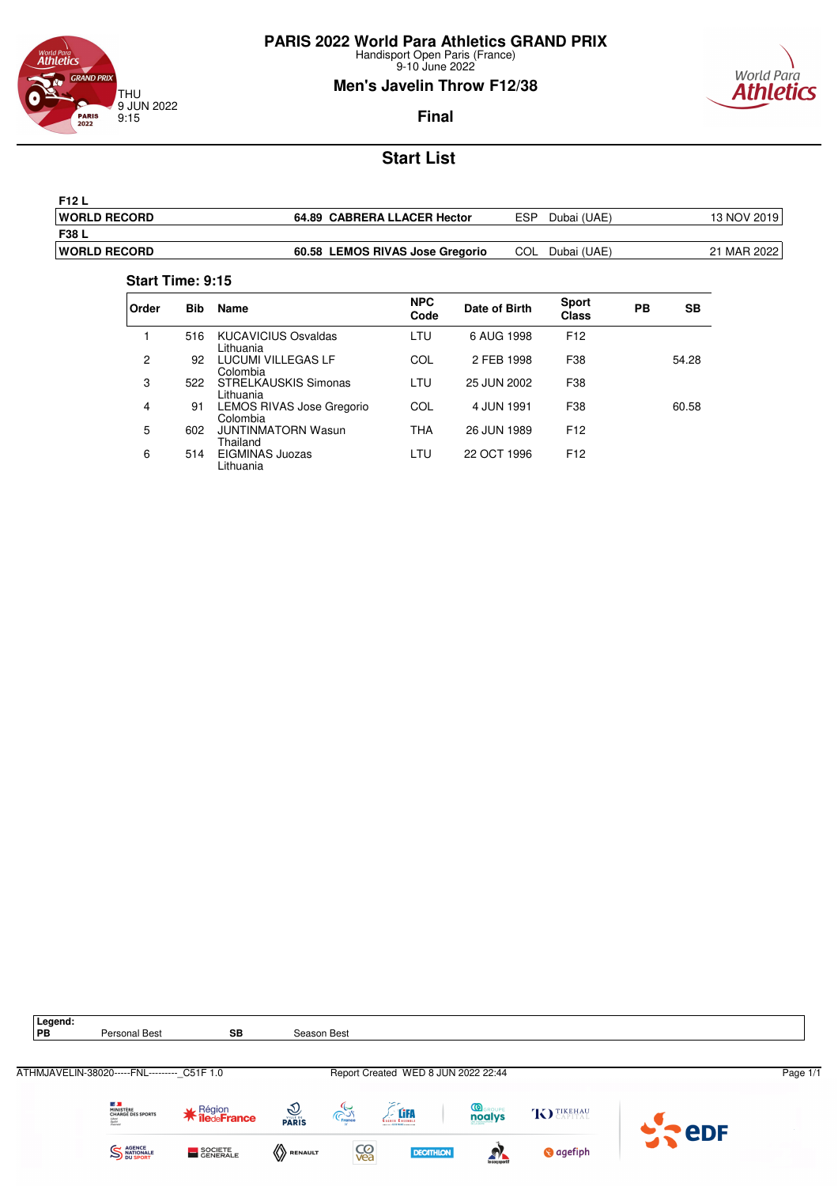# PARIS 2022 World Para Athletics GRAND PRIX

Handisport Open Paris (France)
9-10 June 2022

THU
9 JUN 2022
9:15

## Men's Javelin Throw F12/38

### Final

## Start List

**F12 L**

| WORLD RECORD | 64.89 CABRERA LLACER Hector | ESP | Dubai (UAE) | 13 NOV 2019 |
|---|---|---|---|---|

**F38 L**

| WORLD RECORD | 60.58 LEMOS RIVAS Jose Gregorio | COL | Dubai (UAE) | 21 MAR 2022 |
|---|---|---|---|---|

**Start Time: 9:15**

| Order | Bib | Name | NPC Code | Date of Birth | Sport Class | PB | SB |
|---|---|---|---|---|---|---|---|
| 1 | 516 | KUCAVICIUS Osvaldas<br>Lithuania | LTU | 6 AUG 1998 | F12 | | |
| 2 | 92 | LUCUMI VILLEGAS LF<br>Colombia | COL | 2 FEB 1998 | F38 | | 54.28 |
| 3 | 522 | STRELKAUSKIS Simonas<br>Lithuania | LTU | 25 JUN 2002 | F38 | | |
| 4 | 91 | LEMOS RIVAS Jose Gregorio<br>Colombia | COL | 4 JUN 1991 | F38 | | 60.58 |
| 5 | 602 | JUNTINMATORN Wasun<br>Thailand | THA | 26 JUN 1989 | F12 | | |
| 6 | 514 | EIGMINAS Juozas<br>Lithuania | LTU | 22 OCT 1996 | F12 | | |

**Legend:**

| PB | Personal Best | SB | Season Best |
|---|---|---|---|

ATHMJAVELIN-38020-----FNL---------_C51F 1.0 Report Created WED 8 JUN 2022 22:44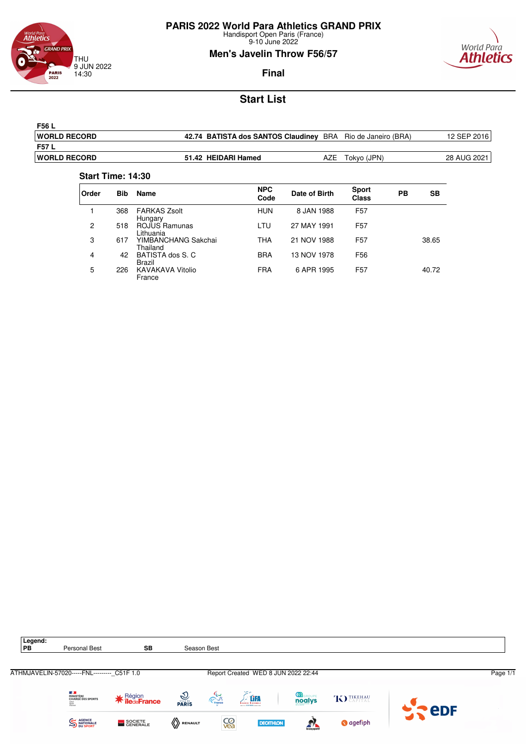# PARIS 2022 World Para Athletics GRAND PRIX

Handisport Open Paris (France)
9-10 June 2022

THU
9 JUN 2022
14:30

## Men's Javelin Throw F56/57

**Final**

## Start List

| F56 L | | | | | |
|---|---|---|---|---|---|
| **WORLD RECORD** | **42.74** | **BATISTA dos SANTOS Claudiney** | BRA | Rio de Janeiro (BRA) | 12 SEP 2016 |
| **F57 L** | | | | | |
| **WORLD RECORD** | **51.42** | **HEIDARI Hamed** | AZE | Tokyo (JPN) | 28 AUG 2021 |

**Start Time: 14:30**

| Order | Bib | Name | NPC Code | Date of Birth | Sport Class | PB | SB |
|---|---|---|---|---|---|---|---|
| 1 | 368 | FARKAS Zsolt<br>Hungary | HUN | 8 JAN 1988 | F57 | | |
| 2 | 518 | ROJUS Ramunas<br>Lithuania | LTU | 27 MAY 1991 | F57 | | |
| 3 | 617 | YIMBANCHANG Sakchai<br>Thailand | THA | 21 NOV 1988 | F57 | | 38.65 |
| 4 | 42 | BATISTA dos S. C<br>Brazil | BRA | 13 NOV 1978 | F56 | | |
| 5 | 226 | KAVAKAVA Vitolio<br>France | FRA | 6 APR 1995 | F57 | | 40.72 |

**Legend:**
**PB** Personal Best **SB** Season Best

ATHMJAVELIN-57020-----FNL---------_C51F 1.0 Report Created WED 8 JUN 2022 22:44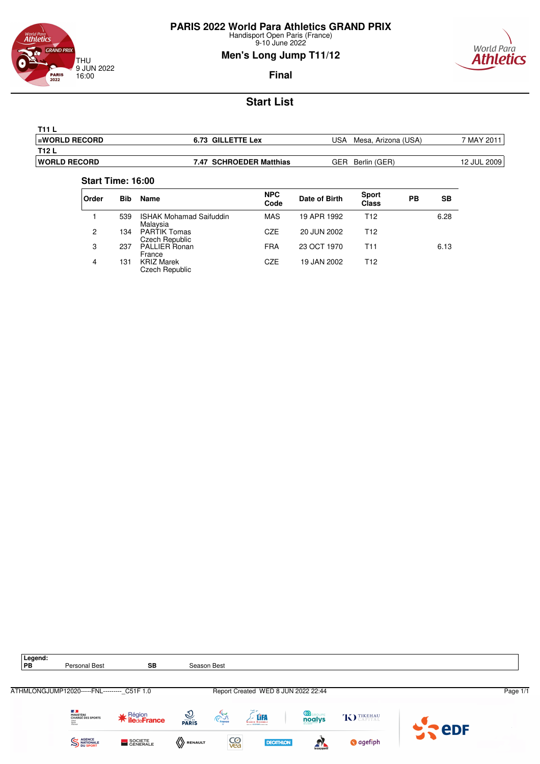# PARIS 2022 World Para Athletics GRAND PRIX

Handisport Open Paris (France)
9-10 June 2022

THU
9 JUN 2022
16:00

## Men's Long Jump T11/12

### Final

## Start List

| T11 L | | | | |
|---|---|---|---|---|
| =WORLD RECORD | 6.73 GILLETTE Lex | USA | Mesa, Arizona (USA) | 7 MAY 2011 |
| **T12 L** | | | | |
| WORLD RECORD | 7.47 SCHROEDER Matthias | GER | Berlin (GER) | 12 JUL 2009 |

**Start Time: 16:00**

| Order | Bib | Name | NPC Code | Date of Birth | Sport Class | PB | SB |
|---|---|---|---|---|---|---|---|
| 1 | 539 | ISHAK Mohamad Saifuddin<br>Malaysia | MAS | 19 APR 1992 | T12 | | 6.28 |
| 2 | 134 | PARTIK Tomas<br>Czech Republic | CZE | 20 JUN 2002 | T12 | | |
| 3 | 237 | PALLIER Ronan<br>France | FRA | 23 OCT 1970 | T11 | | 6.13 |
| 4 | 131 | KRIZ Marek<br>Czech Republic | CZE | 19 JAN 2002 | T12 | | |

| Legend: | | | |
|---|---|---|---|
| PB | Personal Best | SB | Season Best |

ATHMLONGJUMP12020-----FNL---------_C51F 1.0 Report Created WED 8 JUN 2022 22:44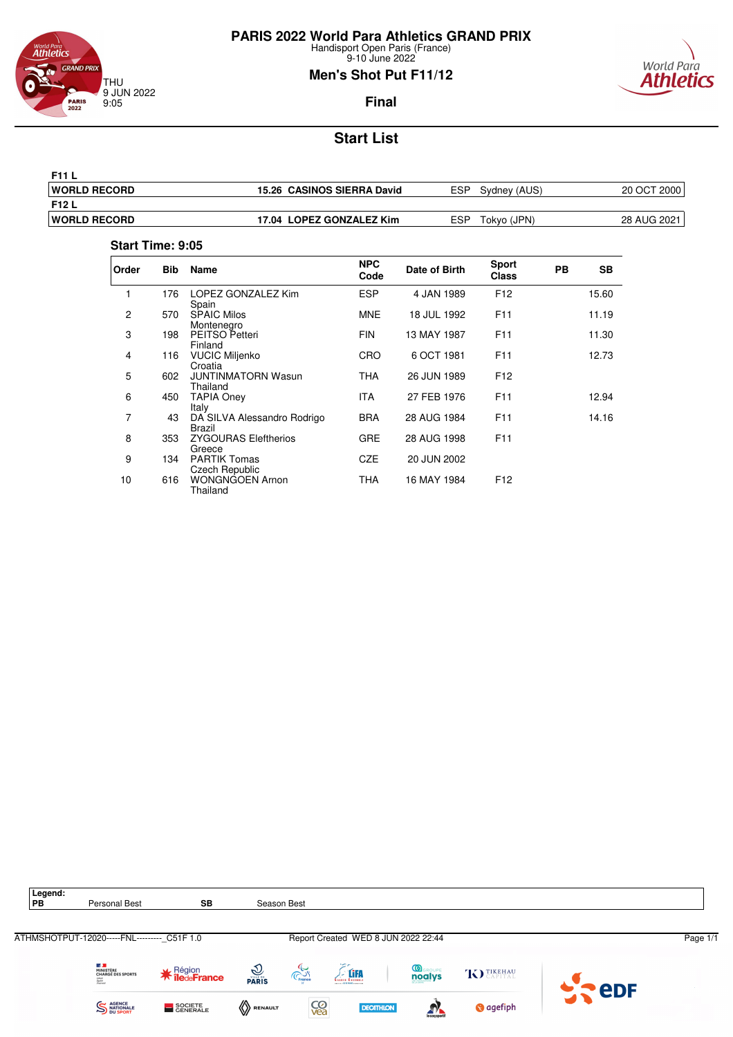# PARIS 2022 World Para Athletics GRAND PRIX

Handisport Open Paris (France)
9-10 June 2022

THU
9 JUN 2022
9:05

## Men's Shot Put F11/12

### Final

## Start List

| F11 L | | | | |
|---|---|---|---|---|
| **WORLD RECORD** | **15.26 CASINOS SIERRA David** | ESP | Sydney (AUS) | 20 OCT 2000 |
| **F12 L** | | | | |
| **WORLD RECORD** | **17.04 LOPEZ GONZALEZ Kim** | ESP | Tokyo (JPN) | 28 AUG 2021 |

**Start Time: 9:05**

| Order | Bib | Name | NPC Code | Date of Birth | Sport Class | PB | SB |
|---|---|---|---|---|---|---|---|
| 1 | 176 | LOPEZ GONZALEZ Kim<br>Spain | ESP | 4 JAN 1989 | F12 | | 15.60 |
| 2 | 570 | SPAIC Milos<br>Montenegro | MNE | 18 JUL 1992 | F11 | | 11.19 |
| 3 | 198 | PEITSO Petteri<br>Finland | FIN | 13 MAY 1987 | F11 | | 11.30 |
| 4 | 116 | VUCIC Miljenko<br>Croatia | CRO | 6 OCT 1981 | F11 | | 12.73 |
| 5 | 602 | JUNTINMATORN Wasun<br>Thailand | THA | 26 JUN 1989 | F12 | | |
| 6 | 450 | TAPIA Oney<br>Italy | ITA | 27 FEB 1976 | F11 | | 12.94 |
| 7 | 43 | DA SILVA Alessandro Rodrigo<br>Brazil | BRA | 28 AUG 1984 | F11 | | 14.16 |
| 8 | 353 | ZYGOURAS Eleftherios<br>Greece | GRE | 28 AUG 1998 | F11 | | |
| 9 | 134 | PARTIK Tomas<br>Czech Republic | CZE | 20 JUN 2002 | | | |
| 10 | 616 | WONGNGOEN Arnon<br>Thailand | THA | 16 MAY 1984 | F12 | | |

| Legend: | | | |
|---|---|---|---|
| **PB** | Personal Best | **SB** | Season Best |

ATHMSHOTPUT-12020-----FNL---------_C51F 1.0 Report Created WED 8 JUN 2022 22:44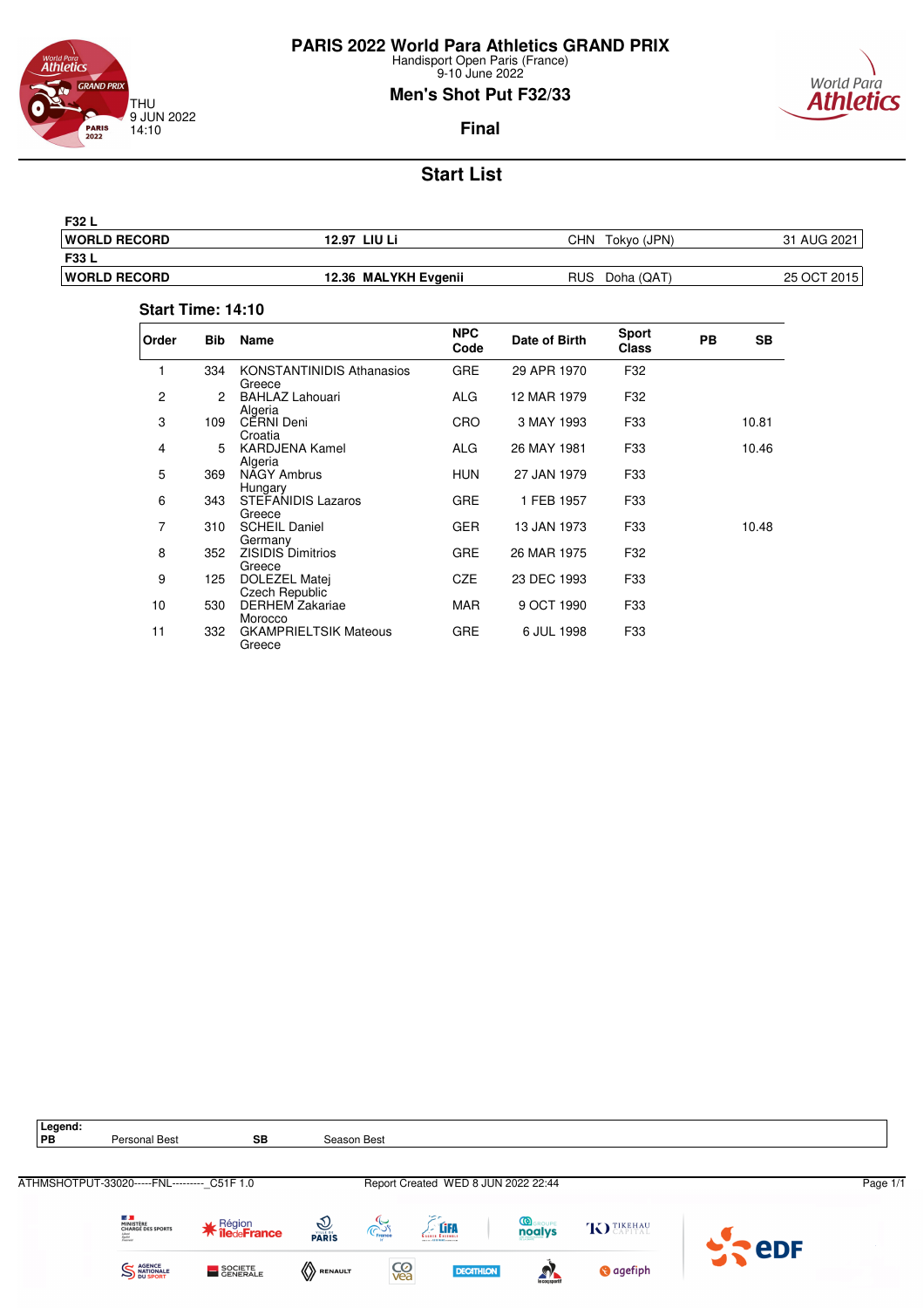# PARIS 2022 World Para Athletics GRAND PRIX

Handisport Open Paris (France)
9-10 June 2022

THU
9 JUN 2022
14:10

## Men's Shot Put F32/33

### Final

## Start List

| F32 L | | | |
|---|---|---|---|
| **WORLD RECORD** | **12.97 LIU Li** | CHN Tokyo (JPN) | 31 AUG 2021 |
| **F33 L** | | | |
| **WORLD RECORD** | **12.36 MALYKH Evgenii** | RUS Doha (QAT) | 25 OCT 2015 |

**Start Time: 14:10**

| Order | Bib | Name | NPC Code | Date of Birth | Sport Class | PB | SB |
|---|---|---|---|---|---|---|---|
| 1 | 334 | KONSTANTINIDIS Athanasios<br>Greece | GRE | 29 APR 1970 | F32 | | |
| 2 | 2 | BAHLAZ Lahouari<br>Algeria | ALG | 12 MAR 1979 | F32 | | |
| 3 | 109 | CERNI Deni<br>Croatia | CRO | 3 MAY 1993 | F33 | | 10.81 |
| 4 | 5 | KARDJENA Kamel<br>Algeria | ALG | 26 MAY 1981 | F33 | | 10.46 |
| 5 | 369 | NAGY Ambrus<br>Hungary | HUN | 27 JAN 1979 | F33 | | |
| 6 | 343 | STEFANIDIS Lazaros<br>Greece | GRE | 1 FEB 1957 | F33 | | |
| 7 | 310 | SCHEIL Daniel<br>Germany | GER | 13 JAN 1973 | F33 | | 10.48 |
| 8 | 352 | ZISIDIS Dimitrios<br>Greece | GRE | 26 MAR 1975 | F32 | | |
| 9 | 125 | DOLEZEL Matej<br>Czech Republic | CZE | 23 DEC 1993 | F33 | | |
| 10 | 530 | DERHEM Zakariae<br>Morocco | MAR | 9 OCT 1990 | F33 | | |
| 11 | 332 | GKAMPRIELTSIK Mateous<br>Greece | GRE | 6 JUL 1998 | F33 | | |

**Legend:**

| | | | |
|---|---|---|---|
| **PB** | Personal Best | **SB** | Season Best |

ATHMSHOTPUT-33020-----FNL---------_C51F 1.0 Report Created WED 8 JUN 2022 22:44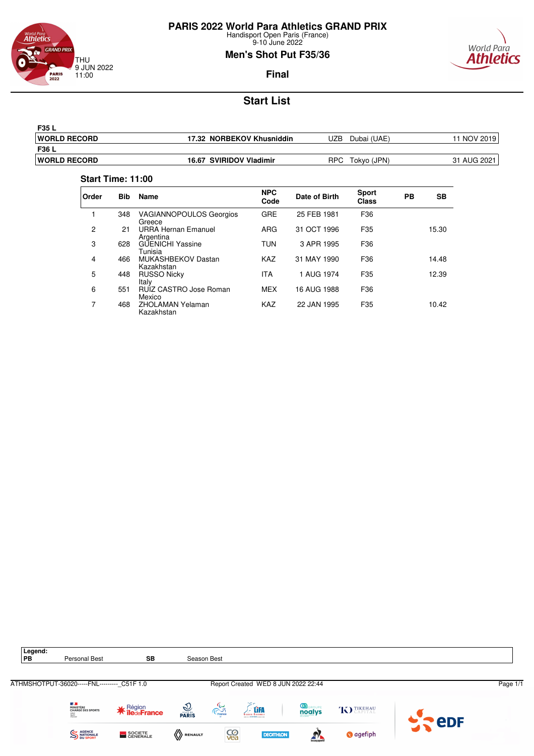# PARIS 2022 World Para Athletics GRAND PRIX

Handisport Open Paris (France)
9-10 June 2022

THU
9 JUN 2022
11:00

## Men's Shot Put F35/36

### Final

## Start List

| F35 L | | | | |
|---|---|---|---|---|
| **WORLD RECORD** | **17.32 NORBEKOV Khusniddin** | UZB | Dubai (UAE) | 11 NOV 2019 |
| **F36 L** | | | | |
| **WORLD RECORD** | **16.67 SVIRIDOV Vladimir** | RPC | Tokyo (JPN) | 31 AUG 2021 |

**Start Time: 11:00**

| Order | Bib | Name | NPC Code | Date of Birth | Sport Class | PB | SB |
|---|---|---|---|---|---|---|---|
| 1 | 348 | VAGIANNOPOULOS Georgios<br>Greece | GRE | 25 FEB 1981 | F36 | | |
| 2 | 21 | URRA Hernan Emanuel<br>Argentina | ARG | 31 OCT 1996 | F35 | | 15.30 |
| 3 | 628 | GUENICHI Yassine<br>Tunisia | TUN | 3 APR 1995 | F36 | | |
| 4 | 466 | MUKASHBEKOV Dastan<br>Kazakhstan | KAZ | 31 MAY 1990 | F36 | | 14.48 |
| 5 | 448 | RUSSO Nicky<br>Italy | ITA | 1 AUG 1974 | F35 | | 12.39 |
| 6 | 551 | RUIZ CASTRO Jose Roman<br>Mexico | MEX | 16 AUG 1988 | F36 | | |
| 7 | 468 | ZHOLAMAN Yelaman<br>Kazakhstan | KAZ | 22 JAN 1995 | F35 | | 10.42 |

**Legend:**

| | | | |
|---|---|---|---|
| **PB** | Personal Best | **SB** | Season Best |

ATHMSHOTPUT-36020-----FNL---------_C51F 1.0 Report Created WED 8 JUN 2022 22:44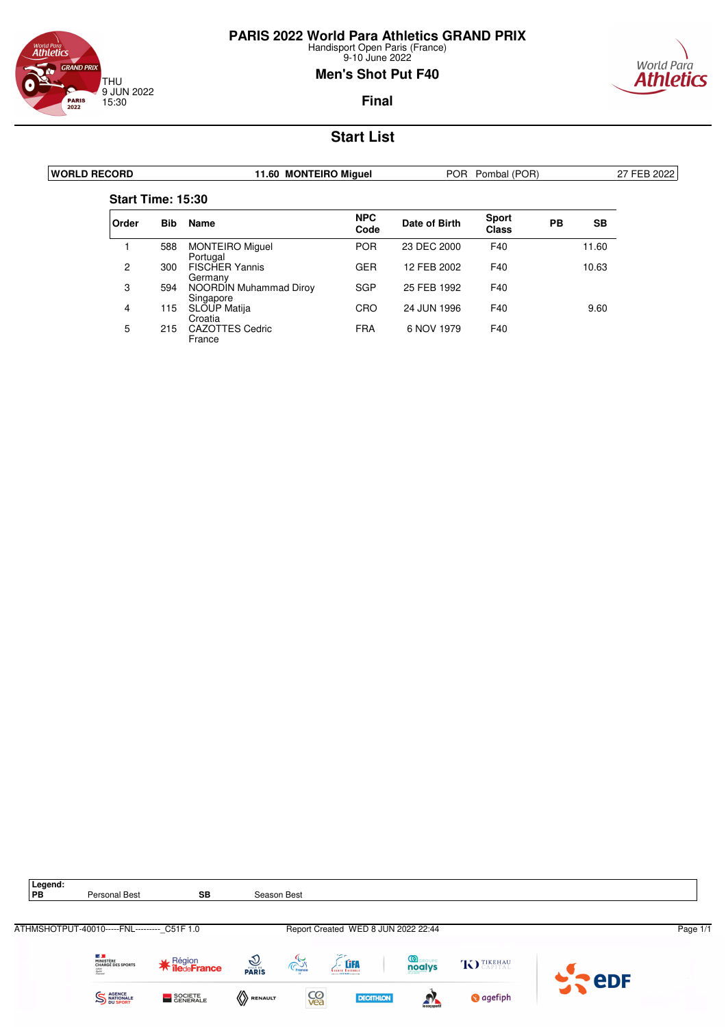# PARIS 2022 World Para Athletics GRAND PRIX

Handisport Open Paris (France)
9-10 June 2022

THU
9 JUN 2022
15:30

## Men's Shot Put F40

### Final

## Start List

| WORLD RECORD | 11.60 MONTEIRO Miguel | POR Pombal (POR) | 27 FEB 2022 |
|---|---|---|---|

**Start Time: 15:30**

| Order | Bib | Name | NPC Code | Date of Birth | Sport Class | PB | SB |
|---|---|---|---|---|---|---|---|
| 1 | 588 | MONTEIRO Miguel<br>Portugal | POR | 23 DEC 2000 | F40 | | 11.60 |
| 2 | 300 | FISCHER Yannis<br>Germany | GER | 12 FEB 2002 | F40 | | 10.63 |
| 3 | 594 | NOORDIN Muhammad Diroy<br>Singapore | SGP | 25 FEB 1992 | F40 | | |
| 4 | 115 | SLOUP Matija<br>Croatia | CRO | 24 JUN 1996 | F40 | | 9.60 |
| 5 | 215 | CAZOTTES Cedric<br>France | FRA | 6 NOV 1979 | F40 | | |

**Legend:**

| PB | Personal Best | SB | Season Best |
|---|---|---|---|

ATHMSHOTPUT-40010-----FNL---------_C51F 1.0 Report Created WED 8 JUN 2022 22:44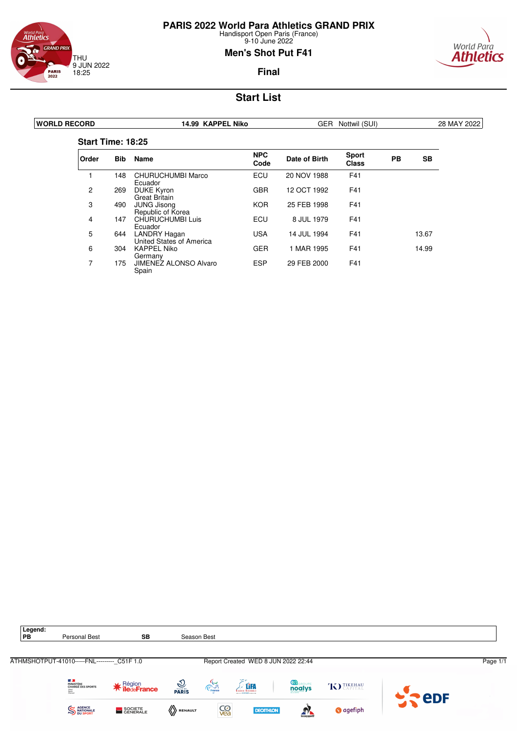# PARIS 2022 World Para Athletics GRAND PRIX

Handisport Open Paris (France)
9-10 June 2022

THU
9 JUN 2022
18:25

## Men's Shot Put F41

### Final

## Start List

| WORLD RECORD | 14.99 KAPPEL Niko | GER Nottwil (SUI) | 28 MAY 2022 |
|---|---|---|---|

**Start Time: 18:25**

| Order | Bib | Name | NPC Code | Date of Birth | Sport Class | PB | SB |
|---|---|---|---|---|---|---|---|
| 1 | 148 | CHURUCHUMBI Marco<br>Ecuador | ECU | 20 NOV 1988 | F41 | | |
| 2 | 269 | DUKE Kyron<br>Great Britain | GBR | 12 OCT 1992 | F41 | | |
| 3 | 490 | JUNG Jisong<br>Republic of Korea | KOR | 25 FEB 1998 | F41 | | |
| 4 | 147 | CHURUCHUMBI Luis<br>Ecuador | ECU | 8 JUL 1979 | F41 | | |
| 5 | 644 | LANDRY Hagan<br>United States of America | USA | 14 JUL 1994 | F41 | | 13.67 |
| 6 | 304 | KAPPEL Niko<br>Germany | GER | 1 MAR 1995 | F41 | | 14.99 |
| 7 | 175 | JIMENEZ ALONSO Alvaro<br>Spain | ESP | 29 FEB 2000 | F41 | | |

**Legend:**

| PB | Personal Best | SB | Season Best |
|---|---|---|---|

ATHMSHOTPUT-41010-----FNL---------_C51F 1.0 Report Created WED 8 JUN 2022 22:44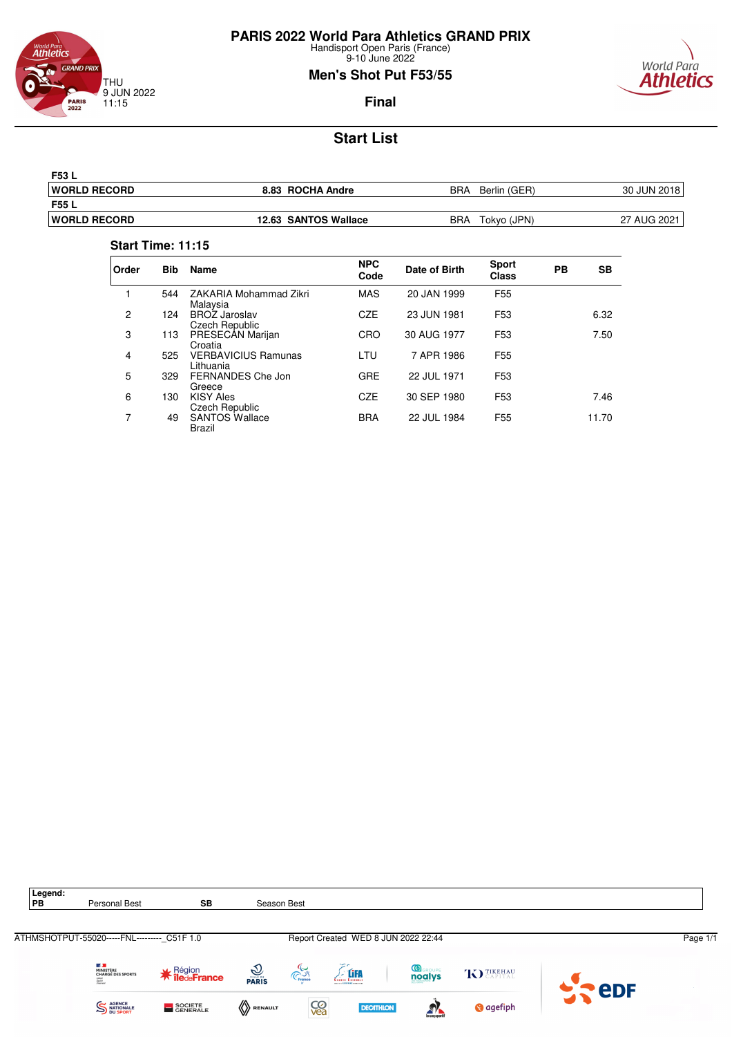# PARIS 2022 World Para Athletics GRAND PRIX

Handisport Open Paris (France)
9-10 June 2022

THU
9 JUN 2022
11:15

## Men's Shot Put F53/55

**Final**

## Start List

| F53 L | | | | |
|---|---|---|---|---|
| **WORLD RECORD** | **8.83 ROCHA Andre** | BRA | Berlin (GER) | 30 JUN 2018 |
| **F55 L** | | | | |
| **WORLD RECORD** | **12.63 SANTOS Wallace** | BRA | Tokyo (JPN) | 27 AUG 2021 |

**Start Time: 11:15**

| Order | Bib | Name | NPC Code | Date of Birth | Sport Class | PB | SB |
|---|---|---|---|---|---|---|---|
| 1 | 544 | ZAKARIA Mohammad Zikri<br>Malaysia | MAS | 20 JAN 1999 | F55 | | |
| 2 | 124 | BROZ Jaroslav<br>Czech Republic | CZE | 23 JUN 1981 | F53 | | 6.32 |
| 3 | 113 | PRESECAN Marijan<br>Croatia | CRO | 30 AUG 1977 | F53 | | 7.50 |
| 4 | 525 | VERBAVICIUS Ramunas<br>Lithuania | LTU | 7 APR 1986 | F55 | | |
| 5 | 329 | FERNANDES Che Jon<br>Greece | GRE | 22 JUL 1971 | F53 | | |
| 6 | 130 | KISY Ales<br>Czech Republic | CZE | 30 SEP 1980 | F53 | | 7.46 |
| 7 | 49 | SANTOS Wallace<br>Brazil | BRA | 22 JUL 1984 | F55 | | 11.70 |

**Legend:**

| **PB** | Personal Best | **SB** | Season Best |
|---|---|---|---|

ATHMSHOTPUT-55020-----FNL---------_C51F 1.0 Report Created WED 8 JUN 2022 22:44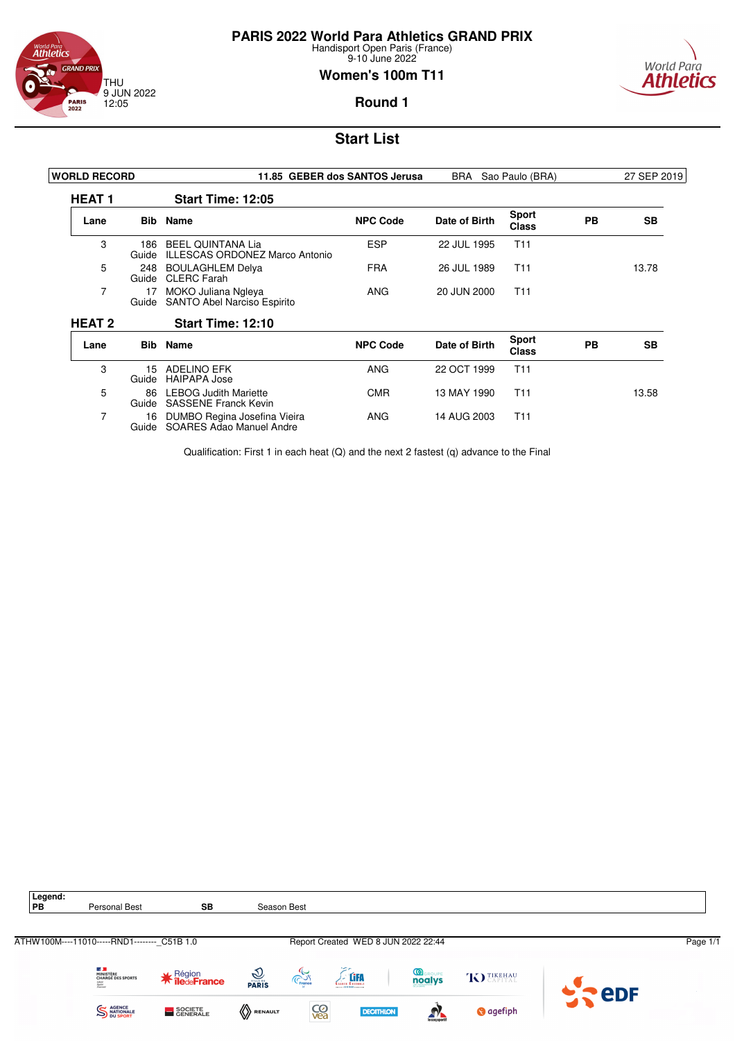# PARIS 2022 World Para Athletics GRAND PRIX

Handisport Open Paris (France)
9-10 June 2022

THU
9 JUN 2022
12:05

## Women's 100m T11

### Round 1

## Start List

| WORLD RECORD | 11.85 GEBER dos SANTOS Jerusa | BRA | Sao Paulo (BRA) | 27 SEP 2019 |
|---|---|---|---|---|

### HEAT 1 — Start Time: 12:05

| Lane | Bib | Name | NPC Code | Date of Birth | Sport Class | PB | SB |
|---|---|---|---|---|---|---|---|
| 3 | 186 | BEEL QUINTANA Lia | ESP | 22 JUL 1995 | T11 | | |
| | Guide | ILLESCAS ORDONEZ Marco Antonio | | | | | |
| 5 | 248 | BOULAGHLEM Delya | FRA | 26 JUL 1989 | T11 | | 13.78 |
| | Guide | CLERC Farah | | | | | |
| 7 | 17 | MOKO Juliana Ngleya | ANG | 20 JUN 2000 | T11 | | |
| | Guide | SANTO Abel Narciso Espirito | | | | | |

### HEAT 2 — Start Time: 12:10

| Lane | Bib | Name | NPC Code | Date of Birth | Sport Class | PB | SB |
|---|---|---|---|---|---|---|---|
| 3 | 15 | ADELINO EFK | ANG | 22 OCT 1999 | T11 | | |
| | Guide | HAIPAPA Jose | | | | | |
| 5 | 86 | LEBOG Judith Mariette | CMR | 13 MAY 1990 | T11 | | 13.58 |
| | Guide | SASSENE Franck Kevin | | | | | |
| 7 | 16 | DUMBO Regina Josefina Vieira | ANG | 14 AUG 2003 | T11 | | |
| | Guide | SOARES Adao Manuel Andre | | | | | |

Qualification: First 1 in each heat (Q) and the next 2 fastest (q) advance to the Final

**Legend:**

| PB | Personal Best | SB | Season Best |
|---|---|---|---|

ATHW100M----11010-----RND1--------_C51B 1.0 Report Created WED 8 JUN 2022 22:44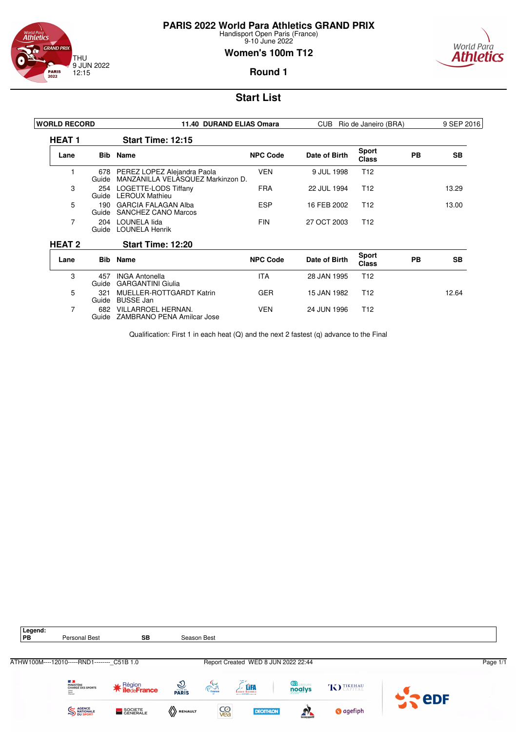# PARIS 2022 World Para Athletics GRAND PRIX

Handisport Open Paris (France)
9-10 June 2022

THU
9 JUN 2022
12:15

## Women's 100m T12

### Round 1

## Start List

| WORLD RECORD | 11.40 DURAND ELIAS Omara | CUB | Rio de Janeiro (BRA) | 9 SEP 2016 |
|---|---|---|---|---|

### HEAT 1 Start Time: 12:15

| Lane | Bib | Name | NPC Code | Date of Birth | Sport Class | PB | SB |
|---|---|---|---|---|---|---|---|
| 1 | 678 | PEREZ LOPEZ Alejandra Paola | VEN | 9 JUL 1998 | T12 | | |
| | Guide | MANZANILLA VELASQUEZ Markinzon D. | | | | | |
| 3 | 254 | LOGETTE-LODS Tiffany | FRA | 22 JUL 1994 | T12 | | 13.29 |
| | Guide | LEROUX Mathieu | | | | | |
| 5 | 190 | GARCIA FALAGAN Alba | ESP | 16 FEB 2002 | T12 | | 13.00 |
| | Guide | SANCHEZ CANO Marcos | | | | | |
| 7 | 204 | LOUNELA Iida | FIN | 27 OCT 2003 | T12 | | |
| | Guide | LOUNELA Henrik | | | | | |

### HEAT 2 Start Time: 12:20

| Lane | Bib | Name | NPC Code | Date of Birth | Sport Class | PB | SB |
|---|---|---|---|---|---|---|---|
| 3 | 457 | INGA Antonella | ITA | 28 JAN 1995 | T12 | | |
| | Guide | GARGANTINI Giulia | | | | | |
| 5 | 321 | MUELLER-ROTTGARDT Katrin | GER | 15 JAN 1982 | T12 | | 12.64 |
| | Guide | BUSSE Jan | | | | | |
| 7 | 682 | VILLARROEL HERNAN. | VEN | 24 JUN 1996 | T12 | | |
| | Guide | ZAMBRANO PENA Amilcar Jose | | | | | |

Qualification: First 1 in each heat (Q) and the next 2 fastest (q) advance to the Final

**Legend:**
PB Personal Best SB Season Best

ATHW100M----12010-----RND1--------_C51B 1.0 Report Created WED 8 JUN 2022 22:44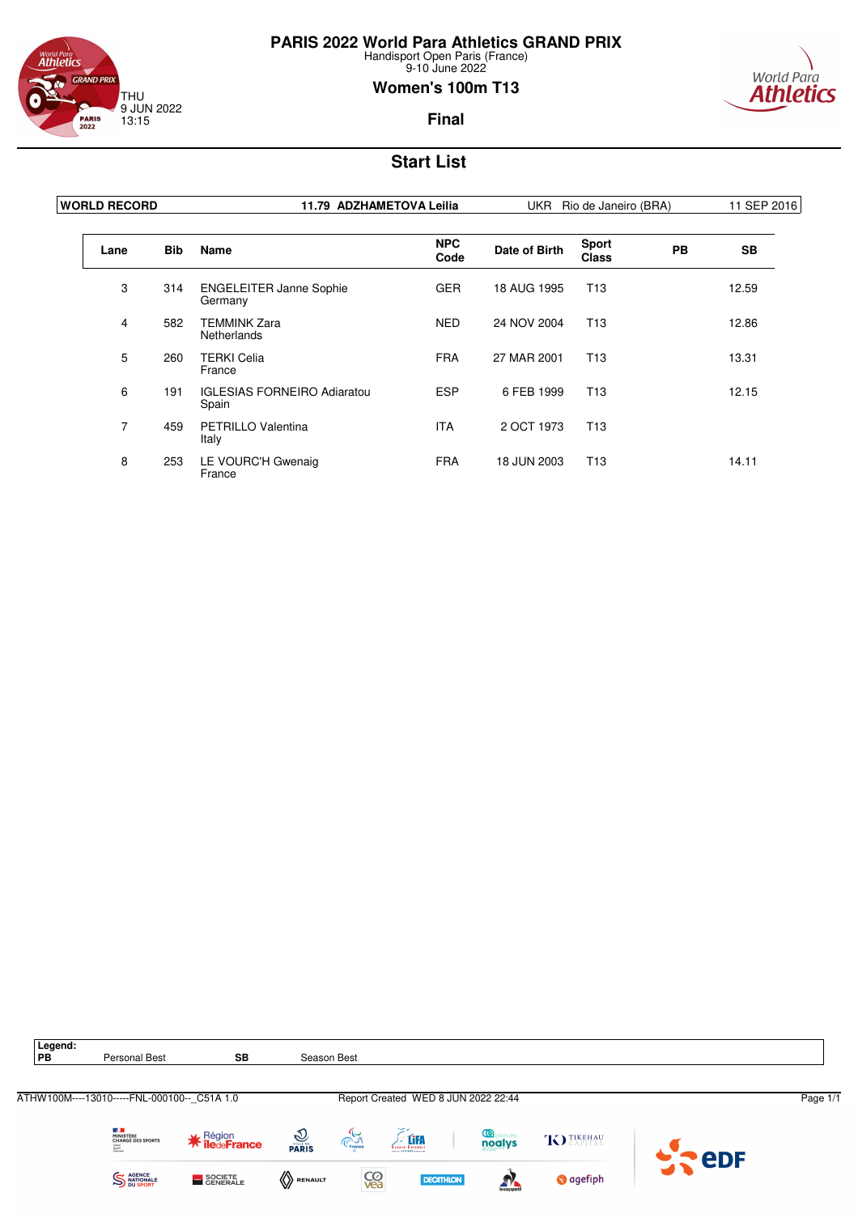# PARIS 2022 World Para Athletics GRAND PRIX

Handisport Open Paris (France)
9-10 June 2022

THU
9 JUN 2022
13:15

## Women's 100m T13

## Final

## Start List

| WORLD RECORD | 11.79 ADZHAMETOVA Leilia | UKR | Rio de Janeiro (BRA) | 11 SEP 2016 |
|---|---|---|---|---|

| Lane | Bib | Name | NPC Code | Date of Birth | Sport Class | PB | SB |
|---|---|---|---|---|---|---|---|
| 3 | 314 | ENGELEITER Janne Sophie<br>Germany | GER | 18 AUG 1995 | T13 | | 12.59 |
| 4 | 582 | TEMMINK Zara<br>Netherlands | NED | 24 NOV 2004 | T13 | | 12.86 |
| 5 | 260 | TERKI Celia<br>France | FRA | 27 MAR 2001 | T13 | | 13.31 |
| 6 | 191 | IGLESIAS FORNEIRO Adiaratou<br>Spain | ESP | 6 FEB 1999 | T13 | | 12.15 |
| 7 | 459 | PETRILLO Valentina<br>Italy | ITA | 2 OCT 1973 | T13 | | |
| 8 | 253 | LE VOURC'H Gwenaig<br>France | FRA | 18 JUN 2003 | T13 | | 14.11 |

**Legend:**
**PB** Personal Best **SB** Season Best

ATHW100M----13010-----FNL-000100--_C51A 1.0 Report Created WED 8 JUN 2022 22:44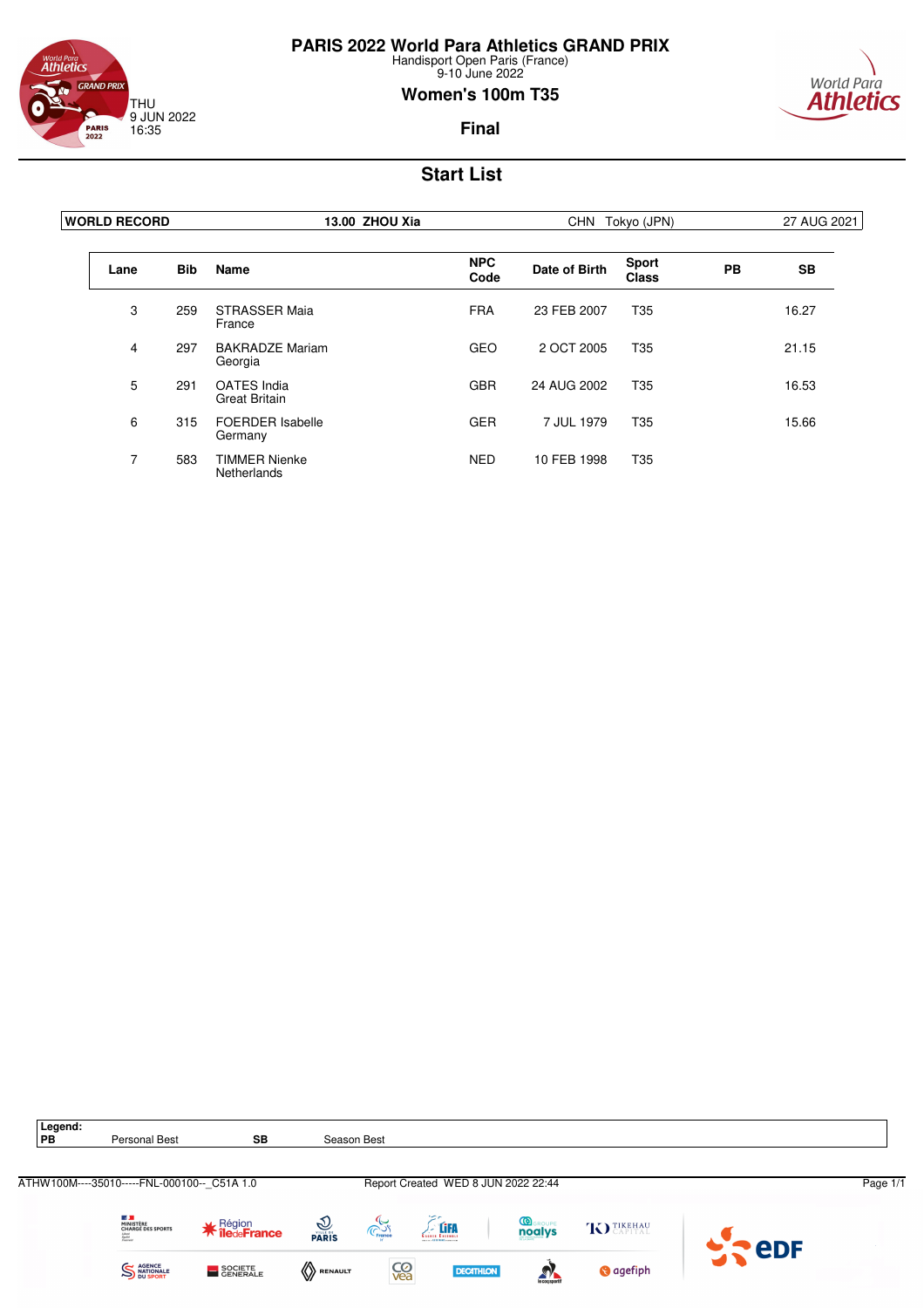# PARIS 2022 World Para Athletics GRAND PRIX

Handisport Open Paris (France)
9-10 June 2022

THU
9 JUN 2022
16:35

## Women's 100m T35

### Final

## Start List

| WORLD RECORD | 13.00 ZHOU Xia | CHN Tokyo (JPN) | 27 AUG 2021 |
|---|---|---|---|

| Lane | Bib | Name | NPC Code | Date of Birth | Sport Class | PB | SB |
|---|---|---|---|---|---|---|---|
| 3 | 259 | STRASSER Maia<br>France | FRA | 23 FEB 2007 | T35 | | 16.27 |
| 4 | 297 | BAKRADZE Mariam<br>Georgia | GEO | 2 OCT 2005 | T35 | | 21.15 |
| 5 | 291 | OATES India<br>Great Britain | GBR | 24 AUG 2002 | T35 | | 16.53 |
| 6 | 315 | FOERDER Isabelle<br>Germany | GER | 7 JUL 1979 | T35 | | 15.66 |
| 7 | 583 | TIMMER Nienke<br>Netherlands | NED | 10 FEB 1998 | T35 | | |

**Legend:**

| PB | Personal Best | SB | Season Best |
|---|---|---|---|

ATHW100M----35010-----FNL-000100--_C51A 1.0 Report Created WED 8 JUN 2022 22:44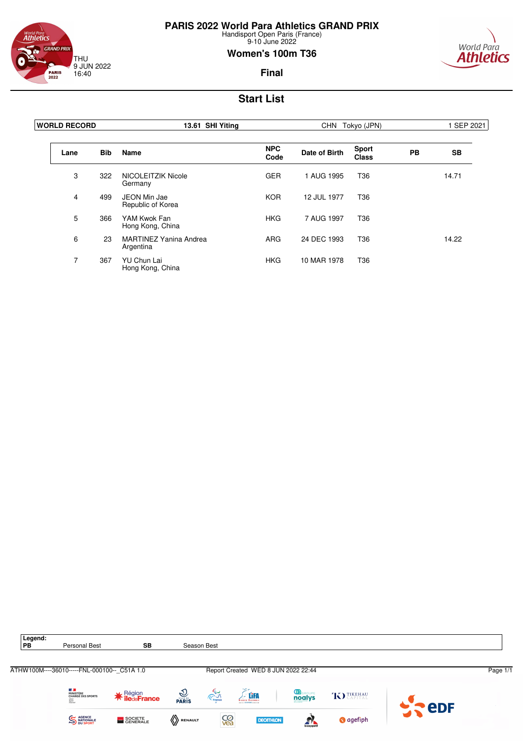# PARIS 2022 World Para Athletics GRAND PRIX

Handisport Open Paris (France)
9-10 June 2022

THU
9 JUN 2022
16:40

## Women's 100m T36

### Final

## Start List

| WORLD RECORD | 13.61 SHI Yiting | CHN Tokyo (JPN) | 1 SEP 2021 |
|---|---|---|---|

| Lane | Bib | Name | NPC Code | Date of Birth | Sport Class | PB | SB |
|---|---|---|---|---|---|---|---|
| 3 | 322 | NICOLEITZIK Nicole<br>Germany | GER | 1 AUG 1995 | T36 | | 14.71 |
| 4 | 499 | JEON Min Jae<br>Republic of Korea | KOR | 12 JUL 1977 | T36 | | |
| 5 | 366 | YAM Kwok Fan<br>Hong Kong, China | HKG | 7 AUG 1997 | T36 | | |
| 6 | 23 | MARTINEZ Yanina Andrea<br>Argentina | ARG | 24 DEC 1993 | T36 | | 14.22 |
| 7 | 367 | YU Chun Lai<br>Hong Kong, China | HKG | 10 MAR 1978 | T36 | | |

**Legend:**

| PB | Personal Best | SB | Season Best |
|---|---|---|---|

ATHW100M----36010-----FNL-000100--_C51A 1.0 Report Created WED 8 JUN 2022 22:44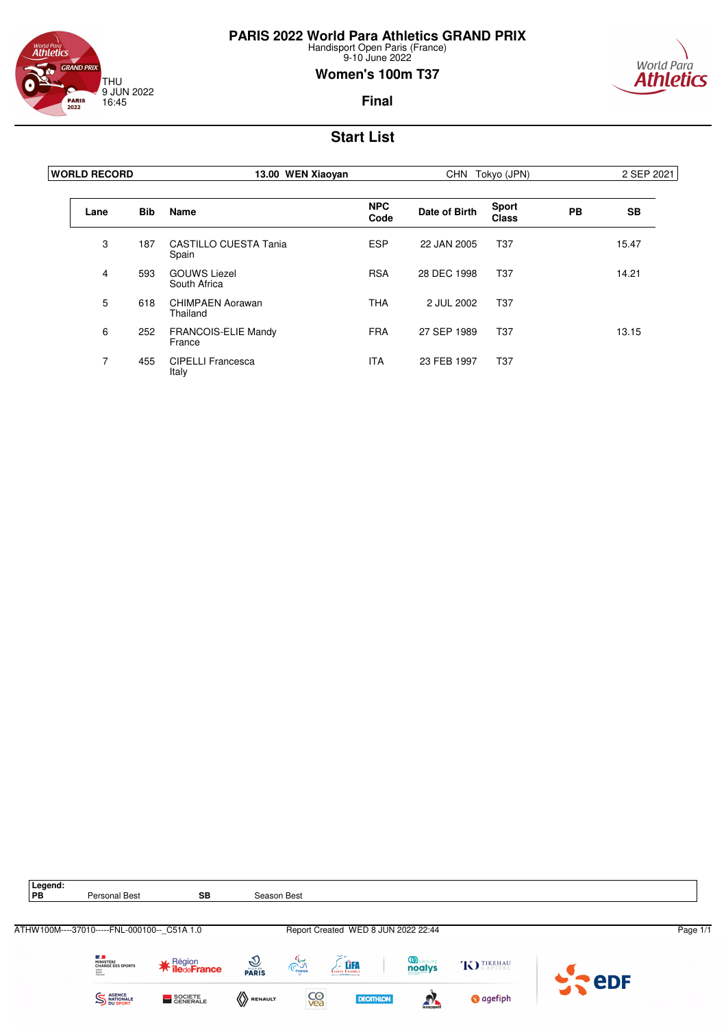# PARIS 2022 World Para Athletics GRAND PRIX

Handisport Open Paris (France)
9-10 June 2022

THU
9 JUN 2022
16:45

## Women's 100m T37

### Final

## Start List

| WORLD RECORD | 13.00 WEN Xiaoyan | CHN Tokyo (JPN) | 2 SEP 2021 |
|---|---|---|---|

| Lane | Bib | Name | NPC Code | Date of Birth | Sport Class | PB | SB |
|---|---|---|---|---|---|---|---|
| 3 | 187 | CASTILLO CUESTA Tania<br>Spain | ESP | 22 JAN 2005 | T37 | | 15.47 |
| 4 | 593 | GOUWS Liezel<br>South Africa | RSA | 28 DEC 1998 | T37 | | 14.21 |
| 5 | 618 | CHIMPAEN Aorawan<br>Thailand | THA | 2 JUL 2002 | T37 | | |
| 6 | 252 | FRANCOIS-ELIE Mandy<br>France | FRA | 27 SEP 1989 | T37 | | 13.15 |
| 7 | 455 | CIPELLI Francesca<br>Italy | ITA | 23 FEB 1997 | T37 | | |

**Legend:**
**PB** Personal Best **SB** Season Best

ATHW100M----37010-----FNL-000100--_C51A 1.0 Report Created WED 8 JUN 2022 22:44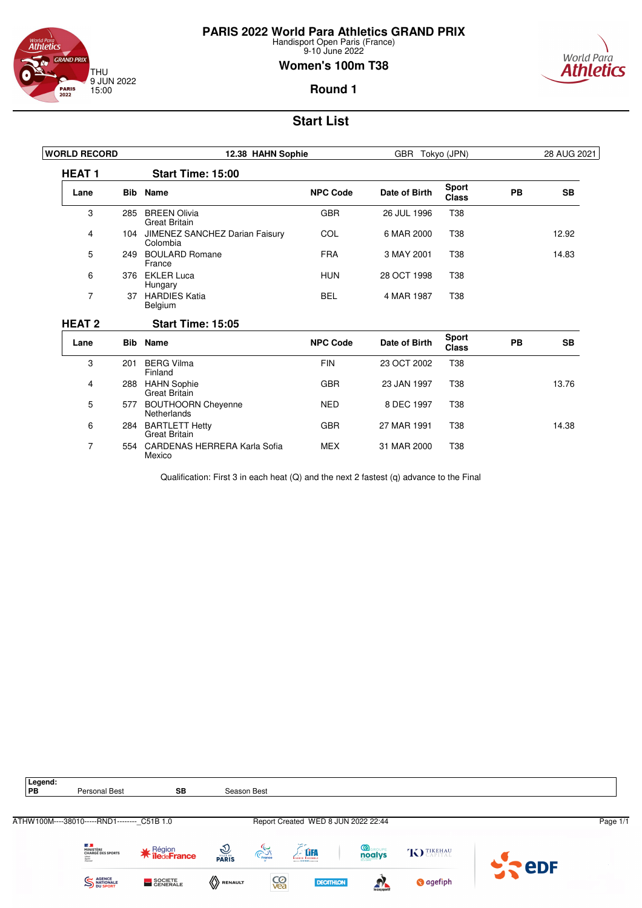# PARIS 2022 World Para Athletics GRAND PRIX

Handisport Open Paris (France)
9-10 June 2022

THU
9 JUN 2022
15:00

## Women's 100m T38

### Round 1

## Start List

| WORLD RECORD | 12.38 HAHN Sophie | GBR Tokyo (JPN) | 28 AUG 2021 |
|---|---|---|---|

### HEAT 1 — Start Time: 15:00

| Lane | Bib | Name | NPC Code | Date of Birth | Sport Class | PB | SB |
|---|---|---|---|---|---|---|---|
| 3 | 285 | BREEN Olivia<br>Great Britain | GBR | 26 JUL 1996 | T38 | | |
| 4 | 104 | JIMENEZ SANCHEZ Darian Faisury<br>Colombia | COL | 6 MAR 2000 | T38 | | 12.92 |
| 5 | 249 | BOULARD Romane<br>France | FRA | 3 MAY 2001 | T38 | | 14.83 |
| 6 | 376 | EKLER Luca<br>Hungary | HUN | 28 OCT 1998 | T38 | | |
| 7 | 37 | HARDIES Katia<br>Belgium | BEL | 4 MAR 1987 | T38 | | |

### HEAT 2 — Start Time: 15:05

| Lane | Bib | Name | NPC Code | Date of Birth | Sport Class | PB | SB |
|---|---|---|---|---|---|---|---|
| 3 | 201 | BERG Vilma<br>Finland | FIN | 23 OCT 2002 | T38 | | |
| 4 | 288 | HAHN Sophie<br>Great Britain | GBR | 23 JAN 1997 | T38 | | 13.76 |
| 5 | 577 | BOUTHOORN Cheyenne<br>Netherlands | NED | 8 DEC 1997 | T38 | | |
| 6 | 284 | BARTLETT Hetty<br>Great Britain | GBR | 27 MAR 1991 | T38 | | 14.38 |
| 7 | 554 | CARDENAS HERRERA Karla Sofia<br>Mexico | MEX | 31 MAR 2000 | T38 | | |

Qualification: First 3 in each heat (Q) and the next 2 fastest (q) advance to the Final

**Legend:**

| PB | Personal Best | SB | Season Best |
|---|---|---|---|

ATHW100M----38010-----RND1--------_C51B 1.0 Report Created WED 8 JUN 2022 22:44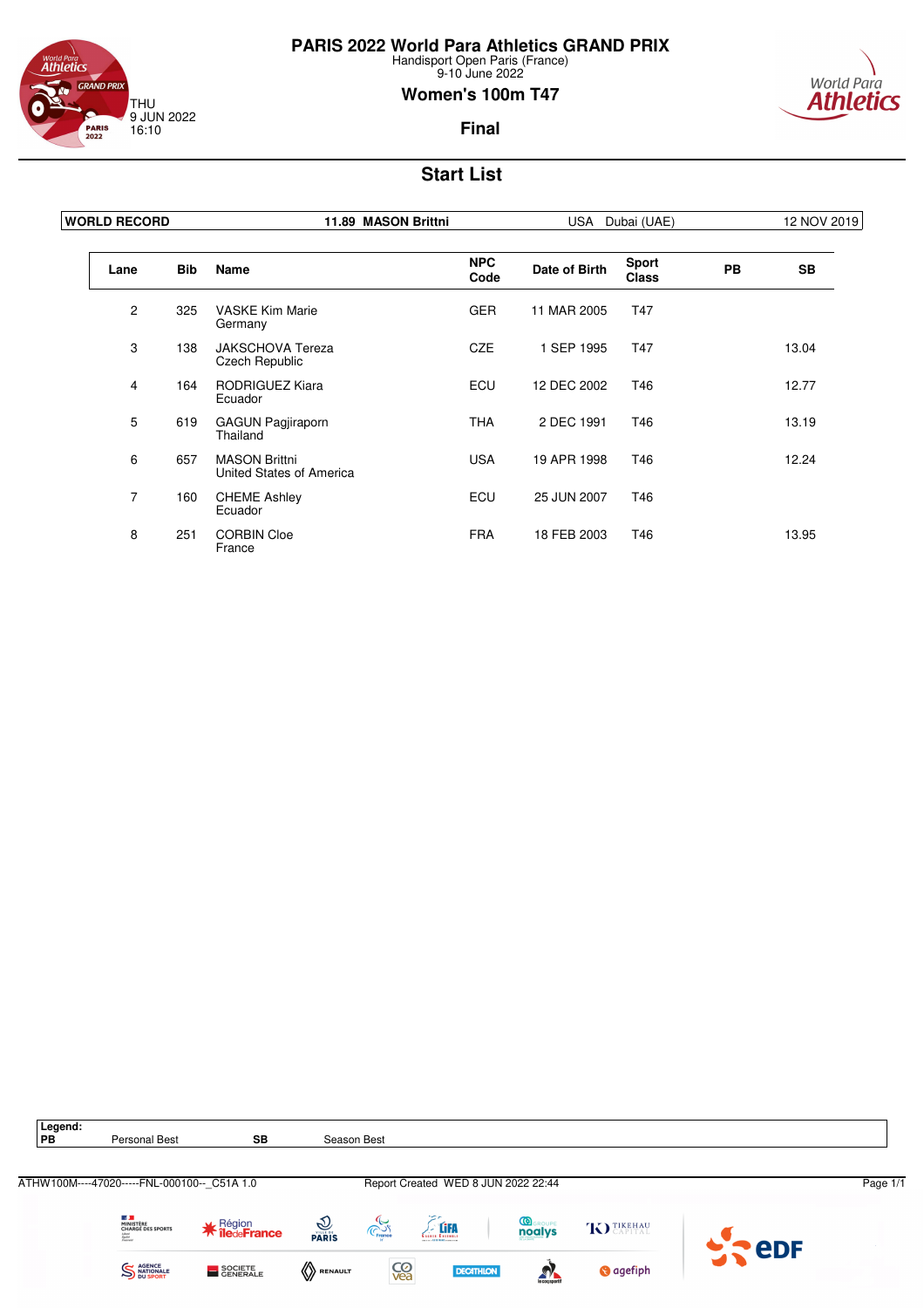# PARIS 2022 World Para Athletics GRAND PRIX

Handisport Open Paris (France)
9-10 June 2022

THU
9 JUN 2022
16:10

## Women's 100m T47

### Final

## Start List

| WORLD RECORD | 11.89 MASON Brittni | USA Dubai (UAE) | 12 NOV 2019 |
|---|---|---|---|

| Lane | Bib | Name | NPC Code | Date of Birth | Sport Class | PB | SB |
|---|---|---|---|---|---|---|---|
| 2 | 325 | VASKE Kim Marie<br>Germany | GER | 11 MAR 2005 | T47 | | |
| 3 | 138 | JAKSCHOVA Tereza<br>Czech Republic | CZE | 1 SEP 1995 | T47 | | 13.04 |
| 4 | 164 | RODRIGUEZ Kiara<br>Ecuador | ECU | 12 DEC 2002 | T46 | | 12.77 |
| 5 | 619 | GAGUN Pagjiraporn<br>Thailand | THA | 2 DEC 1991 | T46 | | 13.19 |
| 6 | 657 | MASON Brittni<br>United States of America | USA | 19 APR 1998 | T46 | | 12.24 |
| 7 | 160 | CHEME Ashley<br>Ecuador | ECU | 25 JUN 2007 | T46 | | |
| 8 | 251 | CORBIN Cloe<br>France | FRA | 18 FEB 2003 | T46 | | 13.95 |

**Legend:**

| PB | Personal Best | SB | Season Best |
|---|---|---|---|

ATHW100M----47020-----FNL-000100--_C51A 1.0 Report Created WED 8 JUN 2022 22:44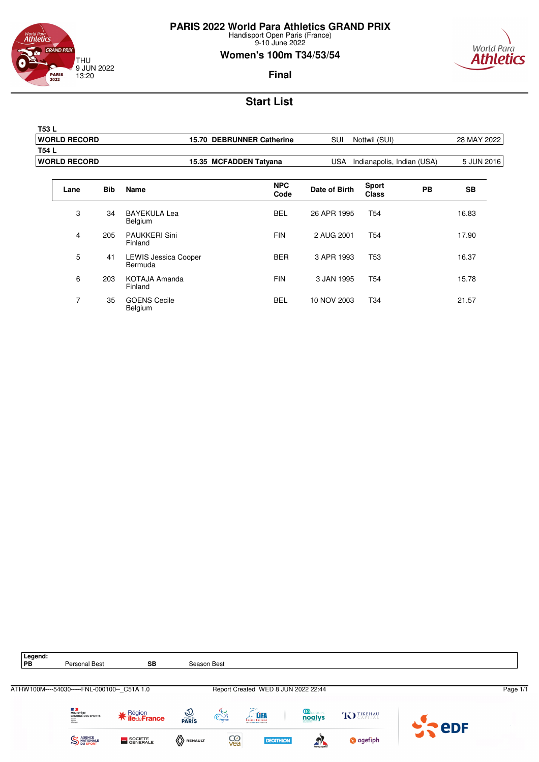# PARIS 2022 World Para Athletics GRAND PRIX

Handisport Open Paris (France)
9-10 June 2022

THU
9 JUN 2022
13:20

## Women's 100m T34/53/54

### Final

## Start List

| T53 L | | | | |
|---|---|---|---|---|
| **WORLD RECORD** | **15.70 DEBRUNNER Catherine** | SUI | Nottwil (SUI) | 28 MAY 2022 |
| **T54 L** | | | | |
| **WORLD RECORD** | **15.35 MCFADDEN Tatyana** | USA | Indianapolis, Indian (USA) | 5 JUN 2016 |

| Lane | Bib | Name | NPC Code | Date of Birth | Sport Class | PB | SB |
|---|---|---|---|---|---|---|---|
| 3 | 34 | BAYEKULA Lea<br>Belgium | BEL | 26 APR 1995 | T54 | | 16.83 |
| 4 | 205 | PAUKKERI Sini<br>Finland | FIN | 2 AUG 2001 | T54 | | 17.90 |
| 5 | 41 | LEWIS Jessica Cooper<br>Bermuda | BER | 3 APR 1993 | T53 | | 16.37 |
| 6 | 203 | KOTAJA Amanda<br>Finland | FIN | 3 JAN 1995 | T54 | | 15.78 |
| 7 | 35 | GOENS Cecile<br>Belgium | BEL | 10 NOV 2003 | T34 | | 21.57 |

**Legend:**
**PB** Personal Best **SB** Season Best

ATHW100M----54030-----FNL-000100--_C51A 1.0 Report Created WED 8 JUN 2022 22:44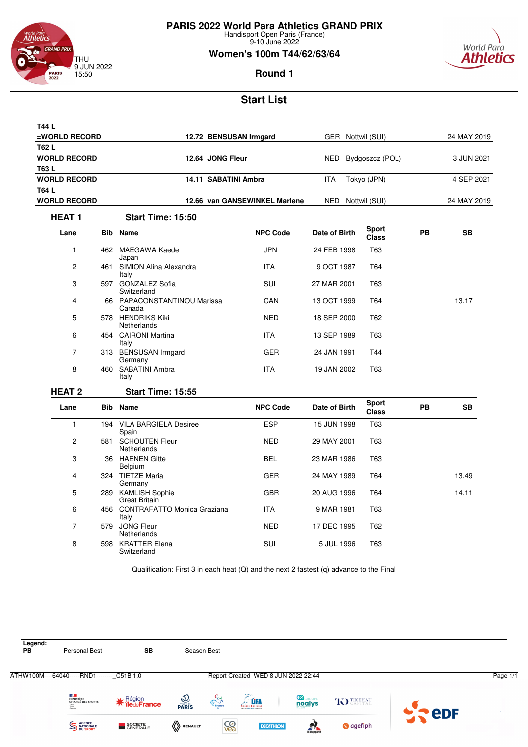# PARIS 2022 World Para Athletics GRAND PRIX

Handisport Open Paris (France)
9-10 June 2022

THU
9 JUN 2022
15:50

## Women's 100m T44/62/63/64

### Round 1

## Start List

| | | | | |
|---|---|---|---|---|
| **T44 L** | | | | |
| **=WORLD RECORD** | **12.72 BENSUSAN Irmgard** | GER | Nottwil (SUI) | 24 MAY 2019 |
| **T62 L** | | | | |
| **WORLD RECORD** | **12.64 JONG Fleur** | NED | Bydgoszcz (POL) | 3 JUN 2021 |
| **T63 L** | | | | |
| **WORLD RECORD** | **14.11 SABATINI Ambra** | ITA | Tokyo (JPN) | 4 SEP 2021 |
| **T64 L** | | | | |
| **WORLD RECORD** | **12.66 van GANSEWINKEL Marlene** | NED | Nottwil (SUI) | 24 MAY 2019 |

### HEAT 1 — Start Time: 15:50

| Lane | Bib | Name | NPC Code | Date of Birth | Sport Class | PB | SB |
|---|---|---|---|---|---|---|---|
| 1 | 462 | MAEGAWA Kaede<br>Japan | JPN | 24 FEB 1998 | T63 | | |
| 2 | 461 | SIMION Alina Alexandra<br>Italy | ITA | 9 OCT 1987 | T64 | | |
| 3 | 597 | GONZALEZ Sofia<br>Switzerland | SUI | 27 MAR 2001 | T63 | | |
| 4 | 66 | PAPACONSTANTINOU Marissa<br>Canada | CAN | 13 OCT 1999 | T64 | | 13.17 |
| 5 | 578 | HENDRIKS Kiki<br>Netherlands | NED | 18 SEP 2000 | T62 | | |
| 6 | 454 | CAIRONI Martina<br>Italy | ITA | 13 SEP 1989 | T63 | | |
| 7 | 313 | BENSUSAN Irmgard<br>Germany | GER | 24 JAN 1991 | T44 | | |
| 8 | 460 | SABATINI Ambra<br>Italy | ITA | 19 JAN 2002 | T63 | | |

### HEAT 2 — Start Time: 15:55

| Lane | Bib | Name | NPC Code | Date of Birth | Sport Class | PB | SB |
|---|---|---|---|---|---|---|---|
| 1 | 194 | VILA BARGIELA Desiree<br>Spain | ESP | 15 JUN 1998 | T63 | | |
| 2 | 581 | SCHOUTEN Fleur<br>Netherlands | NED | 29 MAY 2001 | T63 | | |
| 3 | 36 | HAENEN Gitte<br>Belgium | BEL | 23 MAR 1986 | T63 | | |
| 4 | 324 | TIETZE Maria<br>Germany | GER | 24 MAY 1989 | T64 | | 13.49 |
| 5 | 289 | KAMLISH Sophie<br>Great Britain | GBR | 20 AUG 1996 | T64 | | 14.11 |
| 6 | 456 | CONTRAFATTO Monica Graziana<br>Italy | ITA | 9 MAR 1981 | T63 | | |
| 7 | 579 | JONG Fleur<br>Netherlands | NED | 17 DEC 1995 | T62 | | |
| 8 | 598 | KRATTER Elena<br>Switzerland | SUI | 5 JUL 1996 | T63 | | |

Qualification: First 3 in each heat (Q) and the next 2 fastest (q) advance to the Final

**Legend:**
**PB** Personal Best **SB** Season Best

ATHW100M----64040-----RND1--------_C51B 1.0 Report Created WED 8 JUN 2022 22:44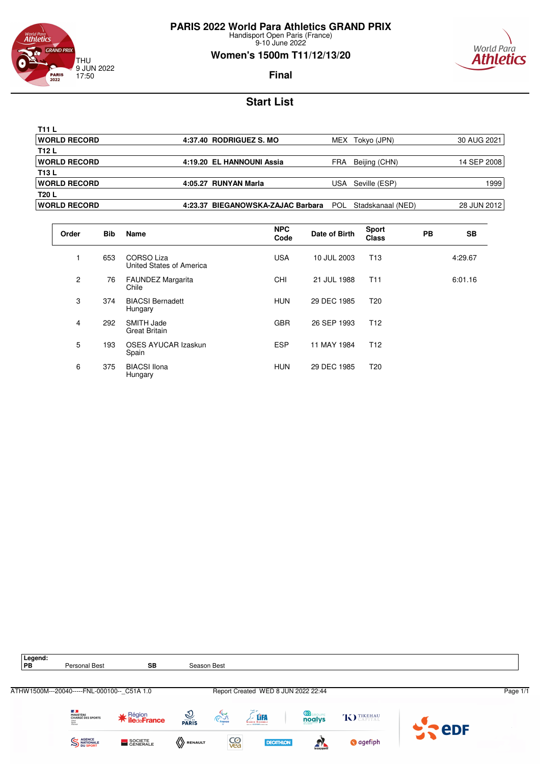# PARIS 2022 World Para Athletics GRAND PRIX

Handisport Open Paris (France)
9-10 June 2022

## Women's 1500m T11/12/13/20

THU
9 JUN 2022
17:50

**Final**

## Start List

| T11 L | | | | |
|---|---|---|---|---|
| **WORLD RECORD** | **4:37.40 RODRIGUEZ S. MO** | MEX | Tokyo (JPN) | 30 AUG 2021 |
| **T12 L** | | | | |
| **WORLD RECORD** | **4:19.20 EL HANNOUNI Assia** | FRA | Beijing (CHN) | 14 SEP 2008 |
| **T13 L** | | | | |
| **WORLD RECORD** | **4:05.27 RUNYAN Marla** | USA | Seville (ESP) | 1999 |
| **T20 L** | | | | |
| **WORLD RECORD** | **4:23.37 BIEGANOWSKA-ZAJAC Barbara** | POL | Stadskanaal (NED) | 28 JUN 2012 |

| Order | Bib | Name | NPC Code | Date of Birth | Sport Class | PB | SB |
|---|---|---|---|---|---|---|---|
| 1 | 653 | CORSO Liza<br>United States of America | USA | 10 JUL 2003 | T13 | | 4:29.67 |
| 2 | 76 | FAUNDEZ Margarita<br>Chile | CHI | 21 JUL 1988 | T11 | | 6:01.16 |
| 3 | 374 | BIACSI Bernadett<br>Hungary | HUN | 29 DEC 1985 | T20 | | |
| 4 | 292 | SMITH Jade<br>Great Britain | GBR | 26 SEP 1993 | T12 | | |
| 5 | 193 | OSES AYUCAR Izaskun<br>Spain | ESP | 11 MAY 1984 | T12 | | |
| 6 | 375 | BIACSI Ilona<br>Hungary | HUN | 29 DEC 1985 | T20 | | |

**Legend:**

| PB | Personal Best | SB | Season Best |
|---|---|---|---|

ATHW1500M---20040-----FNL-000100--_C51A 1.0 Report Created WED 8 JUN 2022 22:44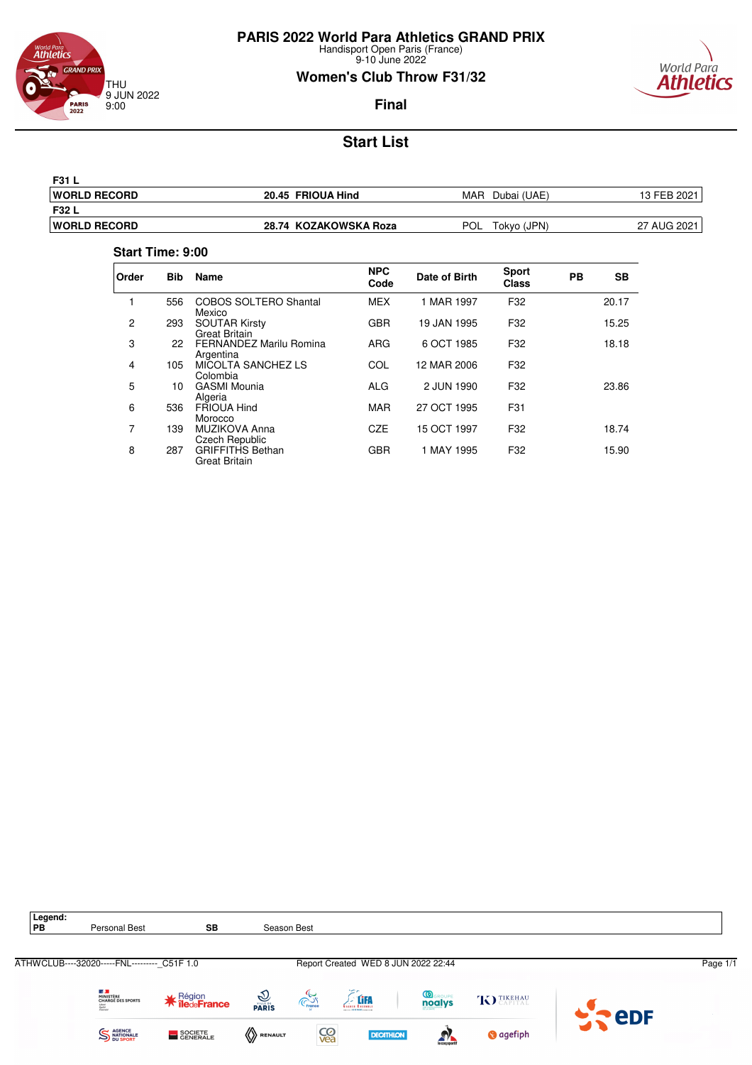# PARIS 2022 World Para Athletics GRAND PRIX

Handisport Open Paris (France)
9-10 June 2022

## Women's Club Throw F31/32

THU
9 JUN 2022
9:00

### Final

## Start List

**F31 L**

| WORLD RECORD | 20.45 FRIOUA Hind | MAR Dubai (UAE) | 13 FEB 2021 |
|---|---|---|---|

**F32 L**

| WORLD RECORD | 28.74 KOZAKOWSKA Roza | POL Tokyo (JPN) | 27 AUG 2021 |
|---|---|---|---|

**Start Time: 9:00**

| Order | Bib | Name | NPC Code | Date of Birth | Sport Class | PB | SB |
|---|---|---|---|---|---|---|---|
| 1 | 556 | COBOS SOLTERO Shantal<br>Mexico | MEX | 1 MAR 1997 | F32 | | 20.17 |
| 2 | 293 | SOUTAR Kirsty<br>Great Britain | GBR | 19 JAN 1995 | F32 | | 15.25 |
| 3 | 22 | FERNANDEZ Marilu Romina<br>Argentina | ARG | 6 OCT 1985 | F32 | | 18.18 |
| 4 | 105 | MICOLTA SANCHEZ LS<br>Colombia | COL | 12 MAR 2006 | F32 | | |
| 5 | 10 | GASMI Mounia<br>Algeria | ALG | 2 JUN 1990 | F32 | | 23.86 |
| 6 | 536 | FRIOUA Hind<br>Morocco | MAR | 27 OCT 1995 | F31 | | |
| 7 | 139 | MUZIKOVA Anna<br>Czech Republic | CZE | 15 OCT 1997 | F32 | | 18.74 |
| 8 | 287 | GRIFFITHS Bethan<br>Great Britain | GBR | 1 MAY 1995 | F32 | | 15.90 |

**Legend:**

| PB | Personal Best | SB | Season Best |
|---|---|---|---|

ATHWCLUB----32020-----FNL---------_C51F 1.0 Report Created WED 8 JUN 2022 22:44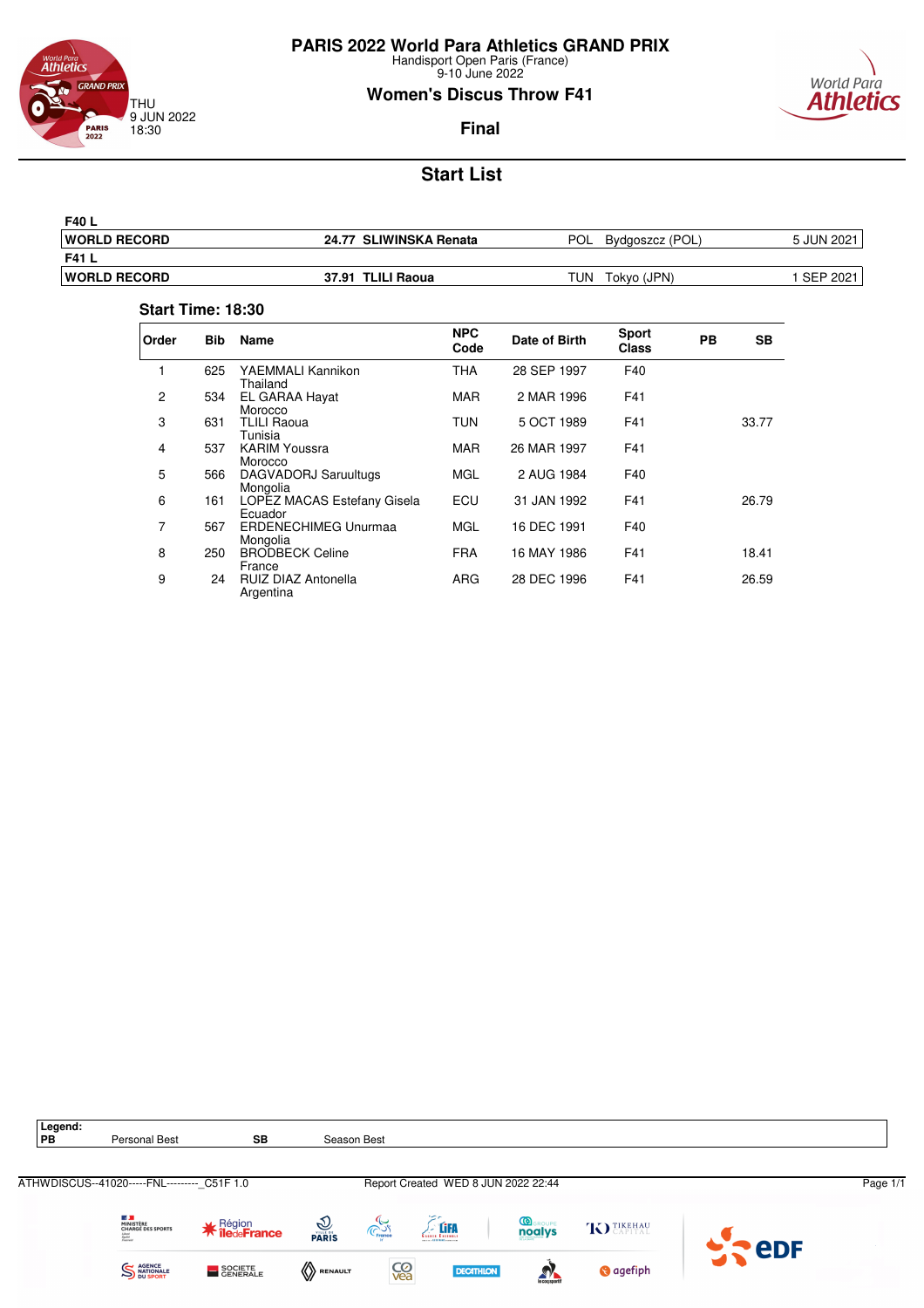# PARIS 2022 World Para Athletics GRAND PRIX

Handisport Open Paris (France)
9-10 June 2022

## Women's Discus Throw F41

THU
9 JUN 2022
18:30

### Final

## Start List

| F40 L | | | | |
|---|---|---|---|---|
| **WORLD RECORD** | **24.77 SLIWINSKA Renata** | POL | Bydgoszcz (POL) | 5 JUN 2021 |
| **F41 L** | | | | |
| **WORLD RECORD** | **37.91 TLILI Raoua** | TUN | Tokyo (JPN) | 1 SEP 2021 |

### Start Time: 18:30

| Order | Bib | Name | NPC Code | Date of Birth | Sport Class | PB | SB |
|---|---|---|---|---|---|---|---|
| 1 | 625 | YAEMMALI Kannikon<br>Thailand | THA | 28 SEP 1997 | F40 | | |
| 2 | 534 | EL GARAA Hayat<br>Morocco | MAR | 2 MAR 1996 | F41 | | |
| 3 | 631 | TLILI Raoua<br>Tunisia | TUN | 5 OCT 1989 | F41 | | 33.77 |
| 4 | 537 | KARIM Youssra<br>Morocco | MAR | 26 MAR 1997 | F41 | | |
| 5 | 566 | DAGVADORJ Saruultugs<br>Mongolia | MGL | 2 AUG 1984 | F40 | | |
| 6 | 161 | LOPEZ MACAS Estefany Gisela<br>Ecuador | ECU | 31 JAN 1992 | F41 | | 26.79 |
| 7 | 567 | ERDENECHIMEG Unurmaa<br>Mongolia | MGL | 16 DEC 1991 | F40 | | |
| 8 | 250 | BRODBECK Celine<br>France | FRA | 16 MAY 1986 | F41 | | 18.41 |
| 9 | 24 | RUIZ DIAZ Antonella<br>Argentina | ARG | 28 DEC 1996 | F41 | | 26.59 |

**Legend:**
**PB** Personal Best **SB** Season Best

ATHWDISCUS--41020-----FNL---------_C51F 1.0 Report Created WED 8 JUN 2022 22:44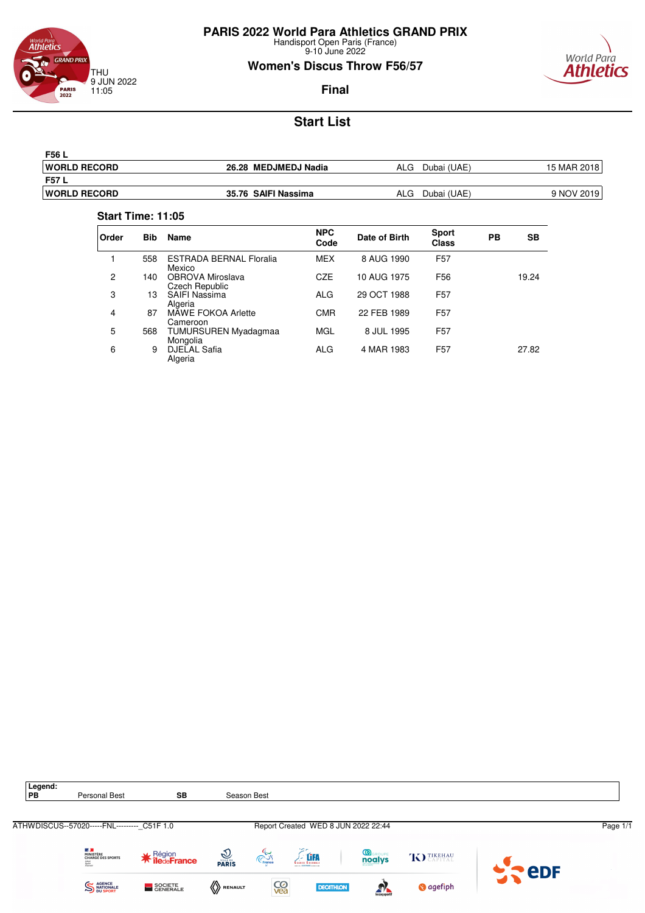# PARIS 2022 World Para Athletics GRAND PRIX

Handisport Open Paris (France)
9-10 June 2022

THU
9 JUN 2022
11:05

## Women's Discus Throw F56/57

### Final

## Start List

| F56 L | | | | |
|---|---|---|---|---|
| **WORLD RECORD** | **26.28 MEDJMEDJ Nadia** | ALG | Dubai (UAE) | 15 MAR 2018 |
| **F57 L** | | | | |
| **WORLD RECORD** | **35.76 SAIFI Nassima** | ALG | Dubai (UAE) | 9 NOV 2019 |

**Start Time: 11:05**

| Order | Bib | Name | NPC Code | Date of Birth | Sport Class | PB | SB |
|---|---|---|---|---|---|---|---|
| 1 | 558 | ESTRADA BERNAL Floralia<br>Mexico | MEX | 8 AUG 1990 | F57 | | |
| 2 | 140 | OBROVA Miroslava<br>Czech Republic | CZE | 10 AUG 1975 | F56 | | 19.24 |
| 3 | 13 | SAIFI Nassima<br>Algeria | ALG | 29 OCT 1988 | F57 | | |
| 4 | 87 | MAWE FOKOA Arlette<br>Cameroon | CMR | 22 FEB 1989 | F57 | | |
| 5 | 568 | TUMURSUREN Myadagmaa<br>Mongolia | MGL | 8 JUL 1995 | F57 | | |
| 6 | 9 | DJELAL Safia<br>Algeria | ALG | 4 MAR 1983 | F57 | | 27.82 |

**Legend:**
**PB** Personal Best **SB** Season Best

ATHWDISCUS--57020-----FNL---------_C51F 1.0 Report Created WED 8 JUN 2022 22:44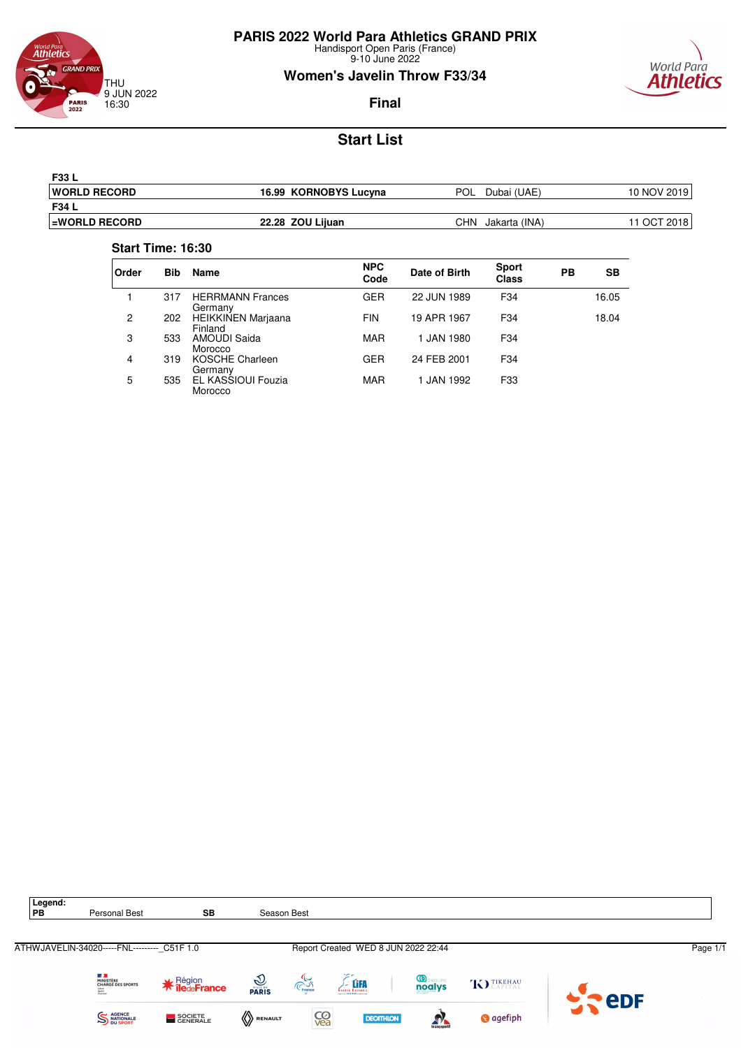# PARIS 2022 World Para Athletics GRAND PRIX

Handisport Open Paris (France)
9-10 June 2022

THU
9 JUN 2022
16:30

## Women's Javelin Throw F33/34

### Final

## Start List

| | | | | |
|---|---|---|---|---|
| **F33 L** | | | | |
| **WORLD RECORD** | **16.99 KORNOBYS Lucyna** | POL | Dubai (UAE) | 10 NOV 2019 |
| **F34 L** | | | | |
| **=WORLD RECORD** | **22.28 ZOU Lijuan** | CHN | Jakarta (INA) | 11 OCT 2018 |

**Start Time: 16:30**

| Order | Bib | Name | NPC Code | Date of Birth | Sport Class | PB | SB |
|---|---|---|---|---|---|---|---|
| 1 | 317 | HERRMANN Frances<br>Germany | GER | 22 JUN 1989 | F34 | | 16.05 |
| 2 | 202 | HEIKKINEN Marjaana<br>Finland | FIN | 19 APR 1967 | F34 | | 18.04 |
| 3 | 533 | AMOUDI Saida<br>Morocco | MAR | 1 JAN 1980 | F34 | | |
| 4 | 319 | KOSCHE Charleen<br>Germany | GER | 24 FEB 2001 | F34 | | |
| 5 | 535 | EL KASSIOUI Fouzia<br>Morocco | MAR | 1 JAN 1992 | F33 | | |

| Legend: | | | |
|---|---|---|---|
| **PB** | Personal Best | **SB** | Season Best |

ATHWJAVELIN-34020-----FNL---------_C51F 1.0 Report Created WED 8 JUN 2022 22:44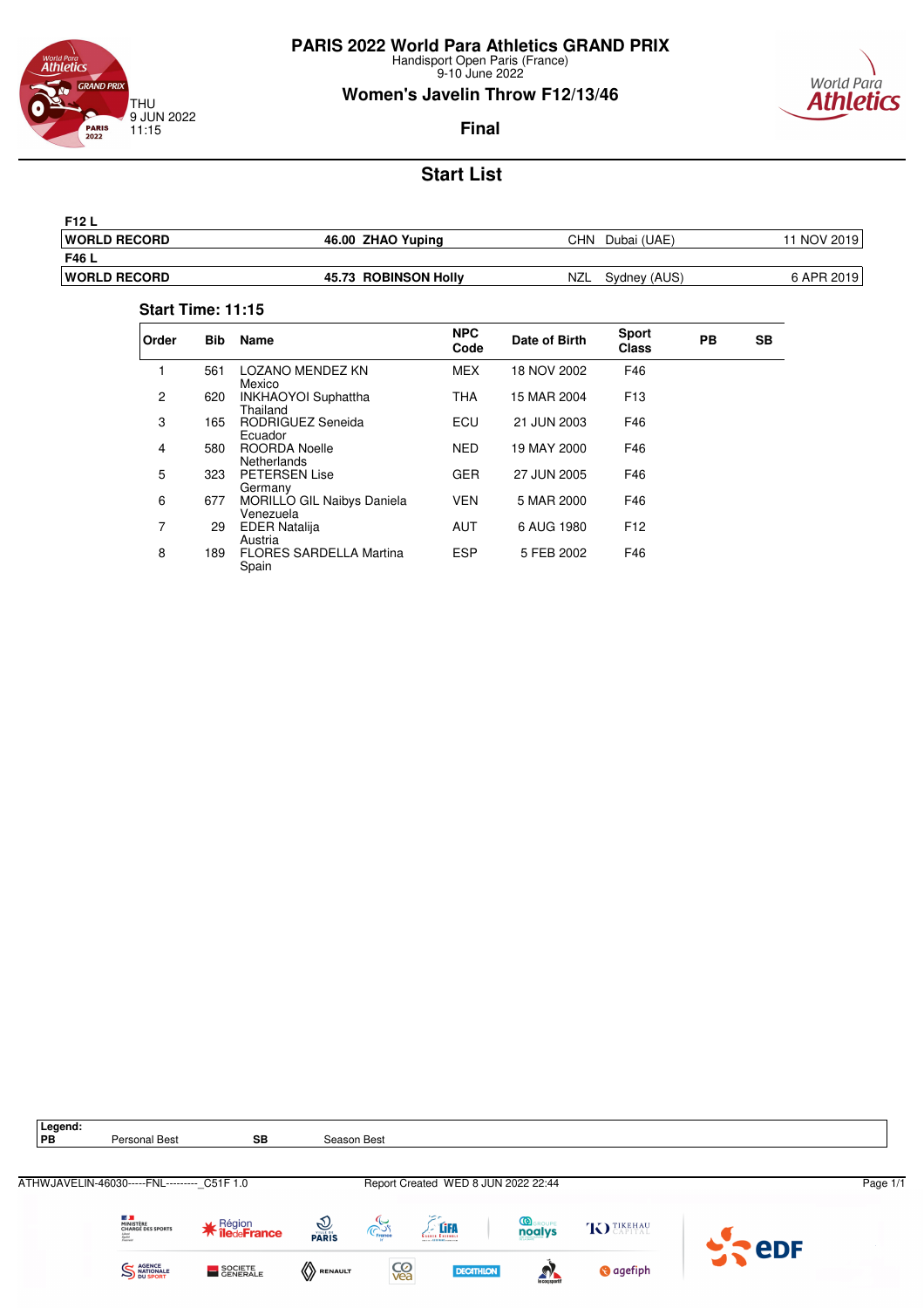# PARIS 2022 World Para Athletics GRAND PRIX

Handisport Open Paris (France)
9-10 June 2022

THU
9 JUN 2022
11:15

## Women's Javelin Throw F12/13/46

### Final

## Start List

| F12 L | | | | |
|---|---|---|---|---|
| **WORLD RECORD** | **46.00 ZHAO Yuping** | CHN | Dubai (UAE) | 11 NOV 2019 |
| **F46 L** | | | | |
| **WORLD RECORD** | **45.73 ROBINSON Holly** | NZL | Sydney (AUS) | 6 APR 2019 |

**Start Time: 11:15**

| Order | Bib | Name | NPC Code | Date of Birth | Sport Class | PB | SB |
|---|---|---|---|---|---|---|---|
| 1 | 561 | LOZANO MENDEZ KN<br>Mexico | MEX | 18 NOV 2002 | F46 | | |
| 2 | 620 | INKHAOYOI Suphattha<br>Thailand | THA | 15 MAR 2004 | F13 | | |
| 3 | 165 | RODRIGUEZ Seneida<br>Ecuador | ECU | 21 JUN 2003 | F46 | | |
| 4 | 580 | ROORDA Noelle<br>Netherlands | NED | 19 MAY 2000 | F46 | | |
| 5 | 323 | PETERSEN Lise<br>Germany | GER | 27 JUN 2005 | F46 | | |
| 6 | 677 | MORILLO GIL Naibys Daniela<br>Venezuela | VEN | 5 MAR 2000 | F46 | | |
| 7 | 29 | EDER Natalija<br>Austria | AUT | 6 AUG 1980 | F12 | | |
| 8 | 189 | FLORES SARDELLA Martina<br>Spain | ESP | 5 FEB 2002 | F46 | | |

**Legend:**

| | | | |
|---|---|---|---|
| **PB** | Personal Best | **SB** | Season Best |

ATHWJAVELIN-46030-----FNL---------_C51F 1.0 Report Created WED 8 JUN 2022 22:44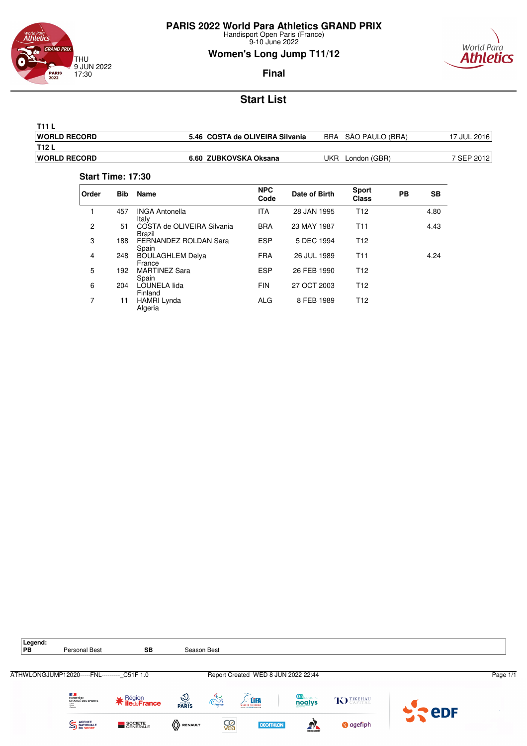# PARIS 2022 World Para Athletics GRAND PRIX

Handisport Open Paris (France)
9-10 June 2022

## Women's Long Jump T11/12

THU
9 JUN 2022
17:30

**Final**

## Start List

| T11 L | | | | |
|---|---|---|---|---|
| **WORLD RECORD** | **5.46 COSTA de OLIVEIRA Silvania** | BRA | SÃO PAULO (BRA) | 17 JUL 2016 |
| **T12 L** | | | | |
| **WORLD RECORD** | **6.60 ZUBKOVSKA Oksana** | UKR | London (GBR) | 7 SEP 2012 |

**Start Time: 17:30**

| Order | Bib | Name | NPC Code | Date of Birth | Sport Class | PB | SB |
|---|---|---|---|---|---|---|---|
| 1 | 457 | INGA Antonella<br>Italy | ITA | 28 JAN 1995 | T12 | | 4.80 |
| 2 | 51 | COSTA de OLIVEIRA Silvania<br>Brazil | BRA | 23 MAY 1987 | T11 | | 4.43 |
| 3 | 188 | FERNANDEZ ROLDAN Sara<br>Spain | ESP | 5 DEC 1994 | T12 | | |
| 4 | 248 | BOULAGHLEM Delya<br>France | FRA | 26 JUL 1989 | T11 | | 4.24 |
| 5 | 192 | MARTINEZ Sara<br>Spain | ESP | 26 FEB 1990 | T12 | | |
| 6 | 204 | LOUNELA Iida<br>Finland | FIN | 27 OCT 2003 | T12 | | |
| 7 | 11 | HAMRI Lynda<br>Algeria | ALG | 8 FEB 1989 | T12 | | |

**Legend:**
**PB** Personal Best **SB** Season Best

ATHWLONGJUMP12020-----FNL---------_C51F 1.0 Report Created WED 8 JUN 2022 22:44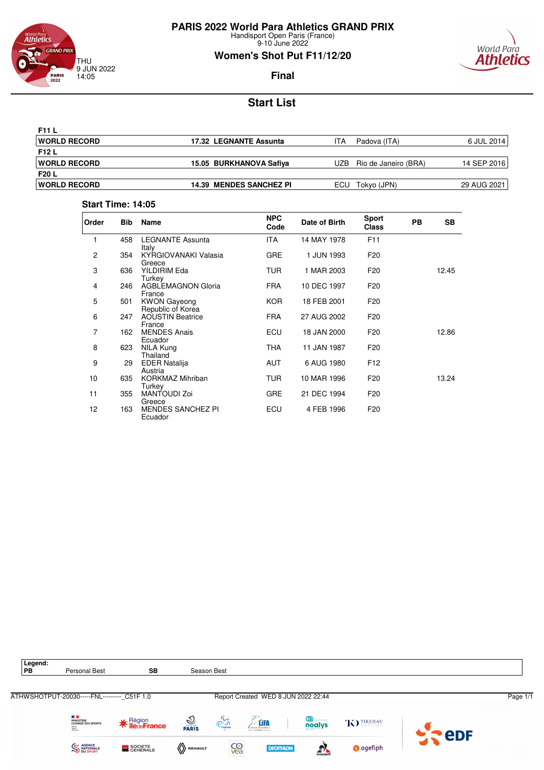# PARIS 2022 World Para Athletics GRAND PRIX

Handisport Open Paris (France)
9-10 June 2022

THU
9 JUN 2022
14:05

## Women's Shot Put F11/12/20

### Final

## Start List

| | | | | |
|---|---|---|---|---|
| **F11 L** | | | | |
| **WORLD RECORD** | **17.32 LEGNANTE Assunta** | ITA | Padova (ITA) | 6 JUL 2014 |
| **F12 L** | | | | |
| **WORLD RECORD** | **15.05 BURKHANOVA Safiya** | UZB | Rio de Janeiro (BRA) | 14 SEP 2016 |
| **F20 L** | | | | |
| **WORLD RECORD** | **14.39 MENDES SANCHEZ PI** | ECU | Tokyo (JPN) | 29 AUG 2021 |

**Start Time: 14:05**

| Order | Bib | Name | NPC Code | Date of Birth | Sport Class | PB | SB |
|---|---|---|---|---|---|---|---|
| 1 | 458 | LEGNANTE Assunta<br>Italy | ITA | 14 MAY 1978 | F11 | | |
| 2 | 354 | KYRGIOVANAKI Valasia<br>Greece | GRE | 1 JUN 1993 | F20 | | |
| 3 | 636 | YILDIRIM Eda<br>Turkey | TUR | 1 MAR 2003 | F20 | | 12.45 |
| 4 | 246 | AGBLEMAGNON Gloria<br>France | FRA | 10 DEC 1997 | F20 | | |
| 5 | 501 | KWON Gayeong<br>Republic of Korea | KOR | 18 FEB 2001 | F20 | | |
| 6 | 247 | AOUSTIN Beatrice<br>France | FRA | 27 AUG 2002 | F20 | | |
| 7 | 162 | MENDES Anais<br>Ecuador | ECU | 18 JAN 2000 | F20 | | 12.86 |
| 8 | 623 | NILA Kung<br>Thailand | THA | 11 JAN 1987 | F20 | | |
| 9 | 29 | EDER Natalija<br>Austria | AUT | 6 AUG 1980 | F12 | | |
| 10 | 635 | KORKMAZ Mihriban<br>Turkey | TUR | 10 MAR 1996 | F20 | | 13.24 |
| 11 | 355 | MANTOUDI Zoi<br>Greece | GRE | 21 DEC 1994 | F20 | | |
| 12 | 163 | MENDES SANCHEZ PI<br>Ecuador | ECU | 4 FEB 1996 | F20 | | |

**Legend:**

| | | | |
|---|---|---|---|
| **PB** | Personal Best | **SB** | Season Best |

ATHWSHOTPUT-20030-----FNL---------_C51F 1.0 Report Created WED 8 JUN 2022 22:44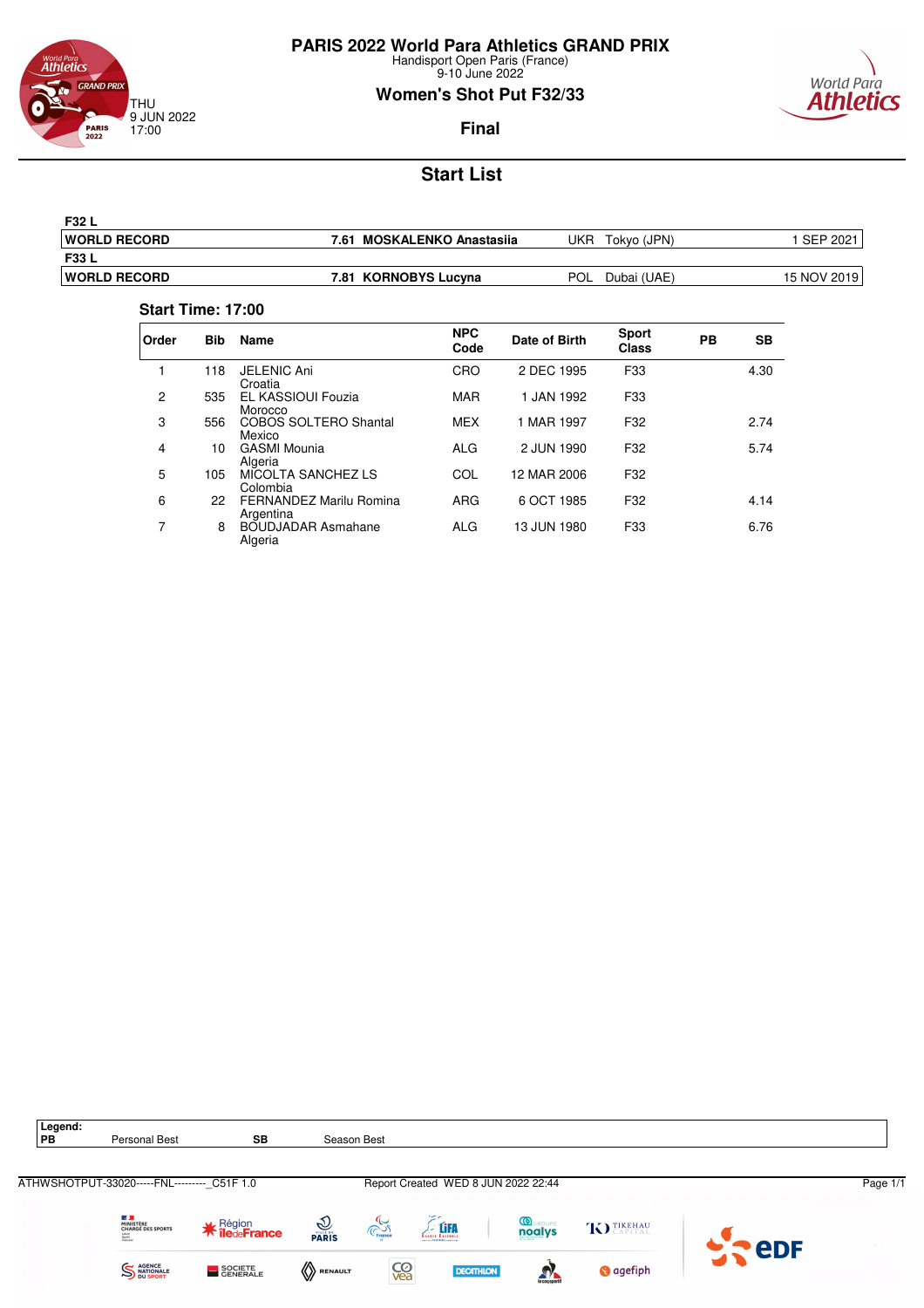# PARIS 2022 World Para Athletics GRAND PRIX

Handisport Open Paris (France)
9-10 June 2022

## Women's Shot Put F32/33

THU
9 JUN 2022
17:00

**Final**

## Start List

**F32 L**

| WORLD RECORD | 7.61 | MOSKALENKO Anastasiia | UKR | Tokyo (JPN) | 1 SEP 2021 |
|---|---|---|---|---|---|

**F33 L**

| WORLD RECORD | 7.81 | KORNOBYS Lucyna | POL | Dubai (UAE) | 15 NOV 2019 |
|---|---|---|---|---|---|

**Start Time: 17:00**

| Order | Bib | Name | NPC Code | Date of Birth | Sport Class | PB | SB |
|---|---|---|---|---|---|---|---|
| 1 | 118 | JELENIC Ani<br>Croatia | CRO | 2 DEC 1995 | F33 | | 4.30 |
| 2 | 535 | EL KASSIOUI Fouzia<br>Morocco | MAR | 1 JAN 1992 | F33 | | |
| 3 | 556 | COBOS SOLTERO Shantal<br>Mexico | MEX | 1 MAR 1997 | F32 | | 2.74 |
| 4 | 10 | GASMI Mounia<br>Algeria | ALG | 2 JUN 1990 | F32 | | 5.74 |
| 5 | 105 | MICOLTA SANCHEZ LS<br>Colombia | COL | 12 MAR 2006 | F32 | | |
| 6 | 22 | FERNANDEZ Marilu Romina<br>Argentina | ARG | 6 OCT 1985 | F32 | | 4.14 |
| 7 | 8 | BOUDJADAR Asmahane<br>Algeria | ALG | 13 JUN 1980 | F33 | | 6.76 |

**Legend:**

| PB | Personal Best | SB | Season Best |
|---|---|---|---|

ATHWSHOTPUT-33020-----FNL---------_C51F 1.0 Report Created WED 8 JUN 2022 22:44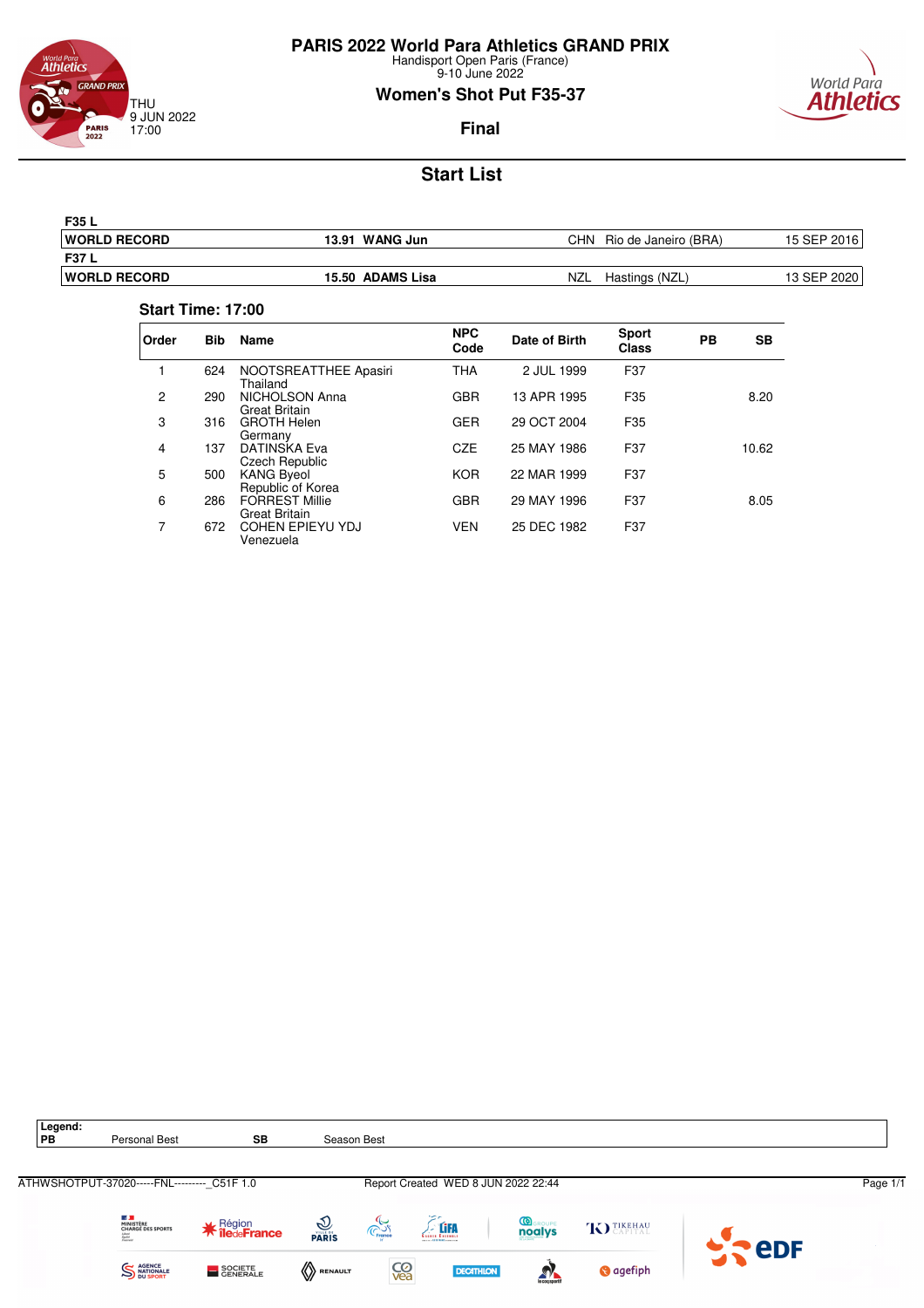# PARIS 2022 World Para Athletics GRAND PRIX

Handisport Open Paris (France)
9-10 June 2022

THU
9 JUN 2022
17:00

## Women's Shot Put F35-37

### Final

## Start List

| F35 L | | | | |
|---|---|---|---|---|
| **WORLD RECORD** | **13.91 WANG Jun** | CHN | Rio de Janeiro (BRA) | 15 SEP 2016 |
| **F37 L** | | | | |
| **WORLD RECORD** | **15.50 ADAMS Lisa** | NZL | Hastings (NZL) | 13 SEP 2020 |

**Start Time: 17:00**

| Order | Bib | Name | NPC Code | Date of Birth | Sport Class | PB | SB |
|---|---|---|---|---|---|---|---|
| 1 | 624 | NOOTSREATTHEE Apasiri<br>Thailand | THA | 2 JUL 1999 | F37 | | |
| 2 | 290 | NICHOLSON Anna<br>Great Britain | GBR | 13 APR 1995 | F35 | | 8.20 |
| 3 | 316 | GROTH Helen<br>Germany | GER | 29 OCT 2004 | F35 | | |
| 4 | 137 | DATINSKA Eva<br>Czech Republic | CZE | 25 MAY 1986 | F37 | | 10.62 |
| 5 | 500 | KANG Byeol<br>Republic of Korea | KOR | 22 MAR 1999 | F37 | | |
| 6 | 286 | FORREST Millie<br>Great Britain | GBR | 29 MAY 1996 | F37 | | 8.05 |
| 7 | 672 | COHEN EPIEYU YDJ<br>Venezuela | VEN | 25 DEC 1982 | F37 | | |

| Legend: | | | |
|---|---|---|---|
| PB | Personal Best | SB | Season Best |

ATHWSHOTPUT-37020-----FNL---------_C51F 1.0 Report Created WED 8 JUN 2022 22:44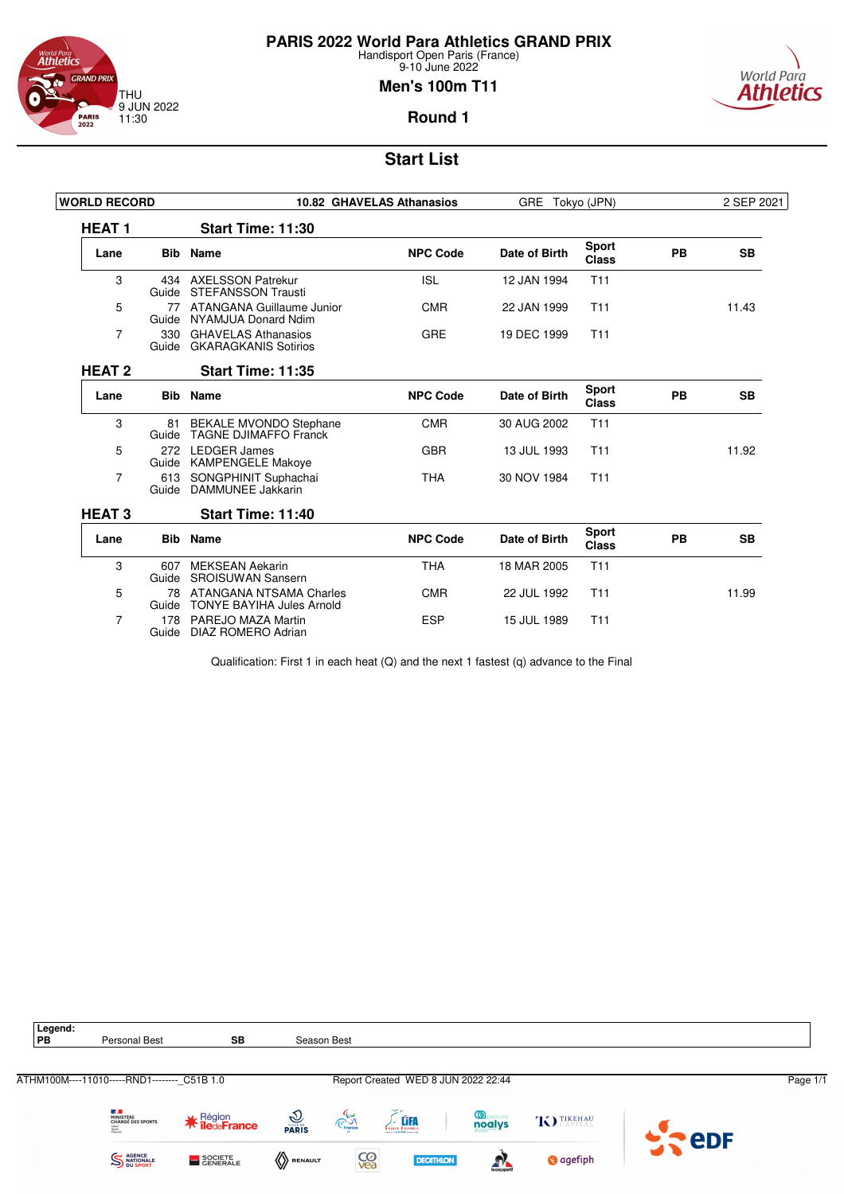# PARIS 2022 World Para Athletics GRAND PRIX

Handisport Open Paris (France)
9-10 June 2022

THU
9 JUN 2022
11:30

## Men's 100m T11

### Round 1

## Start List

| WORLD RECORD | 10.82 GHAVELAS Athanasios | GRE | Tokyo (JPN) | 2 SEP 2021 |
|---|---|---|---|---|

### HEAT 1 — Start Time: 11:30

| Lane | Bib | Name | NPC Code | Date of Birth | Sport Class | PB | SB |
|---|---|---|---|---|---|---|---|
| 3 | 434 | AXELSSON Patrekur | ISL | 12 JAN 1994 | T11 | | |
| | Guide | STEFANSSON Trausti | | | | | |
| 5 | 77 | ATANGANA Guillaume Junior | CMR | 22 JAN 1999 | T11 | | 11.43 |
| | Guide | NYAMJUA Donard Ndim | | | | | |
| 7 | 330 | GHAVELAS Athanasios | GRE | 19 DEC 1999 | T11 | | |
| | Guide | GKARAGKANIS Sotirios | | | | | |

### HEAT 2 — Start Time: 11:35

| Lane | Bib | Name | NPC Code | Date of Birth | Sport Class | PB | SB |
|---|---|---|---|---|---|---|---|
| 3 | 81 | BEKALE MVONDO Stephane | CMR | 30 AUG 2002 | T11 | | |
| | Guide | TAGNE DJIMAFFO Franck | | | | | |
| 5 | 272 | LEDGER James | GBR | 13 JUL 1993 | T11 | | 11.92 |
| | Guide | KAMPENGELE Makoye | | | | | |
| 7 | 613 | SONGPHINIT Suphachai | THA | 30 NOV 1984 | T11 | | |
| | Guide | DAMMUNEE Jakkarin | | | | | |

### HEAT 3 — Start Time: 11:40

| Lane | Bib | Name | NPC Code | Date of Birth | Sport Class | PB | SB |
|---|---|---|---|---|---|---|---|
| 3 | 607 | MEKSEAN Aekarin | THA | 18 MAR 2005 | T11 | | |
| | Guide | SROISUWAN Sansern | | | | | |
| 5 | 78 | ATANGANA NTSAMA Charles | CMR | 22 JUL 1992 | T11 | | 11.99 |
| | Guide | TONYE BAYIHA Jules Arnold | | | | | |
| 7 | 178 | PAREJO MAZA Martin | ESP | 15 JUL 1989 | T11 | | |
| | Guide | DIAZ ROMERO Adrian | | | | | |

Qualification: First 1 in each heat (Q) and the next 1 fastest (q) advance to the Final

**Legend:**

| | | | |
|---|---|---|---|
| **PB** | Personal Best | **SB** | Season Best |

ATHM100M----11010-----RND1--------_C51B 1.0 — Report Created WED 8 JUN 2022 22:44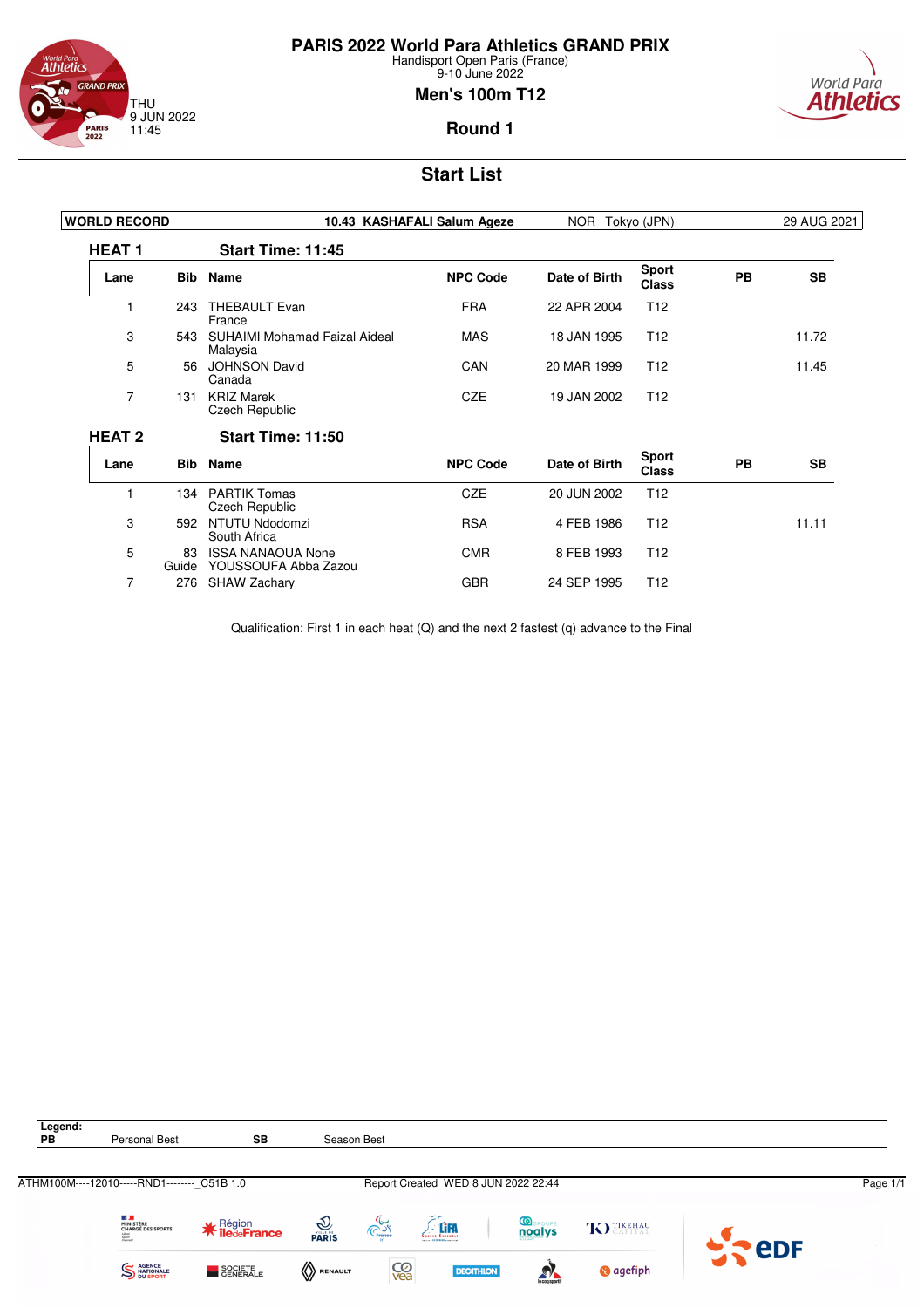# PARIS 2022 World Para Athletics GRAND PRIX

Handisport Open Paris (France)
9-10 June 2022

THU
9 JUN 2022
11:45

## Men's 100m T12

### Round 1

## Start List

| WORLD RECORD | 10.43 KASHAFALI Salum Ageze | NOR Tokyo (JPN) | 29 AUG 2021 |
|---|---|---|---|

### HEAT 1 — Start Time: 11:45

| Lane | Bib | Name | NPC Code | Date of Birth | Sport Class | PB | SB |
|---|---|---|---|---|---|---|---|
| 1 | 243 | THEBAULT Evan<br>France | FRA | 22 APR 2004 | T12 | | |
| 3 | 543 | SUHAIMI Mohamad Faizal Aideal<br>Malaysia | MAS | 18 JAN 1995 | T12 | | 11.72 |
| 5 | 56 | JOHNSON David<br>Canada | CAN | 20 MAR 1999 | T12 | | 11.45 |
| 7 | 131 | KRIZ Marek<br>Czech Republic | CZE | 19 JAN 2002 | T12 | | |

### HEAT 2 — Start Time: 11:50

| Lane | Bib | Name | NPC Code | Date of Birth | Sport Class | PB | SB |
|---|---|---|---|---|---|---|---|
| 1 | 134 | PARTIK Tomas<br>Czech Republic | CZE | 20 JUN 2002 | T12 | | |
| 3 | 592 | NTUTU Ndodomzi<br>South Africa | RSA | 4 FEB 1986 | T12 | | 11.11 |
| 5 | 83<br>Guide | ISSA NANAOUA None<br>YOUSSOUFA Abba Zazou | CMR | 8 FEB 1993 | T12 | | |
| 7 | 276 | SHAW Zachary | GBR | 24 SEP 1995 | T12 | | |

Qualification: First 1 in each heat (Q) and the next 2 fastest (q) advance to the Final

**Legend:**

| | | | |
|---|---|---|---|
| **PB** | Personal Best | **SB** | Season Best |

ATHM100M----12010-----RND1--------_C51B 1.0 Report Created WED 8 JUN 2022 22:44